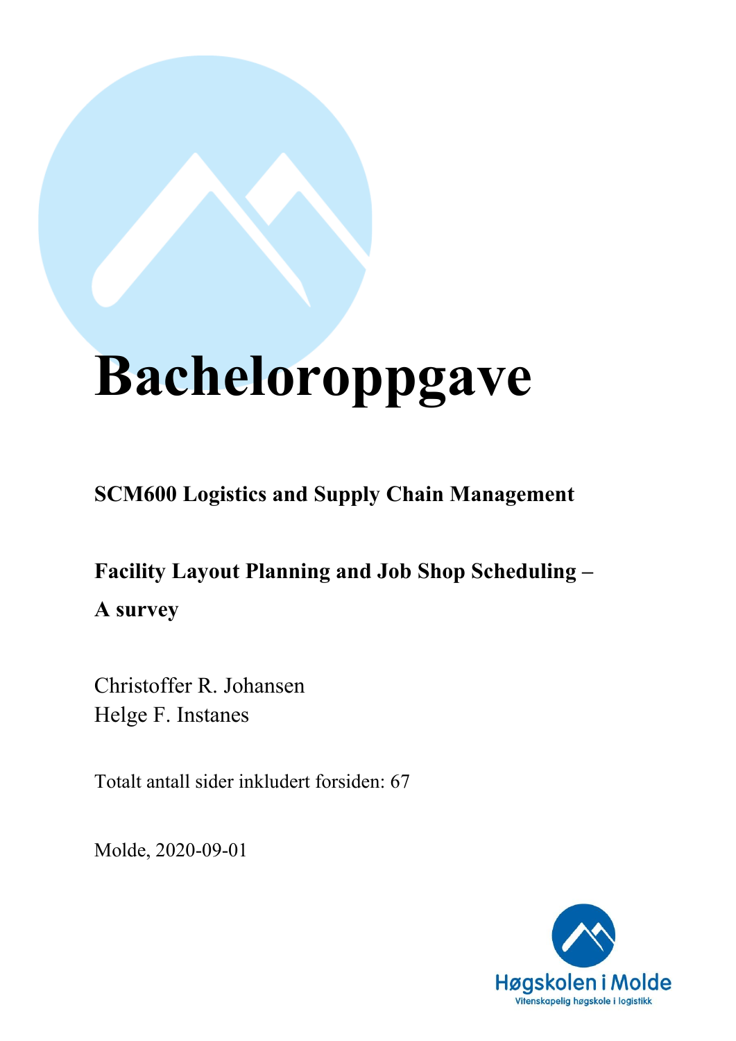# Bacheloroppgave

**SCM600 Logistics and Supply Chain Management**

**Facility Layout Planning and Job Shop Scheduling – A survey**

Christoffer R. Johansen
Helge F. Instanes

Totalt antall sider inkludert forsiden: 67

Molde, 2020-09-01

Høgskolen i Molde
Vitenskapelig høgskole i logistikk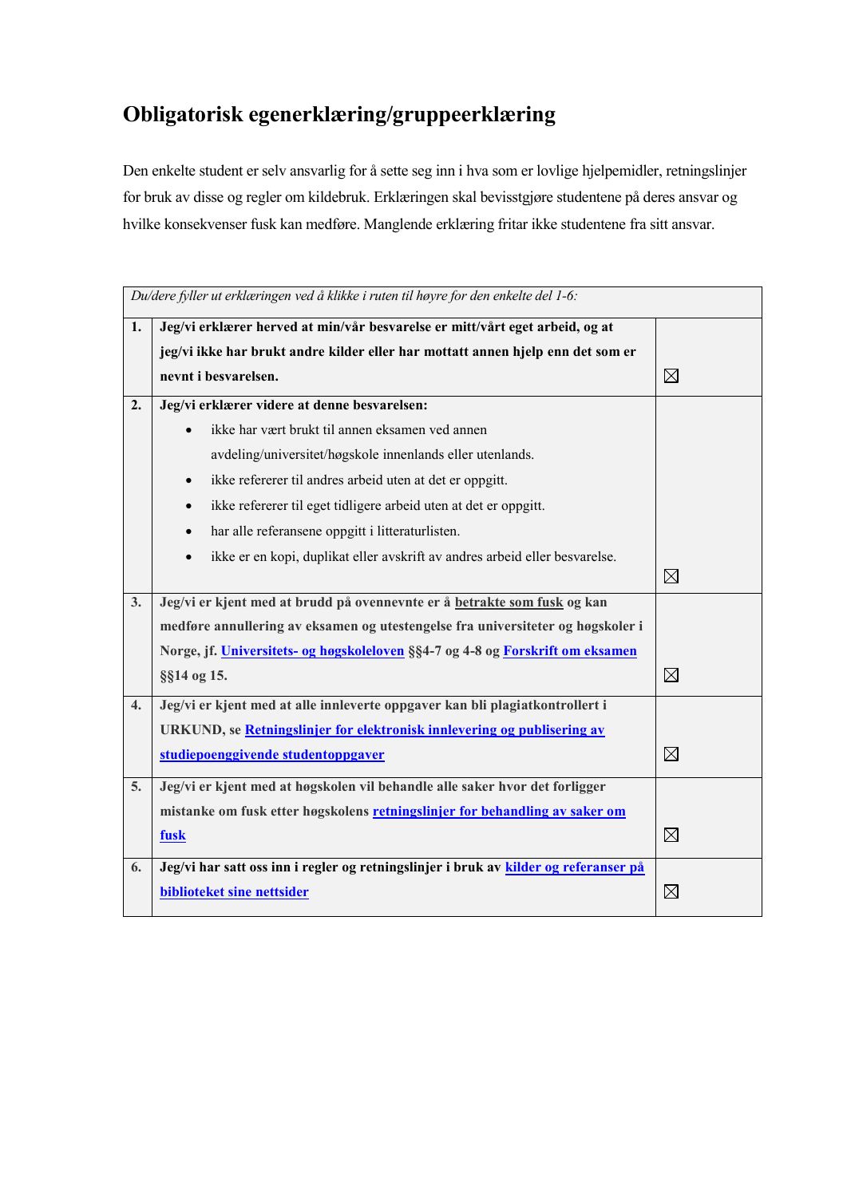# Obligatorisk egenerklæring/gruppeerklæring

Den enkelte student er selv ansvarlig for å sette seg inn i hva som er lovlige hjelpemidler, retningslinjer for bruk av disse og regler om kildebruk. Erklæringen skal bevisstgjøre studentene på deres ansvar og hvilke konsekvenser fusk kan medføre. Manglende erklæring fritar ikke studentene fra sitt ansvar.

| *Du/dere fyller ut erklæringen ved å klikke i ruten til høyre for den enkelte del 1-6:* | | |
|---|---|---|
| **1.** | **Jeg/vi erklærer herved at min/vår besvarelse er mitt/vårt eget arbeid, og at jeg/vi ikke har brukt andre kilder eller har mottatt annen hjelp enn det som er nevnt i besvarelsen.** | ☒ |
| **2.** | **Jeg/vi erklærer videre at denne besvarelsen:**<br>• ikke har vært brukt til annen eksamen ved annen avdeling/universitet/høgskole innenlands eller utenlands.<br>• ikke refererer til andres arbeid uten at det er oppgitt.<br>• ikke refererer til eget tidligere arbeid uten at det er oppgitt.<br>• har alle referansene oppgitt i litteraturlisten.<br>• ikke er en kopi, duplikat eller avskrift av andres arbeid eller besvarelse. | ☒ |
| **3.** | **Jeg/vi er kjent med at brudd på ovennevnte er å betrakte som fusk og kan medføre annullering av eksamen og utestengelse fra universiteter og høgskoler i Norge, jf. Universitets- og høgskoleloven §§4-7 og 4-8 og Forskrift om eksamen §§14 og 15.** | ☒ |
| **4.** | **Jeg/vi er kjent med at alle innleverte oppgaver kan bli plagiatkontrollert i URKUND, se Retningslinjer for elektronisk innlevering og publisering av studiepoenggivende studentoppgaver** | ☒ |
| **5.** | **Jeg/vi er kjent med at høgskolen vil behandle alle saker hvor det forligger mistanke om fusk etter høgskolens retningslinjer for behandling av saker om fusk** | ☒ |
| **6.** | **Jeg/vi har satt oss inn i regler og retningslinjer i bruk av kilder og referanser på biblioteket sine nettsider** | ☒ |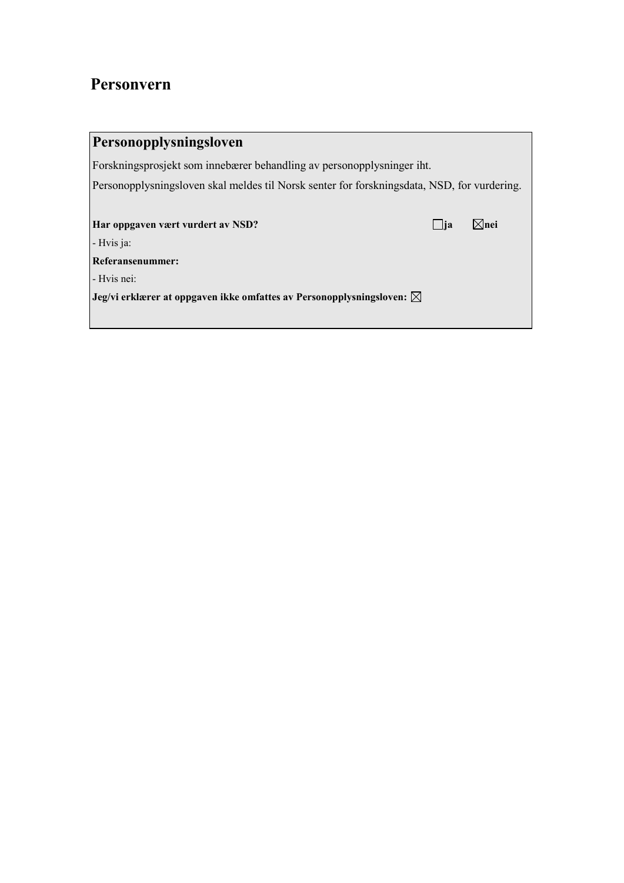# Personvern

## Personopplysningsloven

Forskningsprosjekt som innebærer behandling av personopplysninger iht.

Personopplysningsloven skal meldes til Norsk senter for forskningsdata, NSD, for vurdering.

**Har oppgaven vært vurdert av NSD?** ☐ **ja** ☒ **nei**

- Hvis ja:

**Referansenummer:**

- Hvis nei:

**Jeg/vi erklærer at oppgaven ikke omfattes av Personopplysningsloven:** ☒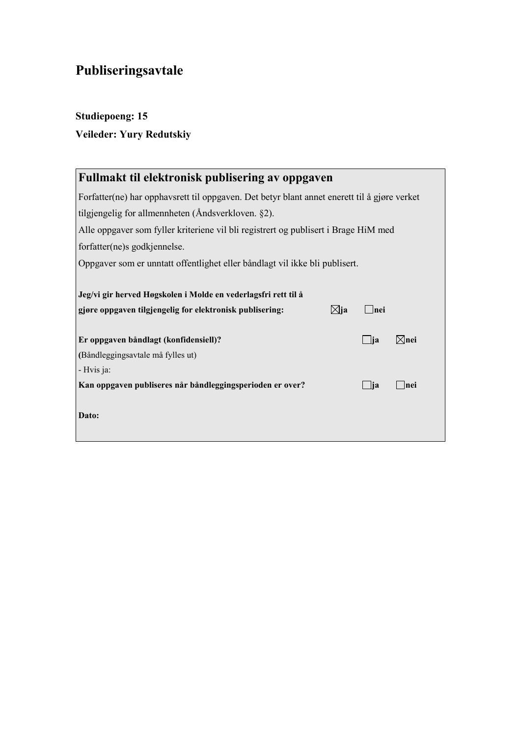# Publiseringsavtale

**Studiepoeng: 15**

**Veileder: Yury Redutskiy**

## Fullmakt til elektronisk publisering av oppgaven

Forfatter(ne) har opphavsrett til oppgaven. Det betyr blant annet enerett til å gjøre verket tilgjengelig for allmennheten (Åndsverkloven. §2).

Alle oppgaver som fyller kriteriene vil bli registrert og publisert i Brage HiM med forfatter(ne)s godkjennelse.

Oppgaver som er unntatt offentlighet eller båndlagt vil ikke bli publisert.

**Jeg/vi gir herved Høgskolen i Molde en vederlagsfri rett til å gjøre oppgaven tilgjengelig for elektronisk publisering:** ☒**ja** ☐**nei**

**Er oppgaven båndlagt (konfidensiell)?** ☐**ja** ☒**nei**

**(**Båndleggingsavtale må fylles ut)

\- Hvis ja:

**Kan oppgaven publiseres når båndleggingsperioden er over?** ☐**ja** ☐**nei**

**Dato:**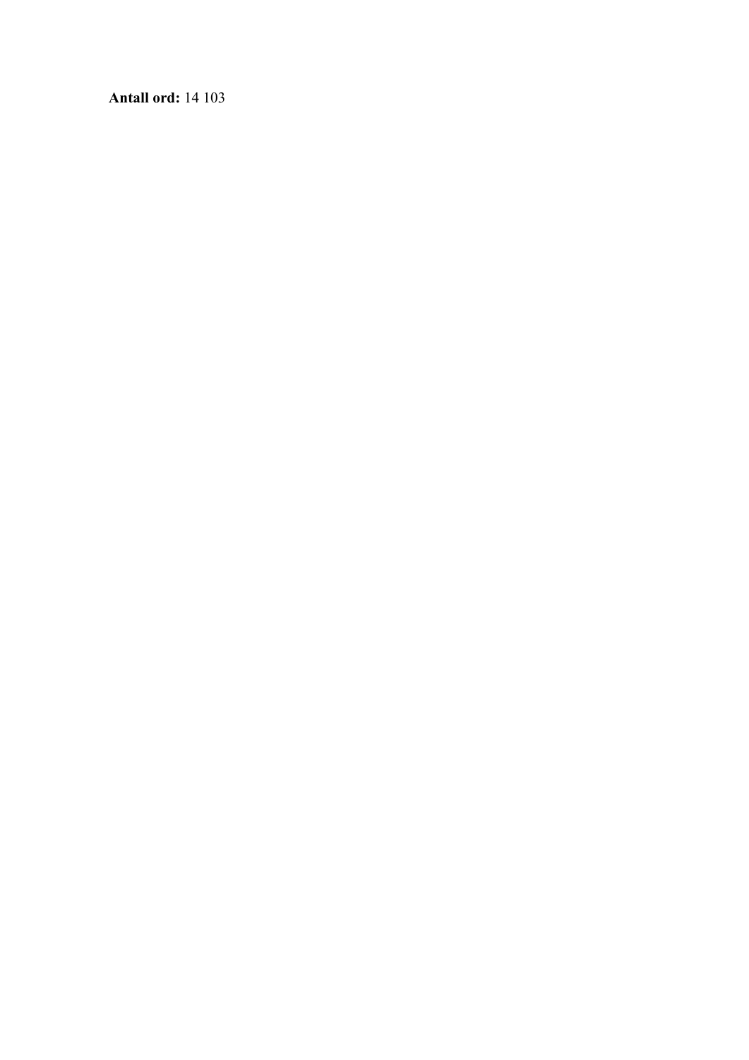**Antall ord:** 14 103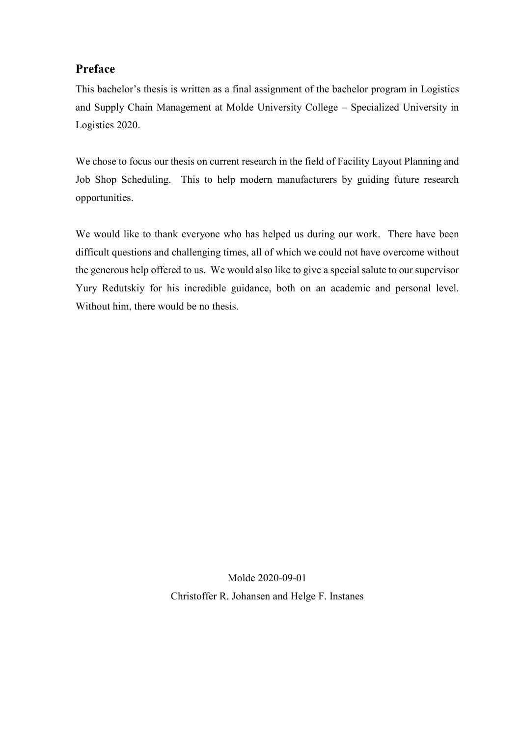## Preface

This bachelor's thesis is written as a final assignment of the bachelor program in Logistics and Supply Chain Management at Molde University College – Specialized University in Logistics 2020.

We chose to focus our thesis on current research in the field of Facility Layout Planning and Job Shop Scheduling. This to help modern manufacturers by guiding future research opportunities.

We would like to thank everyone who has helped us during our work. There have been difficult questions and challenging times, all of which we could not have overcome without the generous help offered to us. We would also like to give a special salute to our supervisor Yury Redutskiy for his incredible guidance, both on an academic and personal level. Without him, there would be no thesis.

Molde 2020-09-01

Christoffer R. Johansen and Helge F. Instanes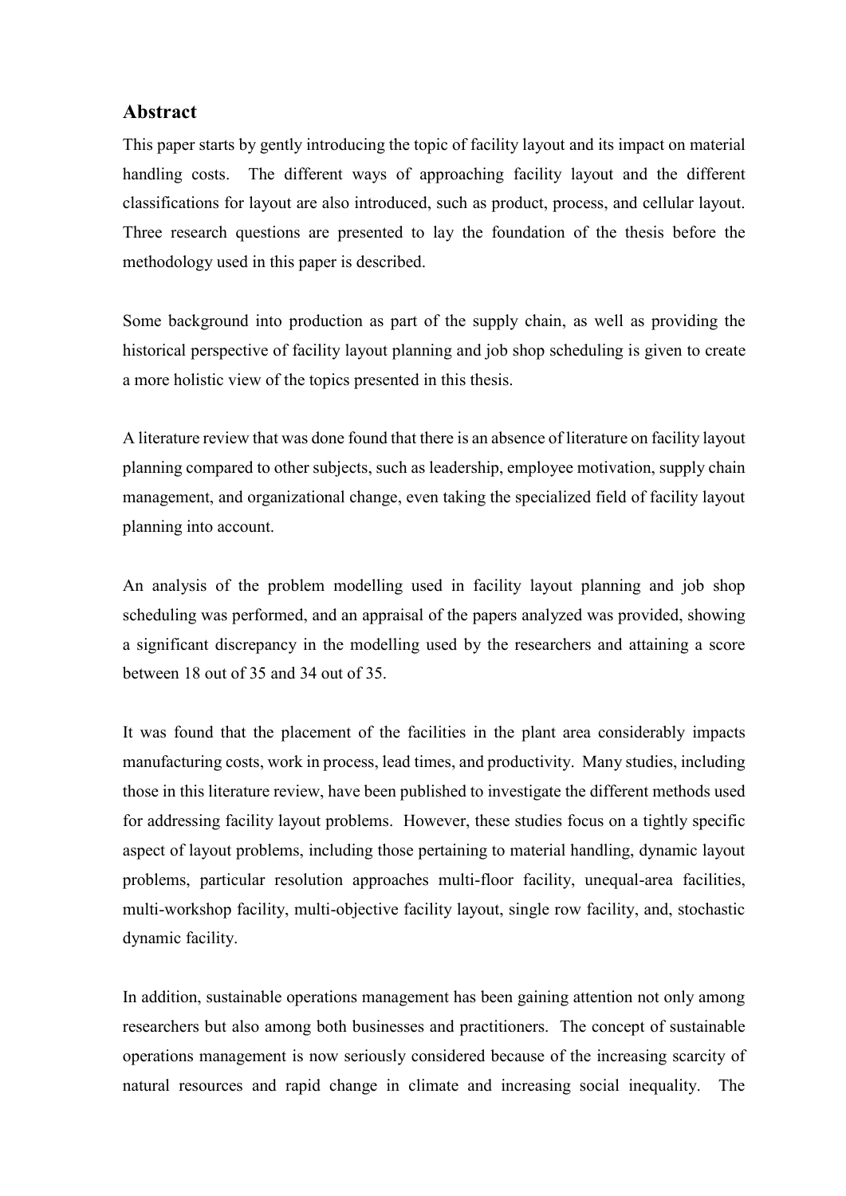## Abstract

This paper starts by gently introducing the topic of facility layout and its impact on material handling costs. The different ways of approaching facility layout and the different classifications for layout are also introduced, such as product, process, and cellular layout. Three research questions are presented to lay the foundation of the thesis before the methodology used in this paper is described.

Some background into production as part of the supply chain, as well as providing the historical perspective of facility layout planning and job shop scheduling is given to create a more holistic view of the topics presented in this thesis.

A literature review that was done found that there is an absence of literature on facility layout planning compared to other subjects, such as leadership, employee motivation, supply chain management, and organizational change, even taking the specialized field of facility layout planning into account.

An analysis of the problem modelling used in facility layout planning and job shop scheduling was performed, and an appraisal of the papers analyzed was provided, showing a significant discrepancy in the modelling used by the researchers and attaining a score between 18 out of 35 and 34 out of 35.

It was found that the placement of the facilities in the plant area considerably impacts manufacturing costs, work in process, lead times, and productivity. Many studies, including those in this literature review, have been published to investigate the different methods used for addressing facility layout problems. However, these studies focus on a tightly specific aspect of layout problems, including those pertaining to material handling, dynamic layout problems, particular resolution approaches multi-floor facility, unequal-area facilities, multi-workshop facility, multi-objective facility layout, single row facility, and, stochastic dynamic facility.

In addition, sustainable operations management has been gaining attention not only among researchers but also among both businesses and practitioners. The concept of sustainable operations management is now seriously considered because of the increasing scarcity of natural resources and rapid change in climate and increasing social inequality. The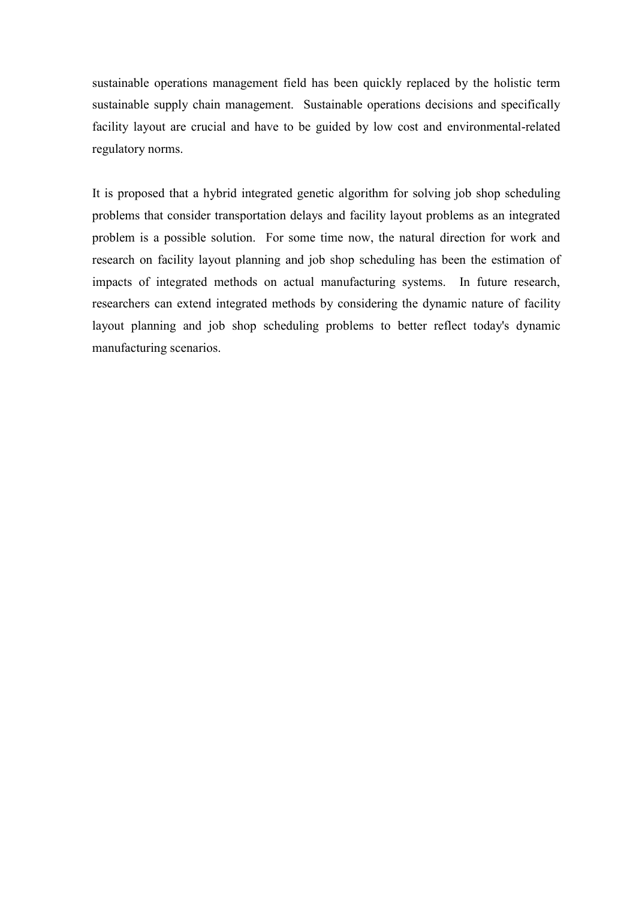sustainable operations management field has been quickly replaced by the holistic term sustainable supply chain management. Sustainable operations decisions and specifically facility layout are crucial and have to be guided by low cost and environmental-related regulatory norms.

It is proposed that a hybrid integrated genetic algorithm for solving job shop scheduling problems that consider transportation delays and facility layout problems as an integrated problem is a possible solution. For some time now, the natural direction for work and research on facility layout planning and job shop scheduling has been the estimation of impacts of integrated methods on actual manufacturing systems. In future research, researchers can extend integrated methods by considering the dynamic nature of facility layout planning and job shop scheduling problems to better reflect today's dynamic manufacturing scenarios.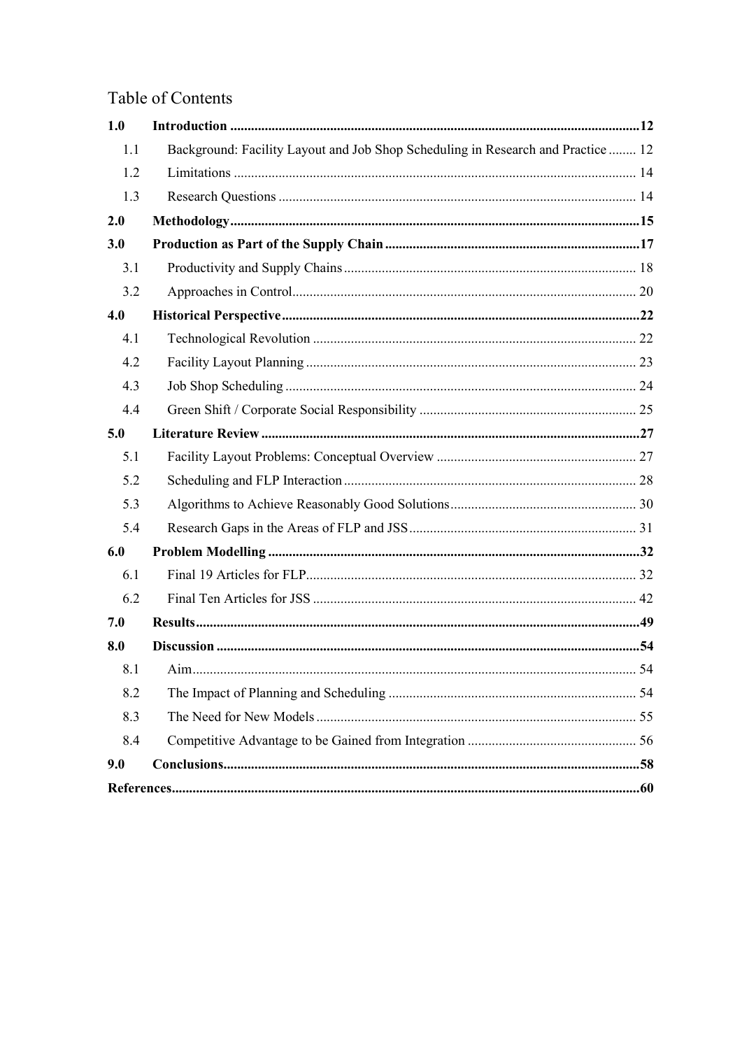# Table of Contents

**1.0 Introduction** ..... **12**

- 1.1 Background: Facility Layout and Job Shop Scheduling in Research and Practice ..... 12
- 1.2 Limitations ..... 14
- 1.3 Research Questions ..... 14

**2.0 Methodology** ..... **15**

**3.0 Production as Part of the Supply Chain** ..... **17**

- 3.1 Productivity and Supply Chains ..... 18
- 3.2 Approaches in Control ..... 20

**4.0 Historical Perspective** ..... **22**

- 4.1 Technological Revolution ..... 22
- 4.2 Facility Layout Planning ..... 23
- 4.3 Job Shop Scheduling ..... 24
- 4.4 Green Shift / Corporate Social Responsibility ..... 25

**5.0 Literature Review** ..... **27**

- 5.1 Facility Layout Problems: Conceptual Overview ..... 27
- 5.2 Scheduling and FLP Interaction ..... 28
- 5.3 Algorithms to Achieve Reasonably Good Solutions ..... 30
- 5.4 Research Gaps in the Areas of FLP and JSS ..... 31

**6.0 Problem Modelling** ..... **32**

- 6.1 Final 19 Articles for FLP ..... 32
- 6.2 Final Ten Articles for JSS ..... 42

**7.0 Results** ..... **49**

**8.0 Discussion** ..... **54**

- 8.1 Aim ..... 54
- 8.2 The Impact of Planning and Scheduling ..... 54
- 8.3 The Need for New Models ..... 55
- 8.4 Competitive Advantage to be Gained from Integration ..... 56

**9.0 Conclusions** ..... **58**

**References** ..... **60**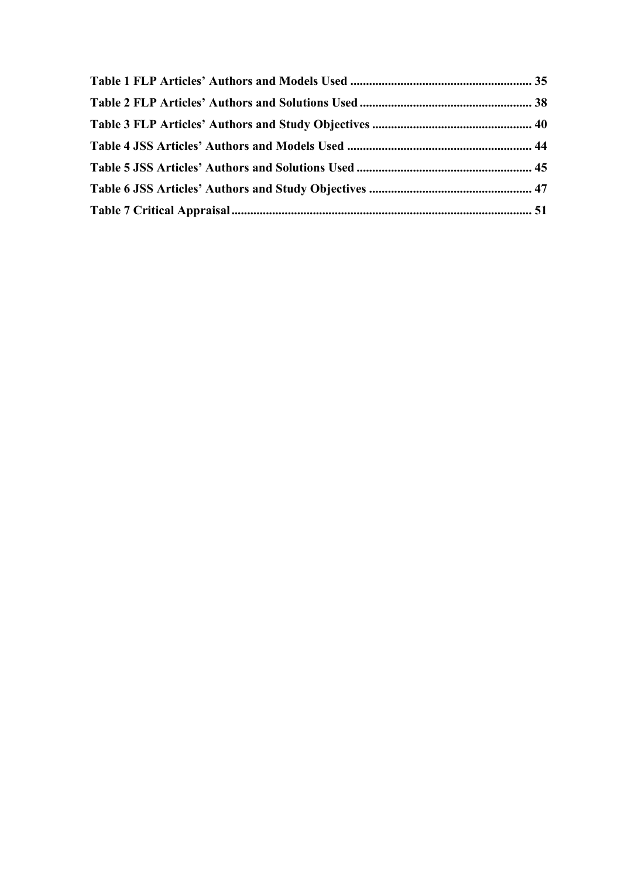**Table 1 FLP Articles' Authors and Models Used** ........................................................ 35

**Table 2 FLP Articles' Authors and Solutions Used** ..................................................... 38

**Table 3 FLP Articles' Authors and Study Objectives** .................................................. 40

**Table 4 JSS Articles' Authors and Models Used** ......................................................... 44

**Table 5 JSS Articles' Authors and Solutions Used** ...................................................... 45

**Table 6 JSS Articles' Authors and Study Objectives** ................................................... 47

**Table 7 Critical Appraisal** .............................................................................................. 51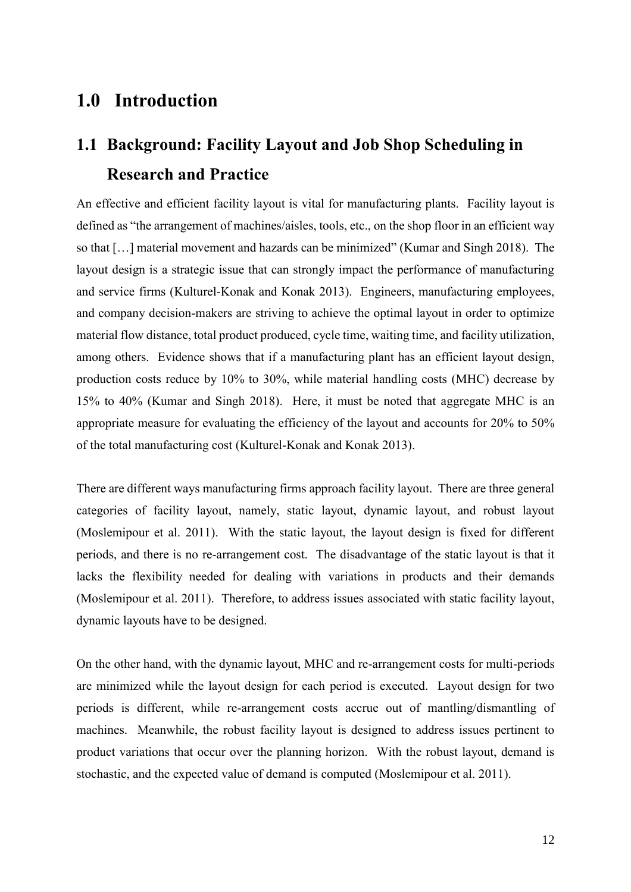# 1.0 Introduction

## 1.1 Background: Facility Layout and Job Shop Scheduling in Research and Practice

An effective and efficient facility layout is vital for manufacturing plants. Facility layout is defined as "the arrangement of machines/aisles, tools, etc., on the shop floor in an efficient way so that […] material movement and hazards can be minimized" (Kumar and Singh 2018). The layout design is a strategic issue that can strongly impact the performance of manufacturing and service firms (Kulturel-Konak and Konak 2013). Engineers, manufacturing employees, and company decision-makers are striving to achieve the optimal layout in order to optimize material flow distance, total product produced, cycle time, waiting time, and facility utilization, among others. Evidence shows that if a manufacturing plant has an efficient layout design, production costs reduce by 10% to 30%, while material handling costs (MHC) decrease by 15% to 40% (Kumar and Singh 2018). Here, it must be noted that aggregate MHC is an appropriate measure for evaluating the efficiency of the layout and accounts for 20% to 50% of the total manufacturing cost (Kulturel-Konak and Konak 2013).

There are different ways manufacturing firms approach facility layout. There are three general categories of facility layout, namely, static layout, dynamic layout, and robust layout (Moslemipour et al. 2011). With the static layout, the layout design is fixed for different periods, and there is no re-arrangement cost. The disadvantage of the static layout is that it lacks the flexibility needed for dealing with variations in products and their demands (Moslemipour et al. 2011). Therefore, to address issues associated with static facility layout, dynamic layouts have to be designed.

On the other hand, with the dynamic layout, MHC and re-arrangement costs for multi-periods are minimized while the layout design for each period is executed. Layout design for two periods is different, while re-arrangement costs accrue out of mantling/dismantling of machines. Meanwhile, the robust facility layout is designed to address issues pertinent to product variations that occur over the planning horizon. With the robust layout, demand is stochastic, and the expected value of demand is computed (Moslemipour et al. 2011).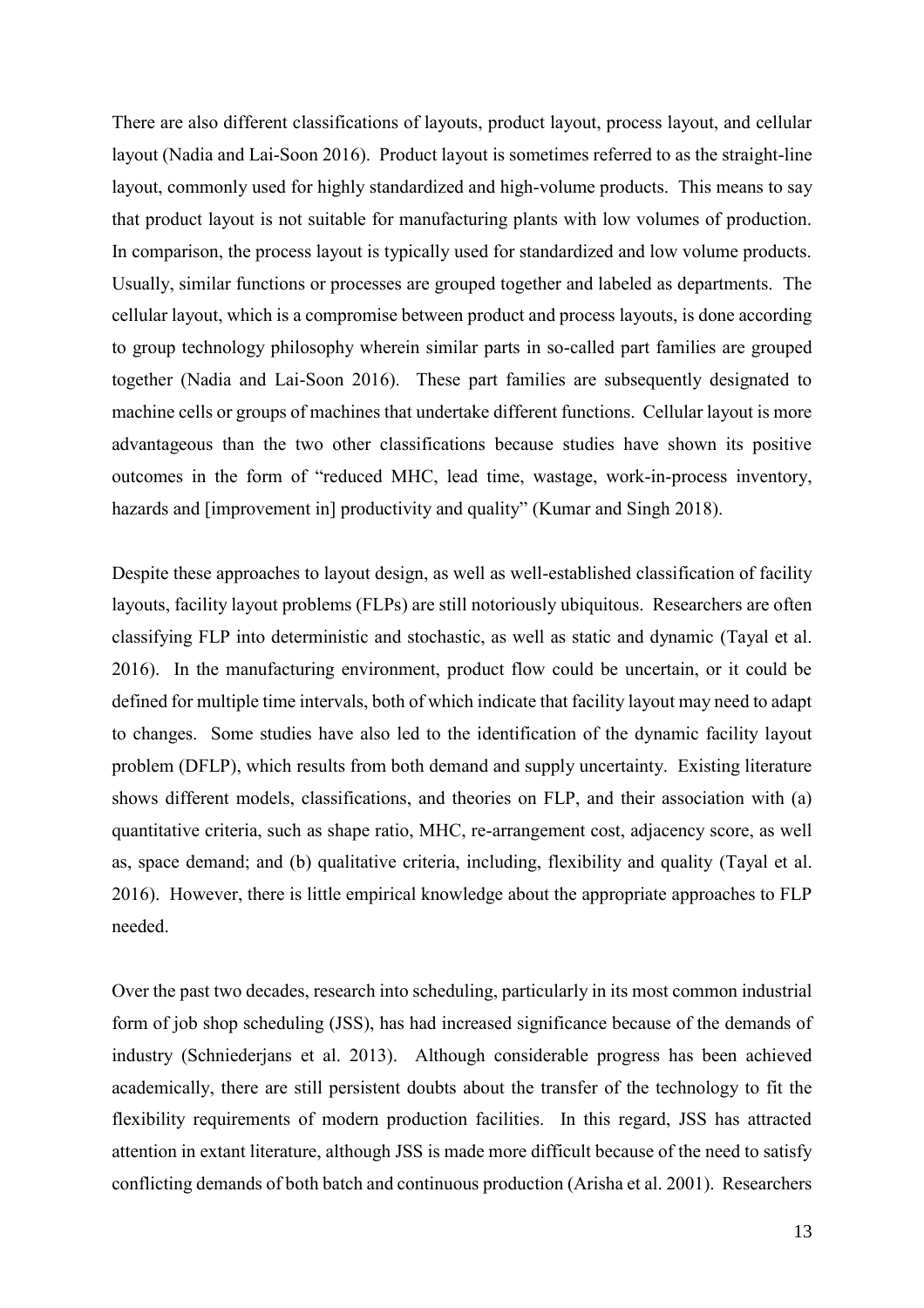There are also different classifications of layouts, product layout, process layout, and cellular layout (Nadia and Lai-Soon 2016). Product layout is sometimes referred to as the straight-line layout, commonly used for highly standardized and high-volume products. This means to say that product layout is not suitable for manufacturing plants with low volumes of production. In comparison, the process layout is typically used for standardized and low volume products. Usually, similar functions or processes are grouped together and labeled as departments. The cellular layout, which is a compromise between product and process layouts, is done according to group technology philosophy wherein similar parts in so-called part families are grouped together (Nadia and Lai-Soon 2016). These part families are subsequently designated to machine cells or groups of machines that undertake different functions. Cellular layout is more advantageous than the two other classifications because studies have shown its positive outcomes in the form of "reduced MHC, lead time, wastage, work-in-process inventory, hazards and [improvement in] productivity and quality" (Kumar and Singh 2018).

Despite these approaches to layout design, as well as well-established classification of facility layouts, facility layout problems (FLPs) are still notoriously ubiquitous. Researchers are often classifying FLP into deterministic and stochastic, as well as static and dynamic (Tayal et al. 2016). In the manufacturing environment, product flow could be uncertain, or it could be defined for multiple time intervals, both of which indicate that facility layout may need to adapt to changes. Some studies have also led to the identification of the dynamic facility layout problem (DFLP), which results from both demand and supply uncertainty. Existing literature shows different models, classifications, and theories on FLP, and their association with (a) quantitative criteria, such as shape ratio, MHC, re-arrangement cost, adjacency score, as well as, space demand; and (b) qualitative criteria, including, flexibility and quality (Tayal et al. 2016). However, there is little empirical knowledge about the appropriate approaches to FLP needed.

Over the past two decades, research into scheduling, particularly in its most common industrial form of job shop scheduling (JSS), has had increased significance because of the demands of industry (Schniederjans et al. 2013). Although considerable progress has been achieved academically, there are still persistent doubts about the transfer of the technology to fit the flexibility requirements of modern production facilities. In this regard, JSS has attracted attention in extant literature, although JSS is made more difficult because of the need to satisfy conflicting demands of both batch and continuous production (Arisha et al. 2001). Researchers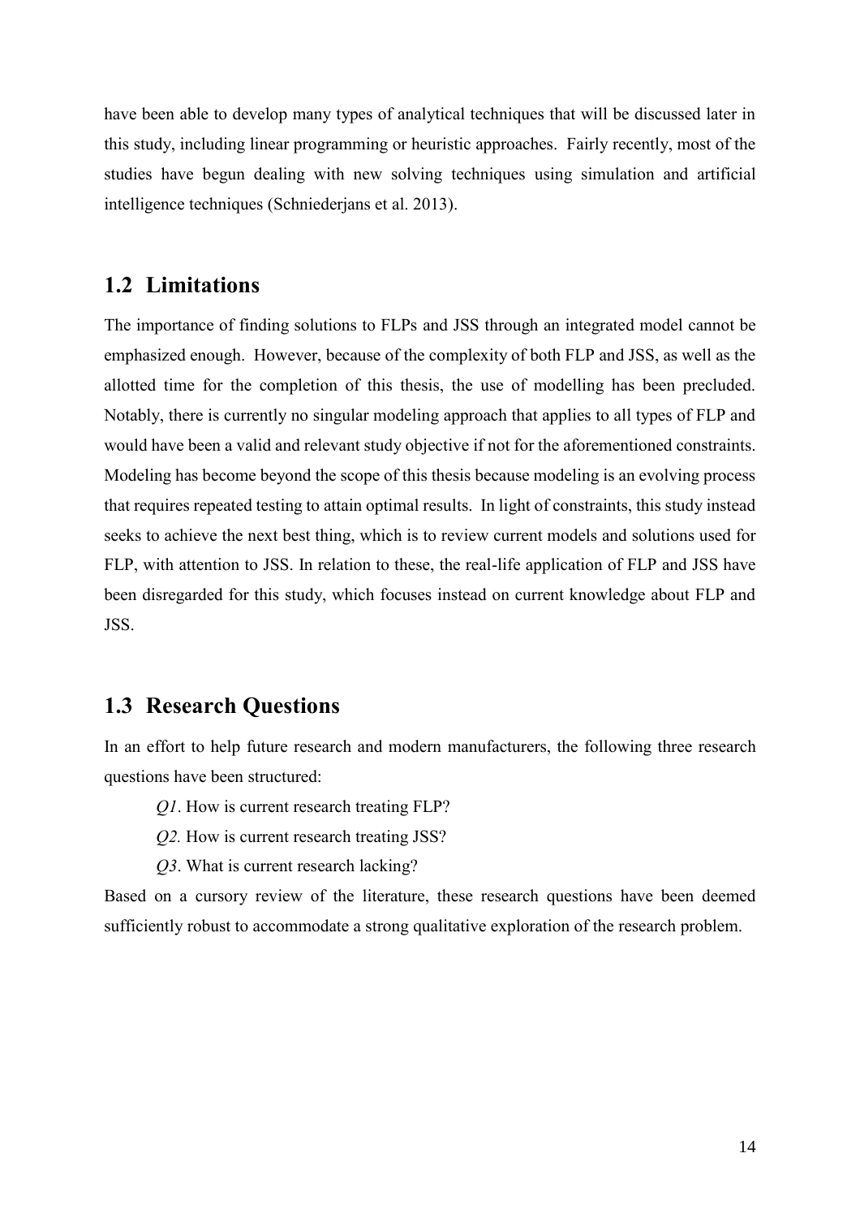have been able to develop many types of analytical techniques that will be discussed later in this study, including linear programming or heuristic approaches. Fairly recently, most of the studies have begun dealing with new solving techniques using simulation and artificial intelligence techniques (Schniederjans et al. 2013).

## 1.2 Limitations

The importance of finding solutions to FLPs and JSS through an integrated model cannot be emphasized enough. However, because of the complexity of both FLP and JSS, as well as the allotted time for the completion of this thesis, the use of modelling has been precluded. Notably, there is currently no singular modeling approach that applies to all types of FLP and would have been a valid and relevant study objective if not for the aforementioned constraints. Modeling has become beyond the scope of this thesis because modeling is an evolving process that requires repeated testing to attain optimal results. In light of constraints, this study instead seeks to achieve the next best thing, which is to review current models and solutions used for FLP, with attention to JSS. In relation to these, the real-life application of FLP and JSS have been disregarded for this study, which focuses instead on current knowledge about FLP and JSS.

## 1.3 Research Questions

In an effort to help future research and modern manufacturers, the following three research questions have been structured:

*Q1*. How is current research treating FLP?

*Q2.* How is current research treating JSS?

*Q3*. What is current research lacking?

Based on a cursory review of the literature, these research questions have been deemed sufficiently robust to accommodate a strong qualitative exploration of the research problem.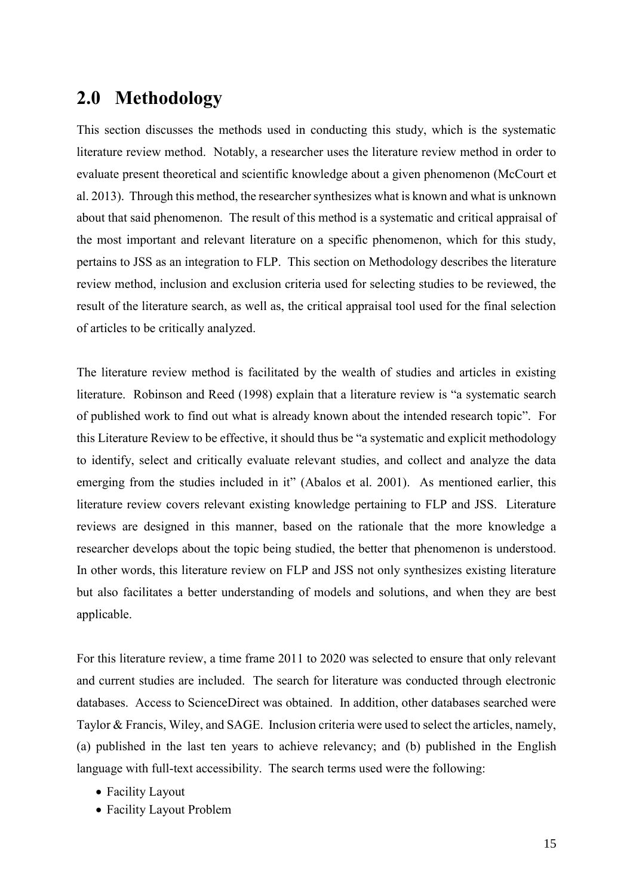## 2.0 Methodology

This section discusses the methods used in conducting this study, which is the systematic literature review method. Notably, a researcher uses the literature review method in order to evaluate present theoretical and scientific knowledge about a given phenomenon (McCourt et al. 2013). Through this method, the researcher synthesizes what is known and what is unknown about that said phenomenon. The result of this method is a systematic and critical appraisal of the most important and relevant literature on a specific phenomenon, which for this study, pertains to JSS as an integration to FLP. This section on Methodology describes the literature review method, inclusion and exclusion criteria used for selecting studies to be reviewed, the result of the literature search, as well as, the critical appraisal tool used for the final selection of articles to be critically analyzed.

The literature review method is facilitated by the wealth of studies and articles in existing literature. Robinson and Reed (1998) explain that a literature review is "a systematic search of published work to find out what is already known about the intended research topic". For this Literature Review to be effective, it should thus be "a systematic and explicit methodology to identify, select and critically evaluate relevant studies, and collect and analyze the data emerging from the studies included in it" (Abalos et al. 2001). As mentioned earlier, this literature review covers relevant existing knowledge pertaining to FLP and JSS. Literature reviews are designed in this manner, based on the rationale that the more knowledge a researcher develops about the topic being studied, the better that phenomenon is understood. In other words, this literature review on FLP and JSS not only synthesizes existing literature but also facilitates a better understanding of models and solutions, and when they are best applicable.

For this literature review, a time frame 2011 to 2020 was selected to ensure that only relevant and current studies are included. The search for literature was conducted through electronic databases. Access to ScienceDirect was obtained. In addition, other databases searched were Taylor & Francis, Wiley, and SAGE. Inclusion criteria were used to select the articles, namely, (a) published in the last ten years to achieve relevancy; and (b) published in the English language with full-text accessibility. The search terms used were the following:

- Facility Layout
- Facility Layout Problem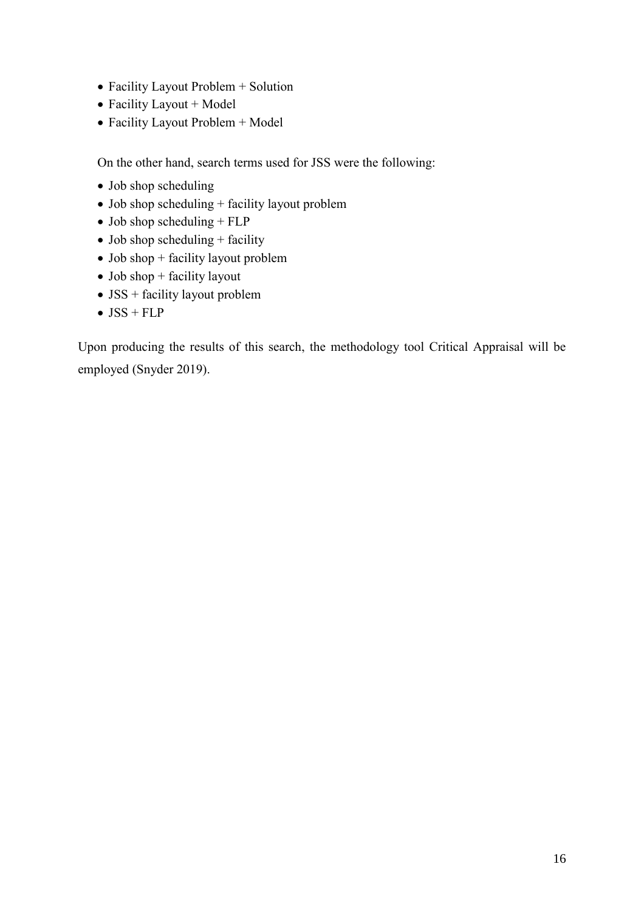- Facility Layout Problem + Solution
- Facility Layout + Model
- Facility Layout Problem + Model

On the other hand, search terms used for JSS were the following:

- Job shop scheduling
- Job shop scheduling + facility layout problem
- Job shop scheduling + FLP
- Job shop scheduling + facility
- Job shop + facility layout problem
- Job shop + facility layout
- JSS + facility layout problem
- JSS + FLP

Upon producing the results of this search, the methodology tool Critical Appraisal will be employed (Snyder 2019).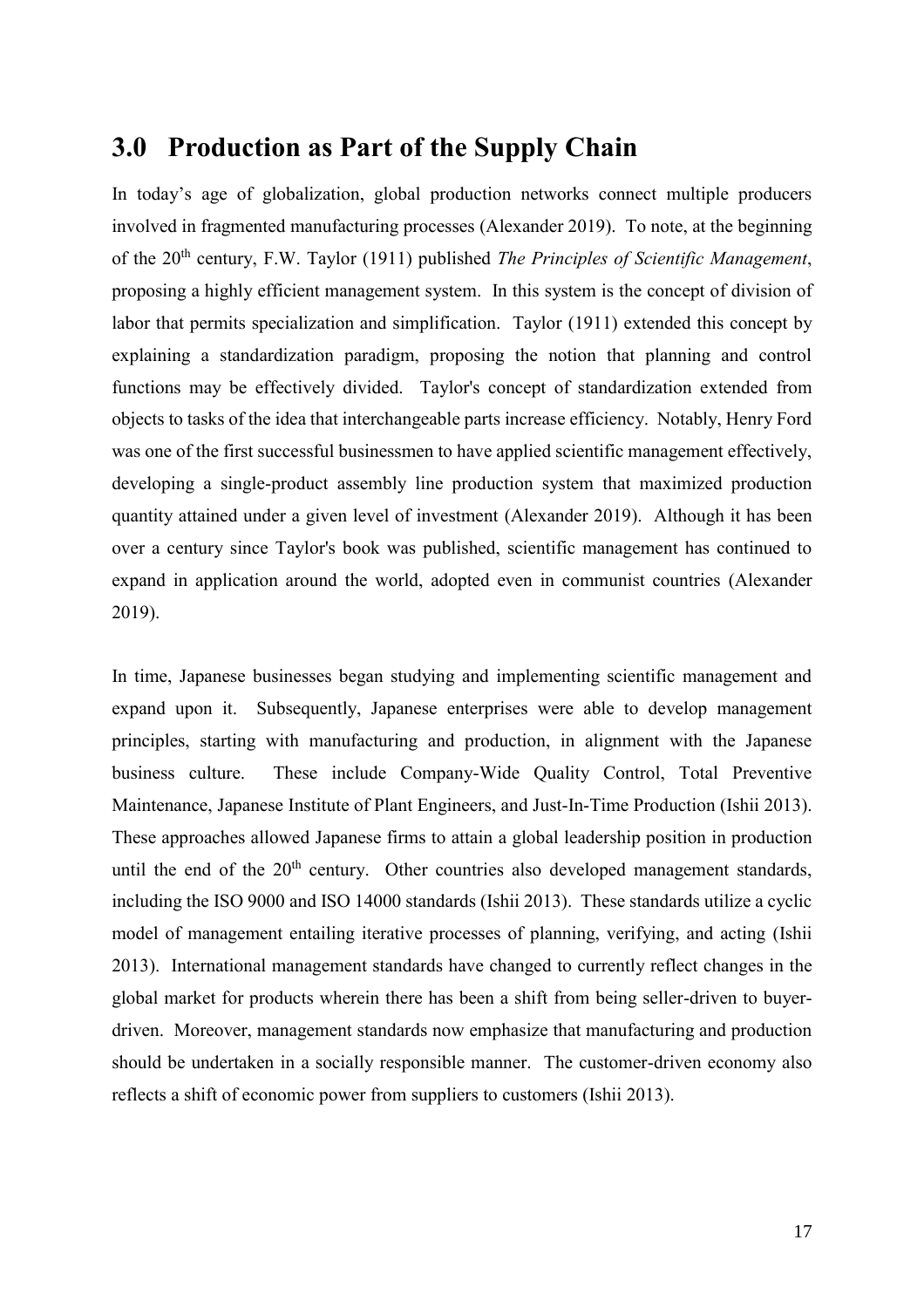# 3.0 Production as Part of the Supply Chain

In today's age of globalization, global production networks connect multiple producers involved in fragmented manufacturing processes (Alexander 2019). To note, at the beginning of the 20th century, F.W. Taylor (1911) published *The Principles of Scientific Management*, proposing a highly efficient management system. In this system is the concept of division of labor that permits specialization and simplification. Taylor (1911) extended this concept by explaining a standardization paradigm, proposing the notion that planning and control functions may be effectively divided. Taylor's concept of standardization extended from objects to tasks of the idea that interchangeable parts increase efficiency. Notably, Henry Ford was one of the first successful businessmen to have applied scientific management effectively, developing a single-product assembly line production system that maximized production quantity attained under a given level of investment (Alexander 2019). Although it has been over a century since Taylor's book was published, scientific management has continued to expand in application around the world, adopted even in communist countries (Alexander 2019).

In time, Japanese businesses began studying and implementing scientific management and expand upon it. Subsequently, Japanese enterprises were able to develop management principles, starting with manufacturing and production, in alignment with the Japanese business culture. These include Company-Wide Quality Control, Total Preventive Maintenance, Japanese Institute of Plant Engineers, and Just-In-Time Production (Ishii 2013). These approaches allowed Japanese firms to attain a global leadership position in production until the end of the 20th century. Other countries also developed management standards, including the ISO 9000 and ISO 14000 standards (Ishii 2013). These standards utilize a cyclic model of management entailing iterative processes of planning, verifying, and acting (Ishii 2013). International management standards have changed to currently reflect changes in the global market for products wherein there has been a shift from being seller-driven to buyer-driven. Moreover, management standards now emphasize that manufacturing and production should be undertaken in a socially responsible manner. The customer-driven economy also reflects a shift of economic power from suppliers to customers (Ishii 2013).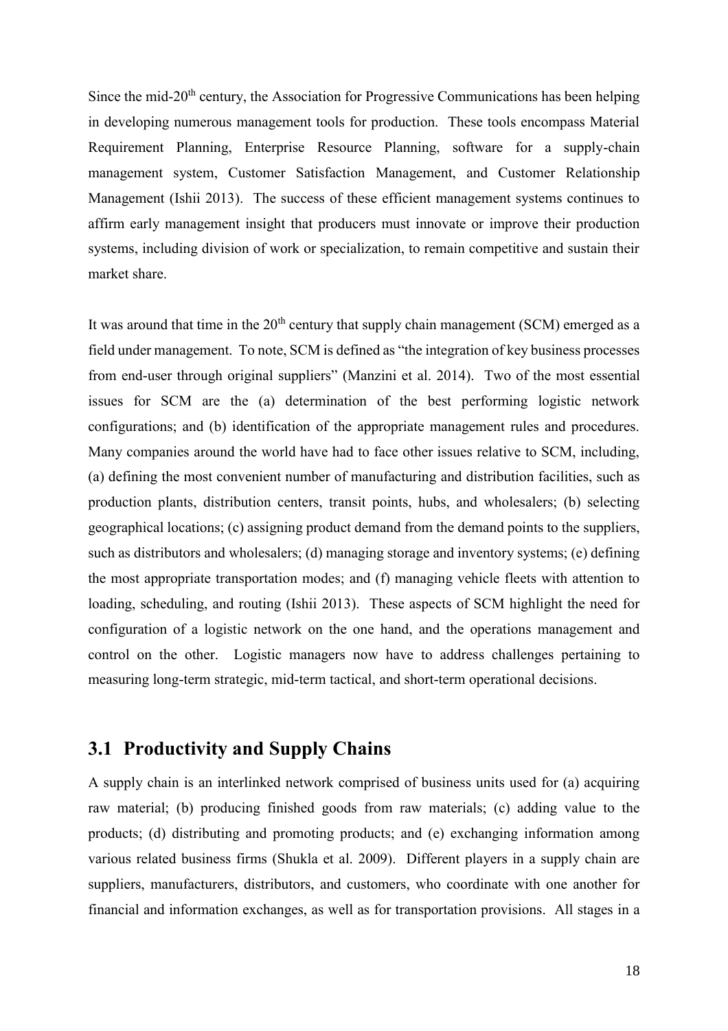Since the mid-20th century, the Association for Progressive Communications has been helping in developing numerous management tools for production. These tools encompass Material Requirement Planning, Enterprise Resource Planning, software for a supply-chain management system, Customer Satisfaction Management, and Customer Relationship Management (Ishii 2013). The success of these efficient management systems continues to affirm early management insight that producers must innovate or improve their production systems, including division of work or specialization, to remain competitive and sustain their market share.

It was around that time in the 20th century that supply chain management (SCM) emerged as a field under management. To note, SCM is defined as "the integration of key business processes from end-user through original suppliers" (Manzini et al. 2014). Two of the most essential issues for SCM are the (a) determination of the best performing logistic network configurations; and (b) identification of the appropriate management rules and procedures. Many companies around the world have had to face other issues relative to SCM, including, (a) defining the most convenient number of manufacturing and distribution facilities, such as production plants, distribution centers, transit points, hubs, and wholesalers; (b) selecting geographical locations; (c) assigning product demand from the demand points to the suppliers, such as distributors and wholesalers; (d) managing storage and inventory systems; (e) defining the most appropriate transportation modes; and (f) managing vehicle fleets with attention to loading, scheduling, and routing (Ishii 2013). These aspects of SCM highlight the need for configuration of a logistic network on the one hand, and the operations management and control on the other. Logistic managers now have to address challenges pertaining to measuring long-term strategic, mid-term tactical, and short-term operational decisions.

## 3.1 Productivity and Supply Chains

A supply chain is an interlinked network comprised of business units used for (a) acquiring raw material; (b) producing finished goods from raw materials; (c) adding value to the products; (d) distributing and promoting products; and (e) exchanging information among various related business firms (Shukla et al. 2009). Different players in a supply chain are suppliers, manufacturers, distributors, and customers, who coordinate with one another for financial and information exchanges, as well as for transportation provisions. All stages in a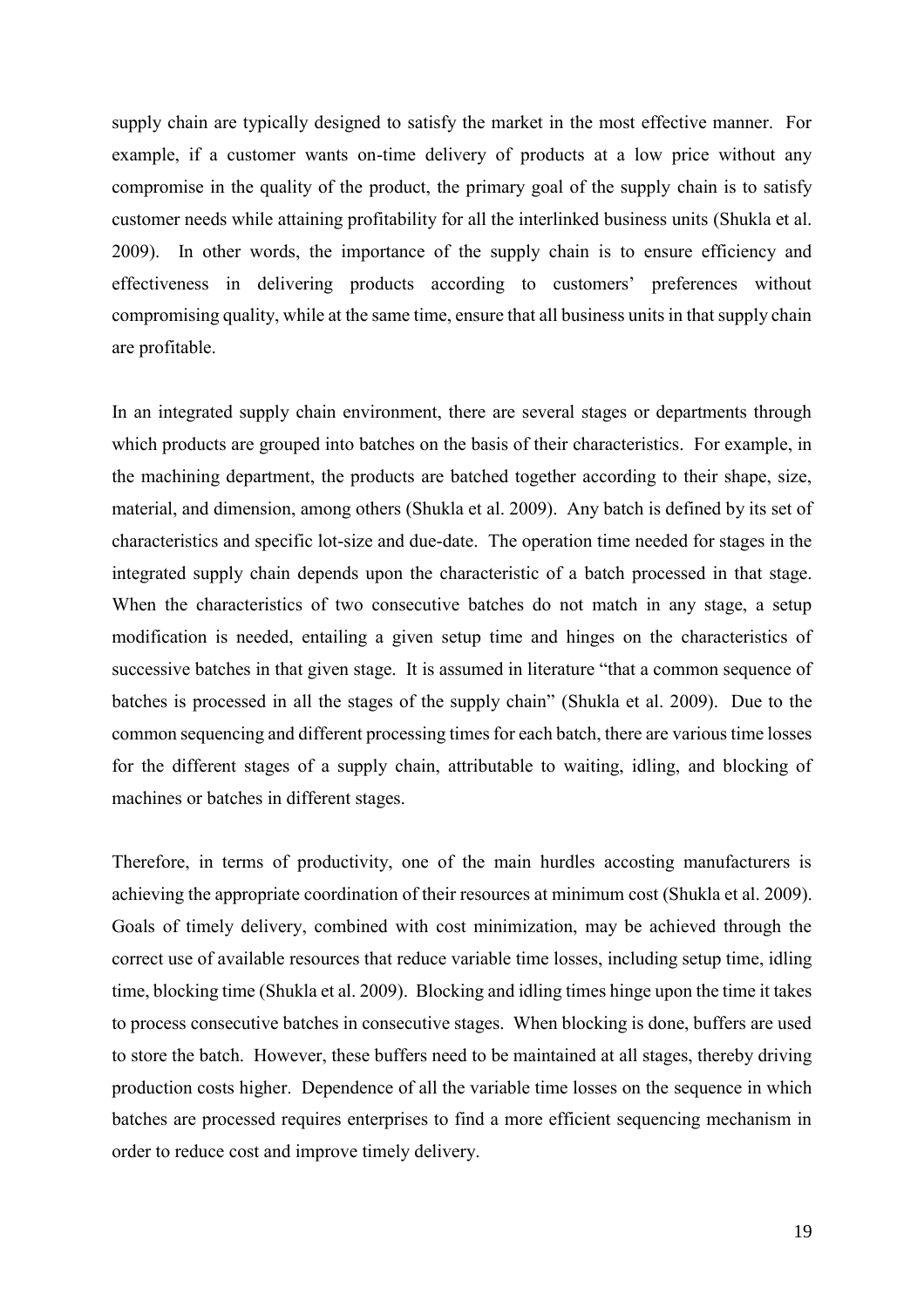supply chain are typically designed to satisfy the market in the most effective manner. For example, if a customer wants on-time delivery of products at a low price without any compromise in the quality of the product, the primary goal of the supply chain is to satisfy customer needs while attaining profitability for all the interlinked business units (Shukla et al. 2009). In other words, the importance of the supply chain is to ensure efficiency and effectiveness in delivering products according to customers' preferences without compromising quality, while at the same time, ensure that all business units in that supply chain are profitable.

In an integrated supply chain environment, there are several stages or departments through which products are grouped into batches on the basis of their characteristics. For example, in the machining department, the products are batched together according to their shape, size, material, and dimension, among others (Shukla et al. 2009). Any batch is defined by its set of characteristics and specific lot-size and due-date. The operation time needed for stages in the integrated supply chain depends upon the characteristic of a batch processed in that stage. When the characteristics of two consecutive batches do not match in any stage, a setup modification is needed, entailing a given setup time and hinges on the characteristics of successive batches in that given stage. It is assumed in literature "that a common sequence of batches is processed in all the stages of the supply chain" (Shukla et al. 2009). Due to the common sequencing and different processing times for each batch, there are various time losses for the different stages of a supply chain, attributable to waiting, idling, and blocking of machines or batches in different stages.

Therefore, in terms of productivity, one of the main hurdles accosting manufacturers is achieving the appropriate coordination of their resources at minimum cost (Shukla et al. 2009). Goals of timely delivery, combined with cost minimization, may be achieved through the correct use of available resources that reduce variable time losses, including setup time, idling time, blocking time (Shukla et al. 2009). Blocking and idling times hinge upon the time it takes to process consecutive batches in consecutive stages. When blocking is done, buffers are used to store the batch. However, these buffers need to be maintained at all stages, thereby driving production costs higher. Dependence of all the variable time losses on the sequence in which batches are processed requires enterprises to find a more efficient sequencing mechanism in order to reduce cost and improve timely delivery.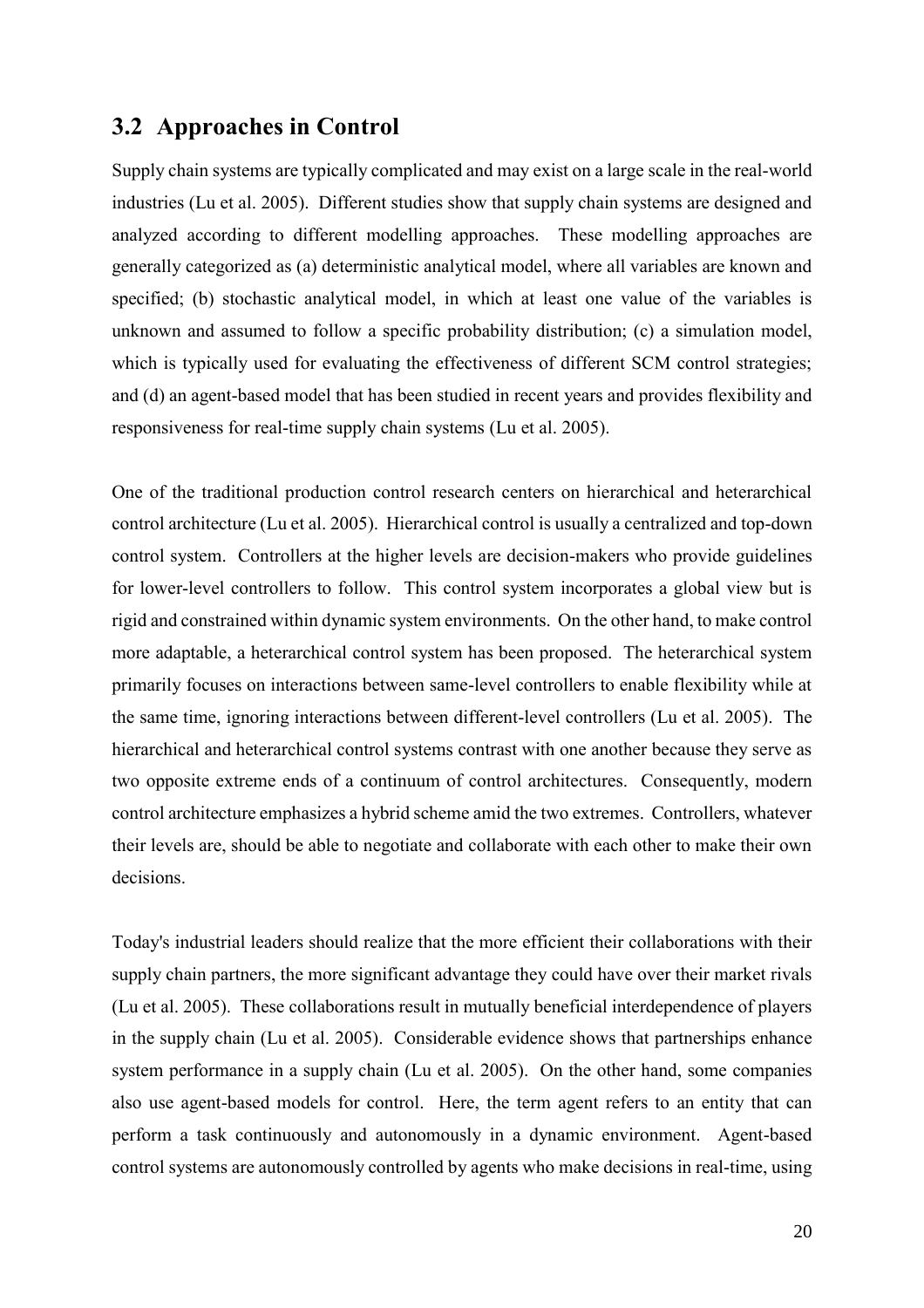## 3.2 Approaches in Control

Supply chain systems are typically complicated and may exist on a large scale in the real-world industries (Lu et al. 2005). Different studies show that supply chain systems are designed and analyzed according to different modelling approaches. These modelling approaches are generally categorized as (a) deterministic analytical model, where all variables are known and specified; (b) stochastic analytical model, in which at least one value of the variables is unknown and assumed to follow a specific probability distribution; (c) a simulation model, which is typically used for evaluating the effectiveness of different SCM control strategies; and (d) an agent-based model that has been studied in recent years and provides flexibility and responsiveness for real-time supply chain systems (Lu et al. 2005).

One of the traditional production control research centers on hierarchical and heterarchical control architecture (Lu et al. 2005). Hierarchical control is usually a centralized and top-down control system. Controllers at the higher levels are decision-makers who provide guidelines for lower-level controllers to follow. This control system incorporates a global view but is rigid and constrained within dynamic system environments. On the other hand, to make control more adaptable, a heterarchical control system has been proposed. The heterarchical system primarily focuses on interactions between same-level controllers to enable flexibility while at the same time, ignoring interactions between different-level controllers (Lu et al. 2005). The hierarchical and heterarchical control systems contrast with one another because they serve as two opposite extreme ends of a continuum of control architectures. Consequently, modern control architecture emphasizes a hybrid scheme amid the two extremes. Controllers, whatever their levels are, should be able to negotiate and collaborate with each other to make their own decisions.

Today's industrial leaders should realize that the more efficient their collaborations with their supply chain partners, the more significant advantage they could have over their market rivals (Lu et al. 2005). These collaborations result in mutually beneficial interdependence of players in the supply chain (Lu et al. 2005). Considerable evidence shows that partnerships enhance system performance in a supply chain (Lu et al. 2005). On the other hand, some companies also use agent-based models for control. Here, the term agent refers to an entity that can perform a task continuously and autonomously in a dynamic environment. Agent-based control systems are autonomously controlled by agents who make decisions in real-time, using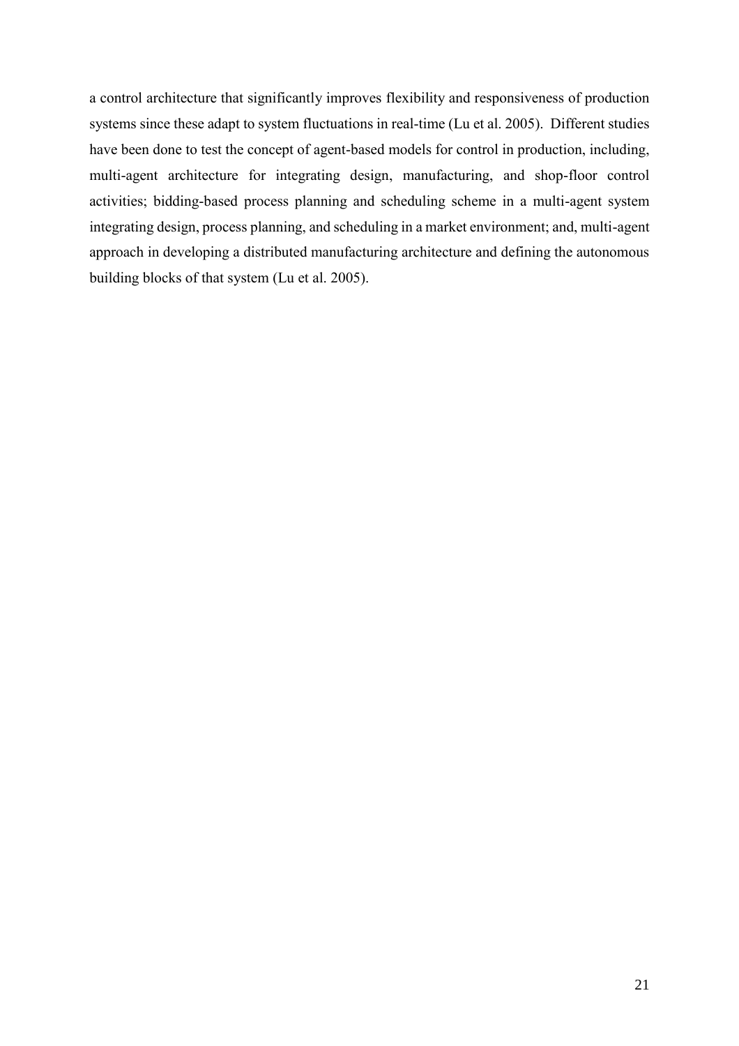a control architecture that significantly improves flexibility and responsiveness of production systems since these adapt to system fluctuations in real-time (Lu et al. 2005). Different studies have been done to test the concept of agent-based models for control in production, including, multi-agent architecture for integrating design, manufacturing, and shop-floor control activities; bidding-based process planning and scheduling scheme in a multi-agent system integrating design, process planning, and scheduling in a market environment; and, multi-agent approach in developing a distributed manufacturing architecture and defining the autonomous building blocks of that system (Lu et al. 2005).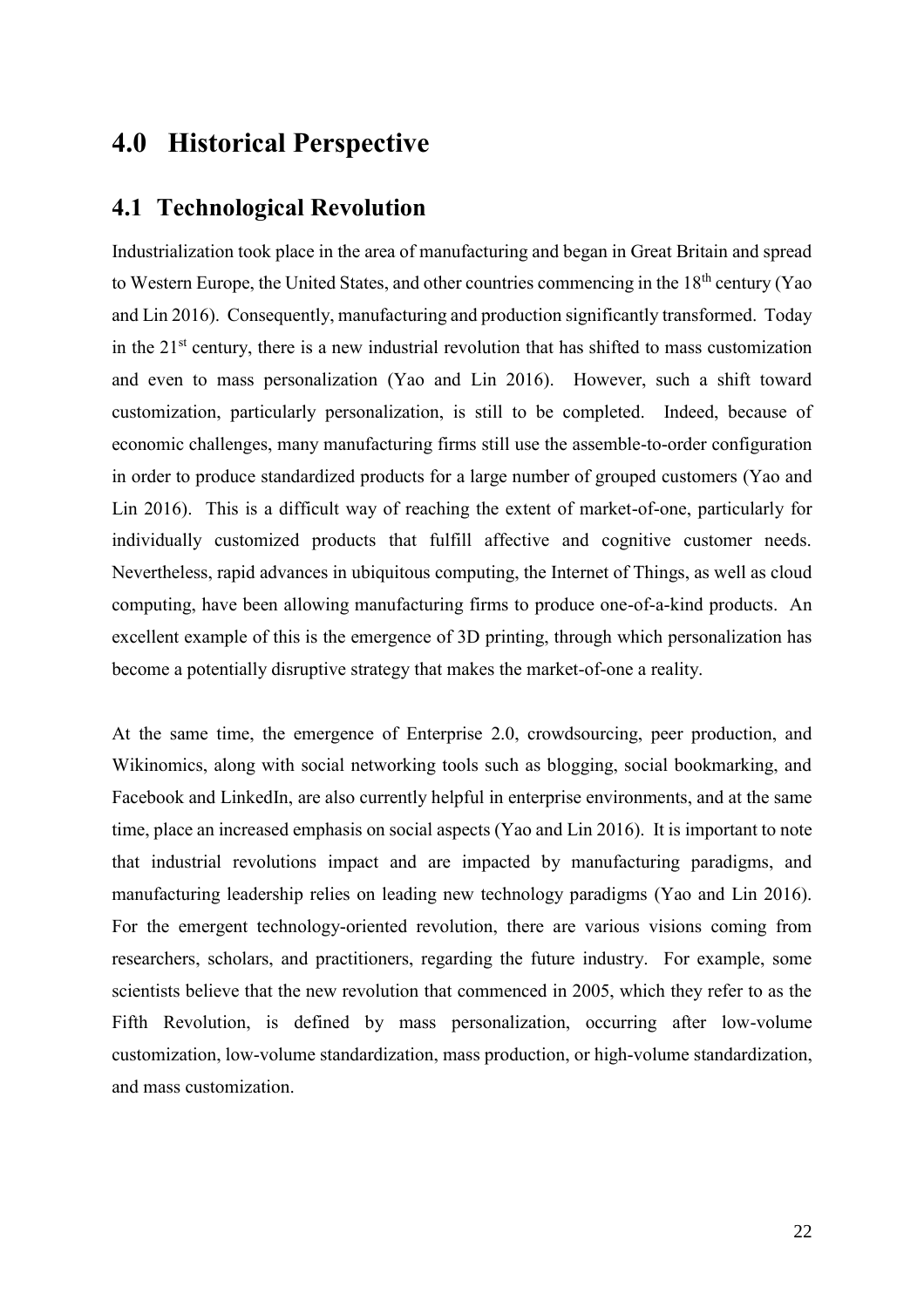# 4.0 Historical Perspective

## 4.1 Technological Revolution

Industrialization took place in the area of manufacturing and began in Great Britain and spread to Western Europe, the United States, and other countries commencing in the 18th century (Yao and Lin 2016). Consequently, manufacturing and production significantly transformed. Today in the 21st century, there is a new industrial revolution that has shifted to mass customization and even to mass personalization (Yao and Lin 2016). However, such a shift toward customization, particularly personalization, is still to be completed. Indeed, because of economic challenges, many manufacturing firms still use the assemble-to-order configuration in order to produce standardized products for a large number of grouped customers (Yao and Lin 2016). This is a difficult way of reaching the extent of market-of-one, particularly for individually customized products that fulfill affective and cognitive customer needs. Nevertheless, rapid advances in ubiquitous computing, the Internet of Things, as well as cloud computing, have been allowing manufacturing firms to produce one-of-a-kind products. An excellent example of this is the emergence of 3D printing, through which personalization has become a potentially disruptive strategy that makes the market-of-one a reality.

At the same time, the emergence of Enterprise 2.0, crowdsourcing, peer production, and Wikinomics, along with social networking tools such as blogging, social bookmarking, and Facebook and LinkedIn, are also currently helpful in enterprise environments, and at the same time, place an increased emphasis on social aspects (Yao and Lin 2016). It is important to note that industrial revolutions impact and are impacted by manufacturing paradigms, and manufacturing leadership relies on leading new technology paradigms (Yao and Lin 2016). For the emergent technology-oriented revolution, there are various visions coming from researchers, scholars, and practitioners, regarding the future industry. For example, some scientists believe that the new revolution that commenced in 2005, which they refer to as the Fifth Revolution, is defined by mass personalization, occurring after low-volume customization, low-volume standardization, mass production, or high-volume standardization, and mass customization.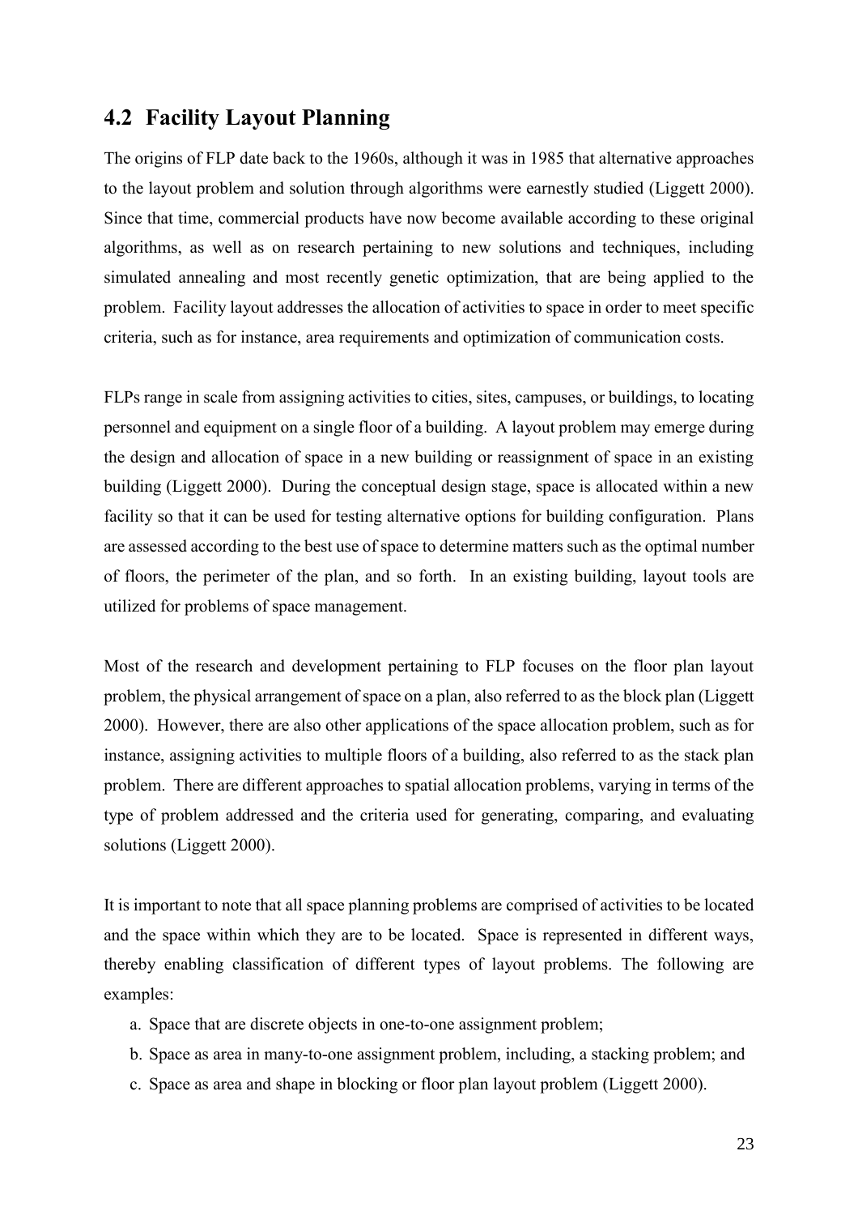## 4.2 Facility Layout Planning

The origins of FLP date back to the 1960s, although it was in 1985 that alternative approaches to the layout problem and solution through algorithms were earnestly studied (Liggett 2000). Since that time, commercial products have now become available according to these original algorithms, as well as on research pertaining to new solutions and techniques, including simulated annealing and most recently genetic optimization, that are being applied to the problem. Facility layout addresses the allocation of activities to space in order to meet specific criteria, such as for instance, area requirements and optimization of communication costs.

FLPs range in scale from assigning activities to cities, sites, campuses, or buildings, to locating personnel and equipment on a single floor of a building. A layout problem may emerge during the design and allocation of space in a new building or reassignment of space in an existing building (Liggett 2000). During the conceptual design stage, space is allocated within a new facility so that it can be used for testing alternative options for building configuration. Plans are assessed according to the best use of space to determine matters such as the optimal number of floors, the perimeter of the plan, and so forth. In an existing building, layout tools are utilized for problems of space management.

Most of the research and development pertaining to FLP focuses on the floor plan layout problem, the physical arrangement of space on a plan, also referred to as the block plan (Liggett 2000). However, there are also other applications of the space allocation problem, such as for instance, assigning activities to multiple floors of a building, also referred to as the stack plan problem. There are different approaches to spatial allocation problems, varying in terms of the type of problem addressed and the criteria used for generating, comparing, and evaluating solutions (Liggett 2000).

It is important to note that all space planning problems are comprised of activities to be located and the space within which they are to be located. Space is represented in different ways, thereby enabling classification of different types of layout problems. The following are examples:

a. Space that are discrete objects in one-to-one assignment problem;
b. Space as area in many-to-one assignment problem, including, a stacking problem; and
c. Space as area and shape in blocking or floor plan layout problem (Liggett 2000).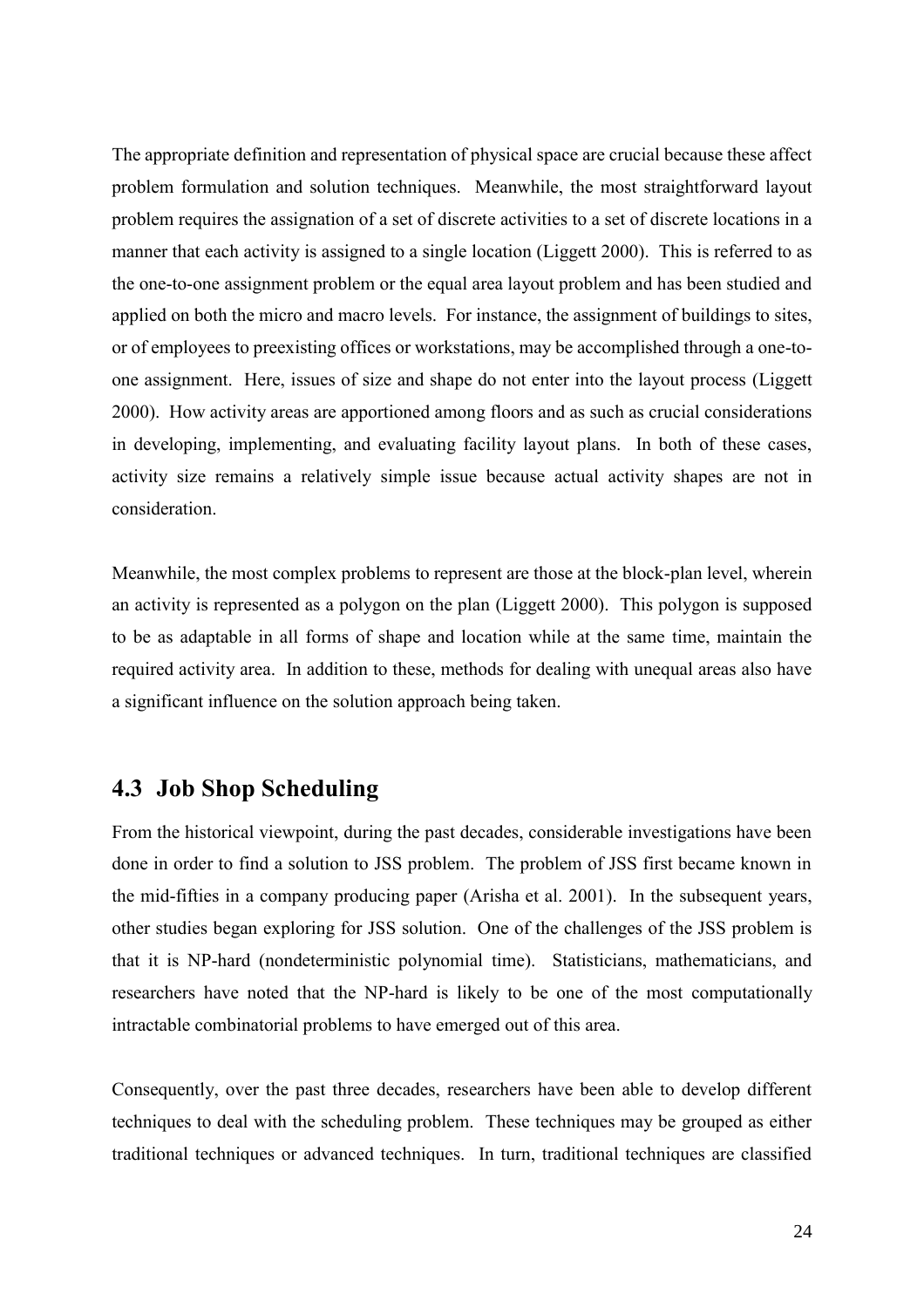The appropriate definition and representation of physical space are crucial because these affect problem formulation and solution techniques. Meanwhile, the most straightforward layout problem requires the assignation of a set of discrete activities to a set of discrete locations in a manner that each activity is assigned to a single location (Liggett 2000). This is referred to as the one-to-one assignment problem or the equal area layout problem and has been studied and applied on both the micro and macro levels. For instance, the assignment of buildings to sites, or of employees to preexisting offices or workstations, may be accomplished through a one-to-one assignment. Here, issues of size and shape do not enter into the layout process (Liggett 2000). How activity areas are apportioned among floors and as such as crucial considerations in developing, implementing, and evaluating facility layout plans. In both of these cases, activity size remains a relatively simple issue because actual activity shapes are not in consideration.

Meanwhile, the most complex problems to represent are those at the block-plan level, wherein an activity is represented as a polygon on the plan (Liggett 2000). This polygon is supposed to be as adaptable in all forms of shape and location while at the same time, maintain the required activity area. In addition to these, methods for dealing with unequal areas also have a significant influence on the solution approach being taken.

## 4.3 Job Shop Scheduling

From the historical viewpoint, during the past decades, considerable investigations have been done in order to find a solution to JSS problem. The problem of JSS first became known in the mid-fifties in a company producing paper (Arisha et al. 2001). In the subsequent years, other studies began exploring for JSS solution. One of the challenges of the JSS problem is that it is NP-hard (nondeterministic polynomial time). Statisticians, mathematicians, and researchers have noted that the NP-hard is likely to be one of the most computationally intractable combinatorial problems to have emerged out of this area.

Consequently, over the past three decades, researchers have been able to develop different techniques to deal with the scheduling problem. These techniques may be grouped as either traditional techniques or advanced techniques. In turn, traditional techniques are classified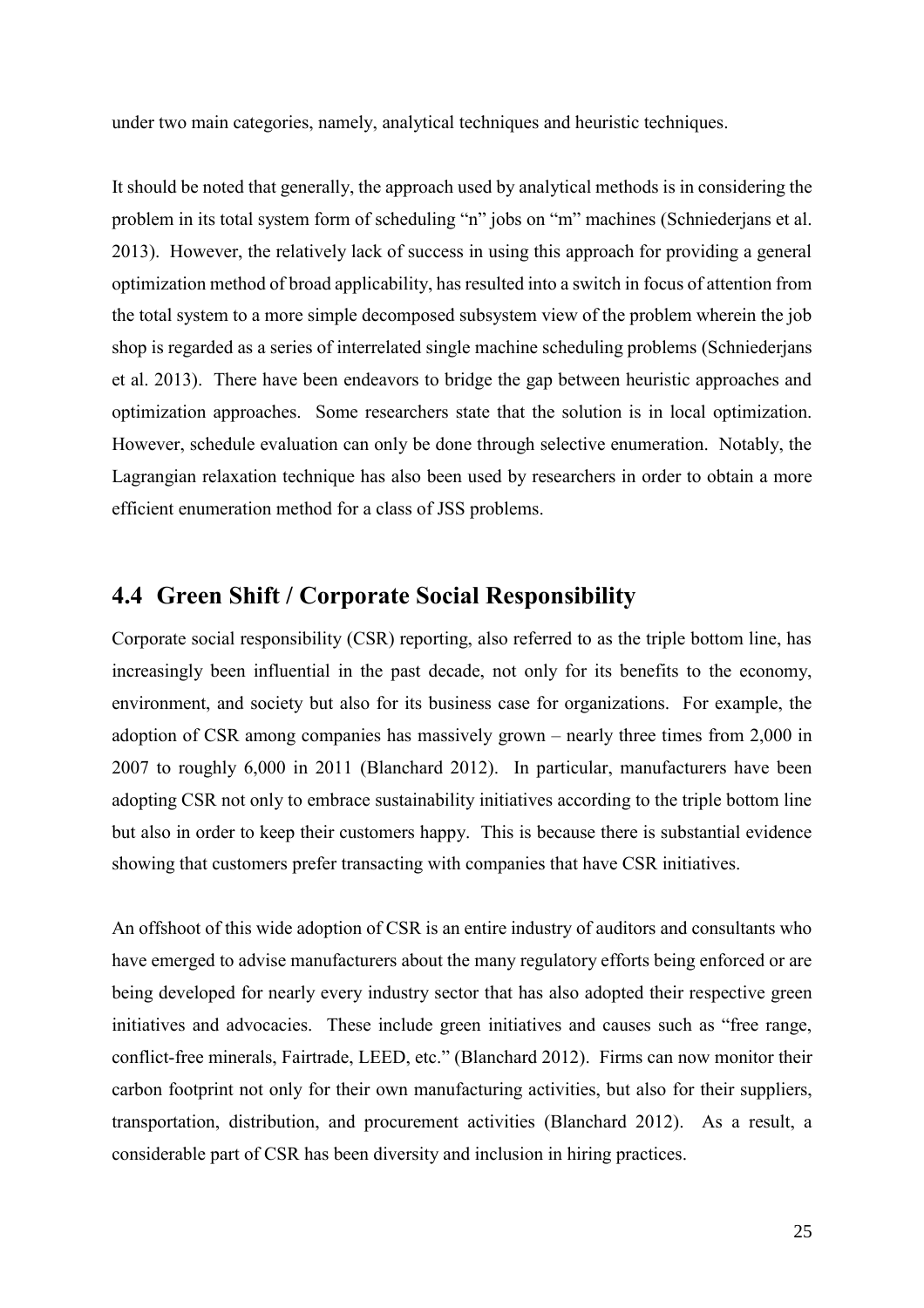under two main categories, namely, analytical techniques and heuristic techniques.

It should be noted that generally, the approach used by analytical methods is in considering the problem in its total system form of scheduling "n" jobs on "m" machines (Schniederjans et al. 2013). However, the relatively lack of success in using this approach for providing a general optimization method of broad applicability, has resulted into a switch in focus of attention from the total system to a more simple decomposed subsystem view of the problem wherein the job shop is regarded as a series of interrelated single machine scheduling problems (Schniederjans et al. 2013). There have been endeavors to bridge the gap between heuristic approaches and optimization approaches. Some researchers state that the solution is in local optimization. However, schedule evaluation can only be done through selective enumeration. Notably, the Lagrangian relaxation technique has also been used by researchers in order to obtain a more efficient enumeration method for a class of JSS problems.

## 4.4 Green Shift / Corporate Social Responsibility

Corporate social responsibility (CSR) reporting, also referred to as the triple bottom line, has increasingly been influential in the past decade, not only for its benefits to the economy, environment, and society but also for its business case for organizations. For example, the adoption of CSR among companies has massively grown – nearly three times from 2,000 in 2007 to roughly 6,000 in 2011 (Blanchard 2012). In particular, manufacturers have been adopting CSR not only to embrace sustainability initiatives according to the triple bottom line but also in order to keep their customers happy. This is because there is substantial evidence showing that customers prefer transacting with companies that have CSR initiatives.

An offshoot of this wide adoption of CSR is an entire industry of auditors and consultants who have emerged to advise manufacturers about the many regulatory efforts being enforced or are being developed for nearly every industry sector that has also adopted their respective green initiatives and advocacies. These include green initiatives and causes such as "free range, conflict-free minerals, Fairtrade, LEED, etc." (Blanchard 2012). Firms can now monitor their carbon footprint not only for their own manufacturing activities, but also for their suppliers, transportation, distribution, and procurement activities (Blanchard 2012). As a result, a considerable part of CSR has been diversity and inclusion in hiring practices.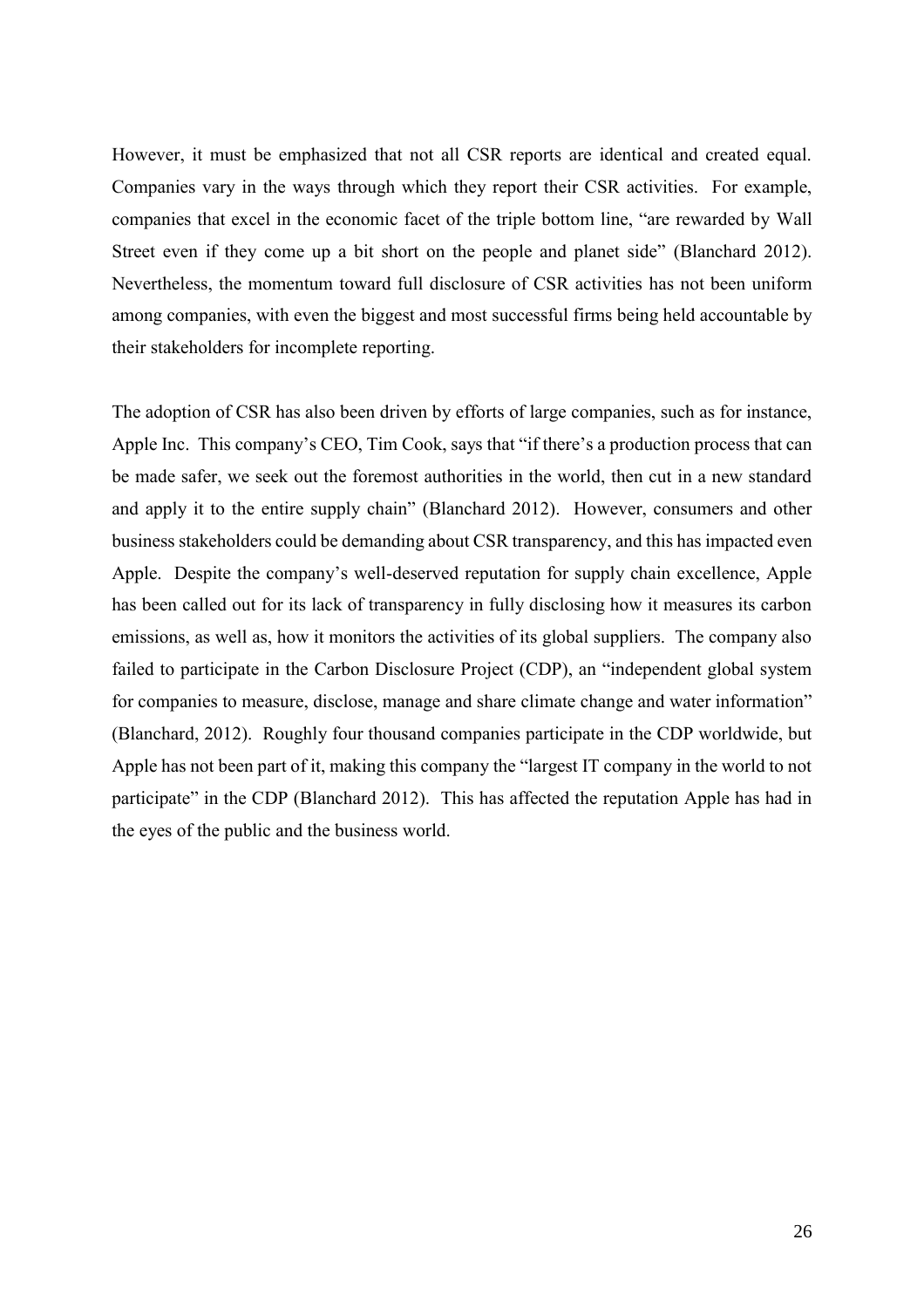However, it must be emphasized that not all CSR reports are identical and created equal. Companies vary in the ways through which they report their CSR activities. For example, companies that excel in the economic facet of the triple bottom line, "are rewarded by Wall Street even if they come up a bit short on the people and planet side" (Blanchard 2012). Nevertheless, the momentum toward full disclosure of CSR activities has not been uniform among companies, with even the biggest and most successful firms being held accountable by their stakeholders for incomplete reporting.

The adoption of CSR has also been driven by efforts of large companies, such as for instance, Apple Inc. This company's CEO, Tim Cook, says that "if there's a production process that can be made safer, we seek out the foremost authorities in the world, then cut in a new standard and apply it to the entire supply chain" (Blanchard 2012). However, consumers and other business stakeholders could be demanding about CSR transparency, and this has impacted even Apple. Despite the company's well-deserved reputation for supply chain excellence, Apple has been called out for its lack of transparency in fully disclosing how it measures its carbon emissions, as well as, how it monitors the activities of its global suppliers. The company also failed to participate in the Carbon Disclosure Project (CDP), an "independent global system for companies to measure, disclose, manage and share climate change and water information" (Blanchard, 2012). Roughly four thousand companies participate in the CDP worldwide, but Apple has not been part of it, making this company the "largest IT company in the world to not participate" in the CDP (Blanchard 2012). This has affected the reputation Apple has had in the eyes of the public and the business world.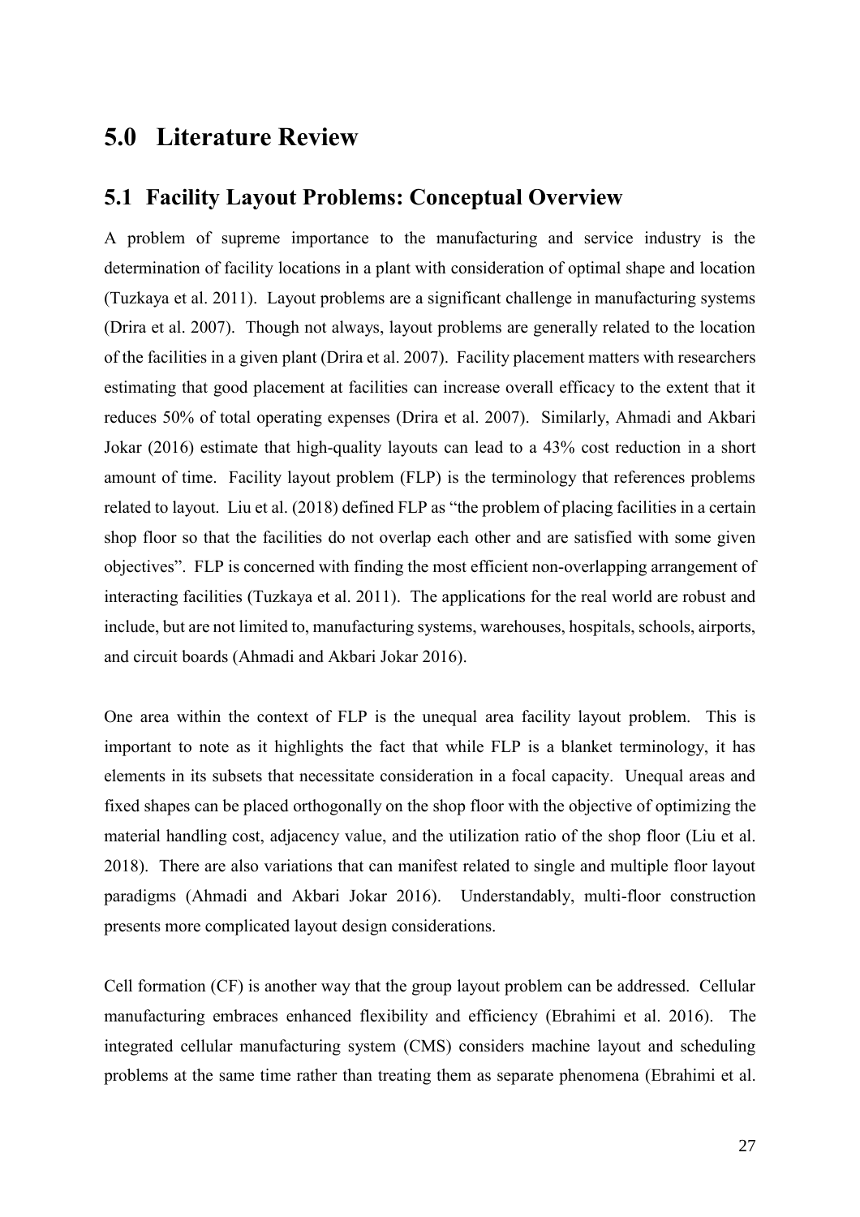# 5.0 Literature Review

## 5.1 Facility Layout Problems: Conceptual Overview

A problem of supreme importance to the manufacturing and service industry is the determination of facility locations in a plant with consideration of optimal shape and location (Tuzkaya et al. 2011). Layout problems are a significant challenge in manufacturing systems (Drira et al. 2007). Though not always, layout problems are generally related to the location of the facilities in a given plant (Drira et al. 2007). Facility placement matters with researchers estimating that good placement at facilities can increase overall efficacy to the extent that it reduces 50% of total operating expenses (Drira et al. 2007). Similarly, Ahmadi and Akbari Jokar (2016) estimate that high-quality layouts can lead to a 43% cost reduction in a short amount of time. Facility layout problem (FLP) is the terminology that references problems related to layout. Liu et al. (2018) defined FLP as "the problem of placing facilities in a certain shop floor so that the facilities do not overlap each other and are satisfied with some given objectives". FLP is concerned with finding the most efficient non-overlapping arrangement of interacting facilities (Tuzkaya et al. 2011). The applications for the real world are robust and include, but are not limited to, manufacturing systems, warehouses, hospitals, schools, airports, and circuit boards (Ahmadi and Akbari Jokar 2016).

One area within the context of FLP is the unequal area facility layout problem. This is important to note as it highlights the fact that while FLP is a blanket terminology, it has elements in its subsets that necessitate consideration in a focal capacity. Unequal areas and fixed shapes can be placed orthogonally on the shop floor with the objective of optimizing the material handling cost, adjacency value, and the utilization ratio of the shop floor (Liu et al. 2018). There are also variations that can manifest related to single and multiple floor layout paradigms (Ahmadi and Akbari Jokar 2016). Understandably, multi-floor construction presents more complicated layout design considerations.

Cell formation (CF) is another way that the group layout problem can be addressed. Cellular manufacturing embraces enhanced flexibility and efficiency (Ebrahimi et al. 2016). The integrated cellular manufacturing system (CMS) considers machine layout and scheduling problems at the same time rather than treating them as separate phenomena (Ebrahimi et al.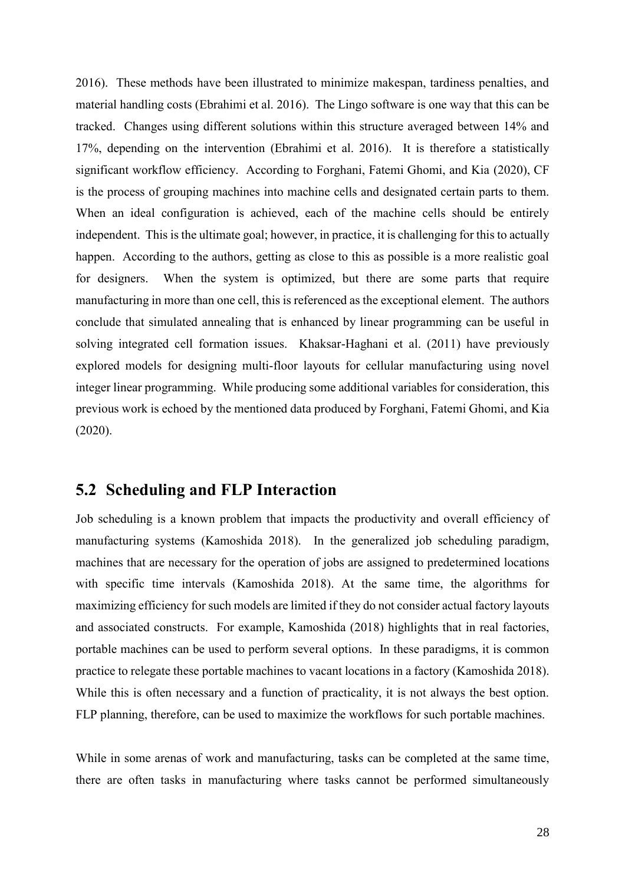2016). These methods have been illustrated to minimize makespan, tardiness penalties, and material handling costs (Ebrahimi et al. 2016). The Lingo software is one way that this can be tracked. Changes using different solutions within this structure averaged between 14% and 17%, depending on the intervention (Ebrahimi et al. 2016). It is therefore a statistically significant workflow efficiency. According to Forghani, Fatemi Ghomi, and Kia (2020), CF is the process of grouping machines into machine cells and designated certain parts to them. When an ideal configuration is achieved, each of the machine cells should be entirely independent. This is the ultimate goal; however, in practice, it is challenging for this to actually happen. According to the authors, getting as close to this as possible is a more realistic goal for designers. When the system is optimized, but there are some parts that require manufacturing in more than one cell, this is referenced as the exceptional element. The authors conclude that simulated annealing that is enhanced by linear programming can be useful in solving integrated cell formation issues. Khaksar-Haghani et al. (2011) have previously explored models for designing multi-floor layouts for cellular manufacturing using novel integer linear programming. While producing some additional variables for consideration, this previous work is echoed by the mentioned data produced by Forghani, Fatemi Ghomi, and Kia (2020).

## 5.2 Scheduling and FLP Interaction

Job scheduling is a known problem that impacts the productivity and overall efficiency of manufacturing systems (Kamoshida 2018). In the generalized job scheduling paradigm, machines that are necessary for the operation of jobs are assigned to predetermined locations with specific time intervals (Kamoshida 2018). At the same time, the algorithms for maximizing efficiency for such models are limited if they do not consider actual factory layouts and associated constructs. For example, Kamoshida (2018) highlights that in real factories, portable machines can be used to perform several options. In these paradigms, it is common practice to relegate these portable machines to vacant locations in a factory (Kamoshida 2018). While this is often necessary and a function of practicality, it is not always the best option. FLP planning, therefore, can be used to maximize the workflows for such portable machines.

While in some arenas of work and manufacturing, tasks can be completed at the same time, there are often tasks in manufacturing where tasks cannot be performed simultaneously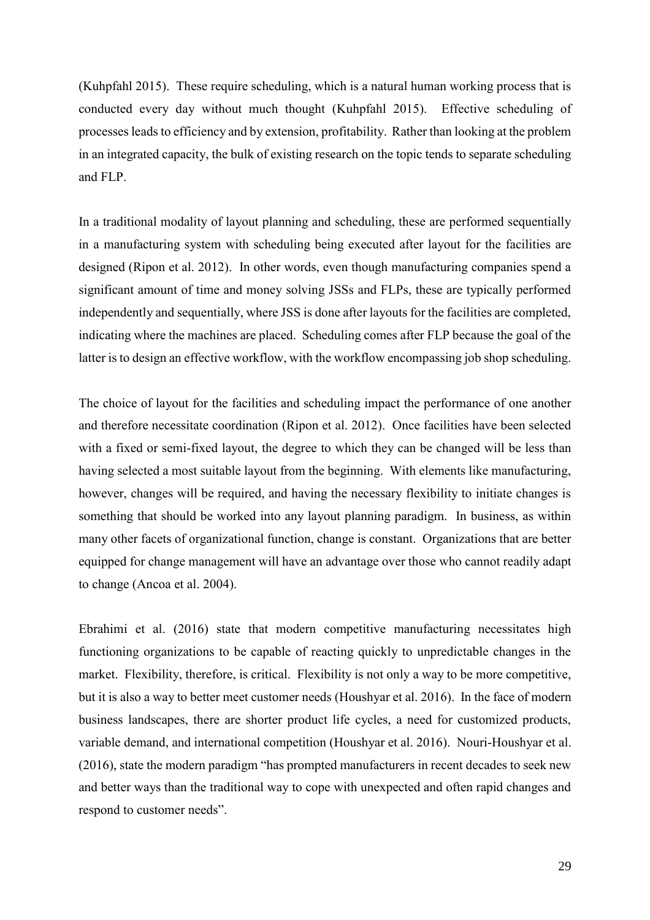(Kuhpfahl 2015). These require scheduling, which is a natural human working process that is conducted every day without much thought (Kuhpfahl 2015). Effective scheduling of processes leads to efficiency and by extension, profitability. Rather than looking at the problem in an integrated capacity, the bulk of existing research on the topic tends to separate scheduling and FLP.

In a traditional modality of layout planning and scheduling, these are performed sequentially in a manufacturing system with scheduling being executed after layout for the facilities are designed (Ripon et al. 2012). In other words, even though manufacturing companies spend a significant amount of time and money solving JSSs and FLPs, these are typically performed independently and sequentially, where JSS is done after layouts for the facilities are completed, indicating where the machines are placed. Scheduling comes after FLP because the goal of the latter is to design an effective workflow, with the workflow encompassing job shop scheduling.

The choice of layout for the facilities and scheduling impact the performance of one another and therefore necessitate coordination (Ripon et al. 2012). Once facilities have been selected with a fixed or semi-fixed layout, the degree to which they can be changed will be less than having selected a most suitable layout from the beginning. With elements like manufacturing, however, changes will be required, and having the necessary flexibility to initiate changes is something that should be worked into any layout planning paradigm. In business, as within many other facets of organizational function, change is constant. Organizations that are better equipped for change management will have an advantage over those who cannot readily adapt to change (Ancoa et al. 2004).

Ebrahimi et al. (2016) state that modern competitive manufacturing necessitates high functioning organizations to be capable of reacting quickly to unpredictable changes in the market. Flexibility, therefore, is critical. Flexibility is not only a way to be more competitive, but it is also a way to better meet customer needs (Houshyar et al. 2016). In the face of modern business landscapes, there are shorter product life cycles, a need for customized products, variable demand, and international competition (Houshyar et al. 2016). Nouri-Houshyar et al. (2016), state the modern paradigm "has prompted manufacturers in recent decades to seek new and better ways than the traditional way to cope with unexpected and often rapid changes and respond to customer needs".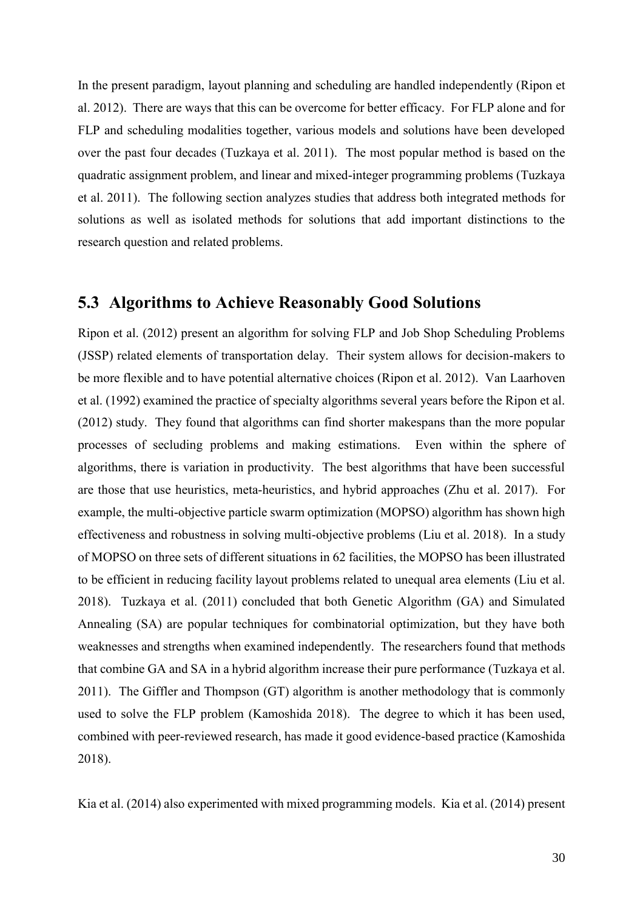In the present paradigm, layout planning and scheduling are handled independently (Ripon et al. 2012). There are ways that this can be overcome for better efficacy. For FLP alone and for FLP and scheduling modalities together, various models and solutions have been developed over the past four decades (Tuzkaya et al. 2011). The most popular method is based on the quadratic assignment problem, and linear and mixed-integer programming problems (Tuzkaya et al. 2011). The following section analyzes studies that address both integrated methods for solutions as well as isolated methods for solutions that add important distinctions to the research question and related problems.

## 5.3 Algorithms to Achieve Reasonably Good Solutions

Ripon et al. (2012) present an algorithm for solving FLP and Job Shop Scheduling Problems (JSSP) related elements of transportation delay. Their system allows for decision-makers to be more flexible and to have potential alternative choices (Ripon et al. 2012). Van Laarhoven et al. (1992) examined the practice of specialty algorithms several years before the Ripon et al. (2012) study. They found that algorithms can find shorter makespans than the more popular processes of secluding problems and making estimations. Even within the sphere of algorithms, there is variation in productivity. The best algorithms that have been successful are those that use heuristics, meta-heuristics, and hybrid approaches (Zhu et al. 2017). For example, the multi-objective particle swarm optimization (MOPSO) algorithm has shown high effectiveness and robustness in solving multi-objective problems (Liu et al. 2018). In a study of MOPSO on three sets of different situations in 62 facilities, the MOPSO has been illustrated to be efficient in reducing facility layout problems related to unequal area elements (Liu et al. 2018). Tuzkaya et al. (2011) concluded that both Genetic Algorithm (GA) and Simulated Annealing (SA) are popular techniques for combinatorial optimization, but they have both weaknesses and strengths when examined independently. The researchers found that methods that combine GA and SA in a hybrid algorithm increase their pure performance (Tuzkaya et al. 2011). The Giffler and Thompson (GT) algorithm is another methodology that is commonly used to solve the FLP problem (Kamoshida 2018). The degree to which it has been used, combined with peer-reviewed research, has made it good evidence-based practice (Kamoshida 2018).

Kia et al. (2014) also experimented with mixed programming models. Kia et al. (2014) present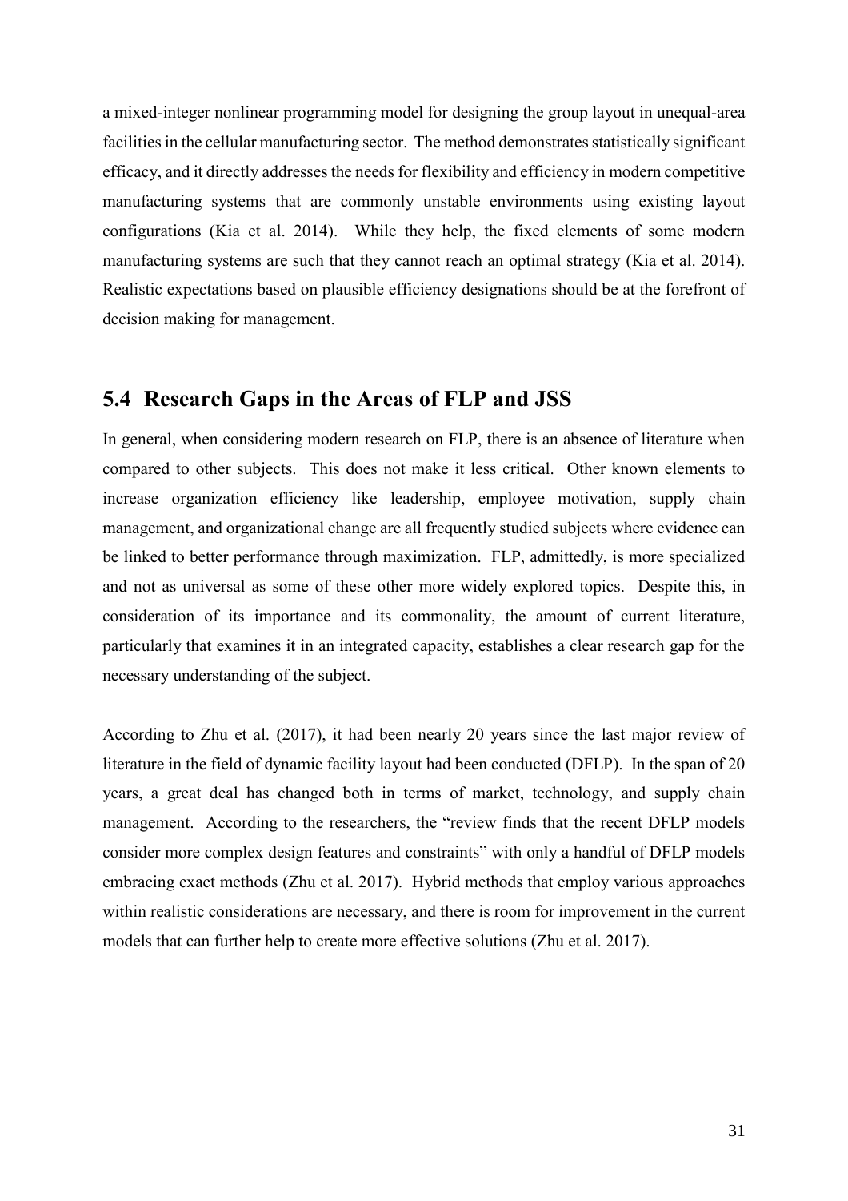a mixed-integer nonlinear programming model for designing the group layout in unequal-area facilities in the cellular manufacturing sector. The method demonstrates statistically significant efficacy, and it directly addresses the needs for flexibility and efficiency in modern competitive manufacturing systems that are commonly unstable environments using existing layout configurations (Kia et al. 2014). While they help, the fixed elements of some modern manufacturing systems are such that they cannot reach an optimal strategy (Kia et al. 2014). Realistic expectations based on plausible efficiency designations should be at the forefront of decision making for management.

## 5.4 Research Gaps in the Areas of FLP and JSS

In general, when considering modern research on FLP, there is an absence of literature when compared to other subjects. This does not make it less critical. Other known elements to increase organization efficiency like leadership, employee motivation, supply chain management, and organizational change are all frequently studied subjects where evidence can be linked to better performance through maximization. FLP, admittedly, is more specialized and not as universal as some of these other more widely explored topics. Despite this, in consideration of its importance and its commonality, the amount of current literature, particularly that examines it in an integrated capacity, establishes a clear research gap for the necessary understanding of the subject.

According to Zhu et al. (2017), it had been nearly 20 years since the last major review of literature in the field of dynamic facility layout had been conducted (DFLP). In the span of 20 years, a great deal has changed both in terms of market, technology, and supply chain management. According to the researchers, the "review finds that the recent DFLP models consider more complex design features and constraints" with only a handful of DFLP models embracing exact methods (Zhu et al. 2017). Hybrid methods that employ various approaches within realistic considerations are necessary, and there is room for improvement in the current models that can further help to create more effective solutions (Zhu et al. 2017).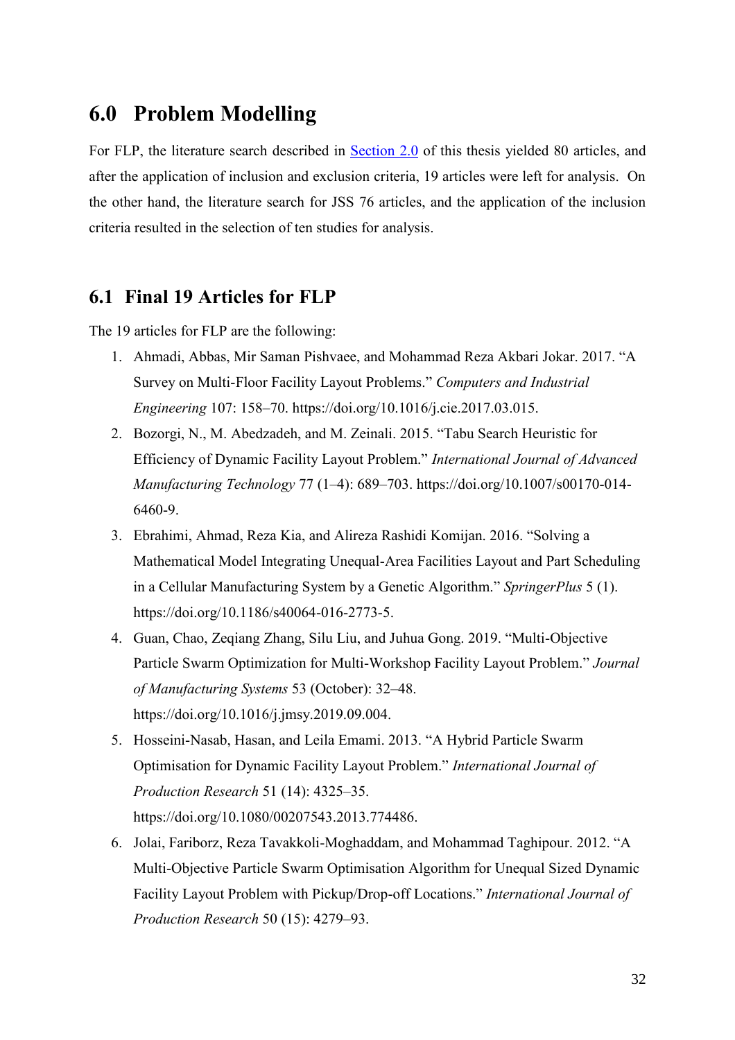# 6.0 Problem Modelling

For FLP, the literature search described in [Section 2.0](#) of this thesis yielded 80 articles, and after the application of inclusion and exclusion criteria, 19 articles were left for analysis. On the other hand, the literature search for JSS 76 articles, and the application of the inclusion criteria resulted in the selection of ten studies for analysis.

## 6.1 Final 19 Articles for FLP

The 19 articles for FLP are the following:

1. Ahmadi, Abbas, Mir Saman Pishvaee, and Mohammad Reza Akbari Jokar. 2017. "A Survey on Multi-Floor Facility Layout Problems." *Computers and Industrial Engineering* 107: 158–70. https://doi.org/10.1016/j.cie.2017.03.015.
2. Bozorgi, N., M. Abedzadeh, and M. Zeinali. 2015. "Tabu Search Heuristic for Efficiency of Dynamic Facility Layout Problem." *International Journal of Advanced Manufacturing Technology* 77 (1–4): 689–703. https://doi.org/10.1007/s00170-014-6460-9.
3. Ebrahimi, Ahmad, Reza Kia, and Alireza Rashidi Komijan. 2016. "Solving a Mathematical Model Integrating Unequal-Area Facilities Layout and Part Scheduling in a Cellular Manufacturing System by a Genetic Algorithm." *SpringerPlus* 5 (1). https://doi.org/10.1186/s40064-016-2773-5.
4. Guan, Chao, Zeqiang Zhang, Silu Liu, and Juhua Gong. 2019. "Multi-Objective Particle Swarm Optimization for Multi-Workshop Facility Layout Problem." *Journal of Manufacturing Systems* 53 (October): 32–48. https://doi.org/10.1016/j.jmsy.2019.09.004.
5. Hosseini-Nasab, Hasan, and Leila Emami. 2013. "A Hybrid Particle Swarm Optimisation for Dynamic Facility Layout Problem." *International Journal of Production Research* 51 (14): 4325–35. https://doi.org/10.1080/00207543.2013.774486.
6. Jolai, Fariborz, Reza Tavakkoli-Moghaddam, and Mohammad Taghipour. 2012. "A Multi-Objective Particle Swarm Optimisation Algorithm for Unequal Sized Dynamic Facility Layout Problem with Pickup/Drop-off Locations." *International Journal of Production Research* 50 (15): 4279–93.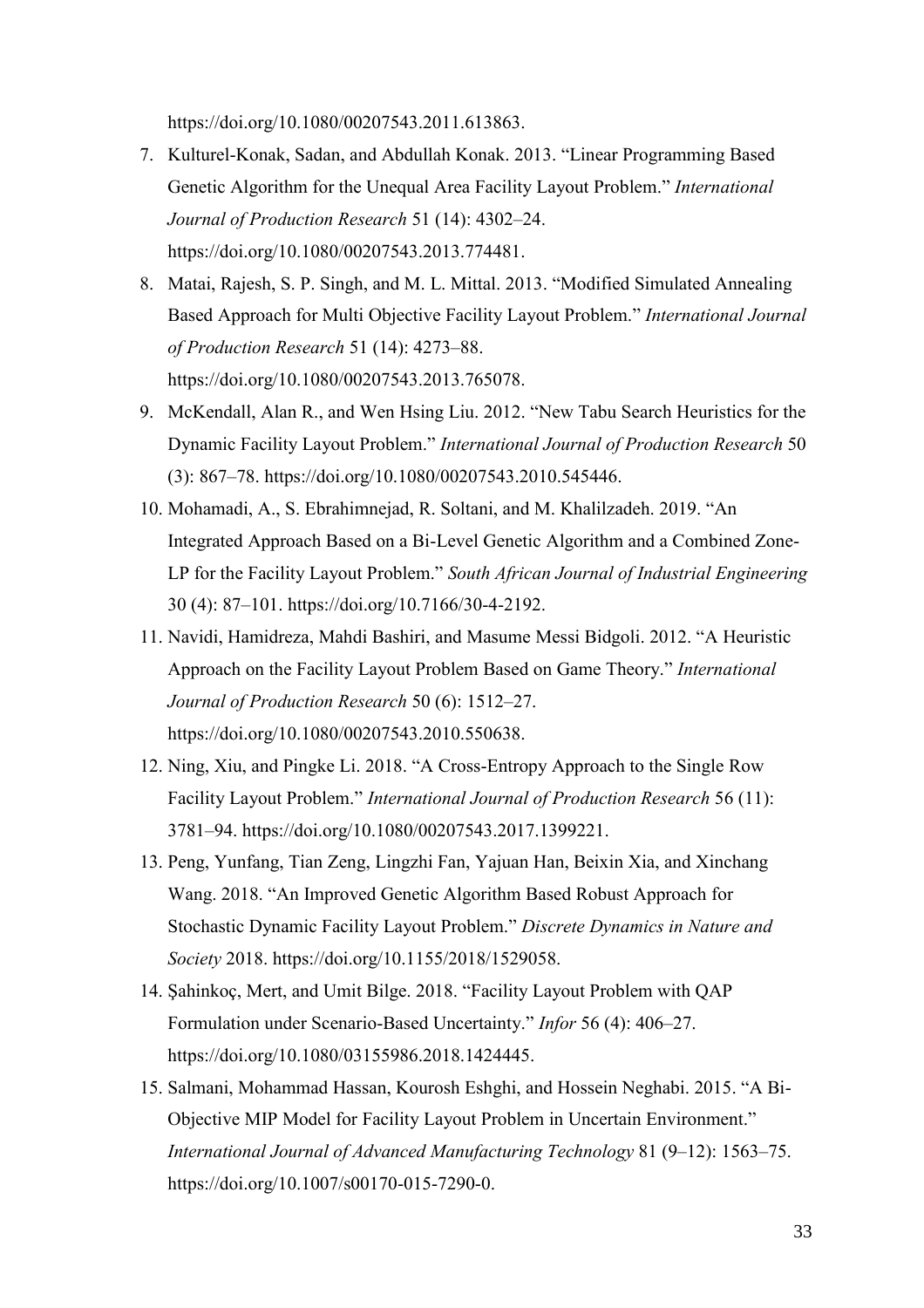https://doi.org/10.1080/00207543.2011.613863.

7. Kulturel-Konak, Sadan, and Abdullah Konak. 2013. "Linear Programming Based Genetic Algorithm for the Unequal Area Facility Layout Problem." *International Journal of Production Research* 51 (14): 4302–24. https://doi.org/10.1080/00207543.2013.774481.
8. Matai, Rajesh, S. P. Singh, and M. L. Mittal. 2013. "Modified Simulated Annealing Based Approach for Multi Objective Facility Layout Problem." *International Journal of Production Research* 51 (14): 4273–88. https://doi.org/10.1080/00207543.2013.765078.
9. McKendall, Alan R., and Wen Hsing Liu. 2012. "New Tabu Search Heuristics for the Dynamic Facility Layout Problem." *International Journal of Production Research* 50 (3): 867–78. https://doi.org/10.1080/00207543.2010.545446.
10. Mohamadi, A., S. Ebrahimnejad, R. Soltani, and M. Khalilzadeh. 2019. "An Integrated Approach Based on a Bi-Level Genetic Algorithm and a Combined Zone-LP for the Facility Layout Problem." *South African Journal of Industrial Engineering* 30 (4): 87–101. https://doi.org/10.7166/30-4-2192.
11. Navidi, Hamidreza, Mahdi Bashiri, and Masume Messi Bidgoli. 2012. "A Heuristic Approach on the Facility Layout Problem Based on Game Theory." *International Journal of Production Research* 50 (6): 1512–27. https://doi.org/10.1080/00207543.2010.550638.
12. Ning, Xiu, and Pingke Li. 2018. "A Cross-Entropy Approach to the Single Row Facility Layout Problem." *International Journal of Production Research* 56 (11): 3781–94. https://doi.org/10.1080/00207543.2017.1399221.
13. Peng, Yunfang, Tian Zeng, Lingzhi Fan, Yajuan Han, Beixin Xia, and Xinchang Wang. 2018. "An Improved Genetic Algorithm Based Robust Approach for Stochastic Dynamic Facility Layout Problem." *Discrete Dynamics in Nature and Society* 2018. https://doi.org/10.1155/2018/1529058.
14. Şahinkoç, Mert, and Umit Bilge. 2018. "Facility Layout Problem with QAP Formulation under Scenario-Based Uncertainty." *Infor* 56 (4): 406–27. https://doi.org/10.1080/03155986.2018.1424445.
15. Salmani, Mohammad Hassan, Kourosh Eshghi, and Hossein Neghabi. 2015. "A Bi-Objective MIP Model for Facility Layout Problem in Uncertain Environment." *International Journal of Advanced Manufacturing Technology* 81 (9–12): 1563–75. https://doi.org/10.1007/s00170-015-7290-0.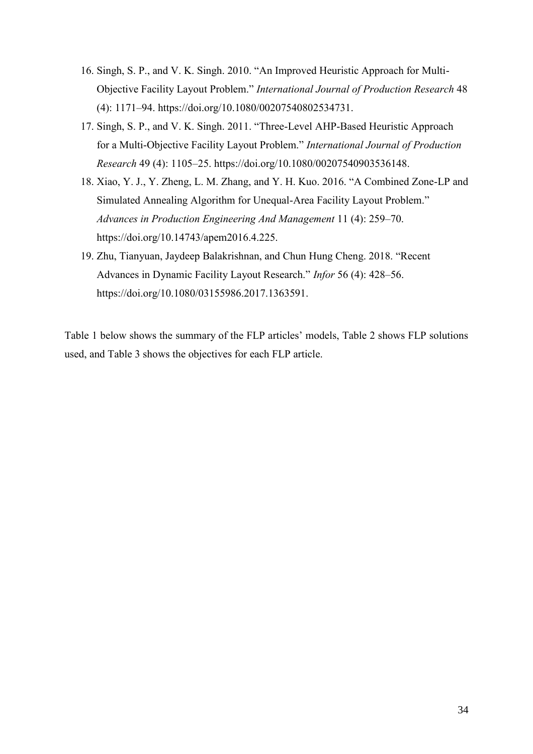16. Singh, S. P., and V. K. Singh. 2010. "An Improved Heuristic Approach for Multi-Objective Facility Layout Problem." *International Journal of Production Research* 48 (4): 1171–94. https://doi.org/10.1080/00207540802534731.
17. Singh, S. P., and V. K. Singh. 2011. "Three-Level AHP-Based Heuristic Approach for a Multi-Objective Facility Layout Problem." *International Journal of Production Research* 49 (4): 1105–25. https://doi.org/10.1080/00207540903536148.
18. Xiao, Y. J., Y. Zheng, L. M. Zhang, and Y. H. Kuo. 2016. "A Combined Zone-LP and Simulated Annealing Algorithm for Unequal-Area Facility Layout Problem." *Advances in Production Engineering And Management* 11 (4): 259–70. https://doi.org/10.14743/apem2016.4.225.
19. Zhu, Tianyuan, Jaydeep Balakrishnan, and Chun Hung Cheng. 2018. "Recent Advances in Dynamic Facility Layout Research." *Infor* 56 (4): 428–56. https://doi.org/10.1080/03155986.2017.1363591.

Table 1 below shows the summary of the FLP articles' models, Table 2 shows FLP solutions used, and Table 3 shows the objectives for each FLP article.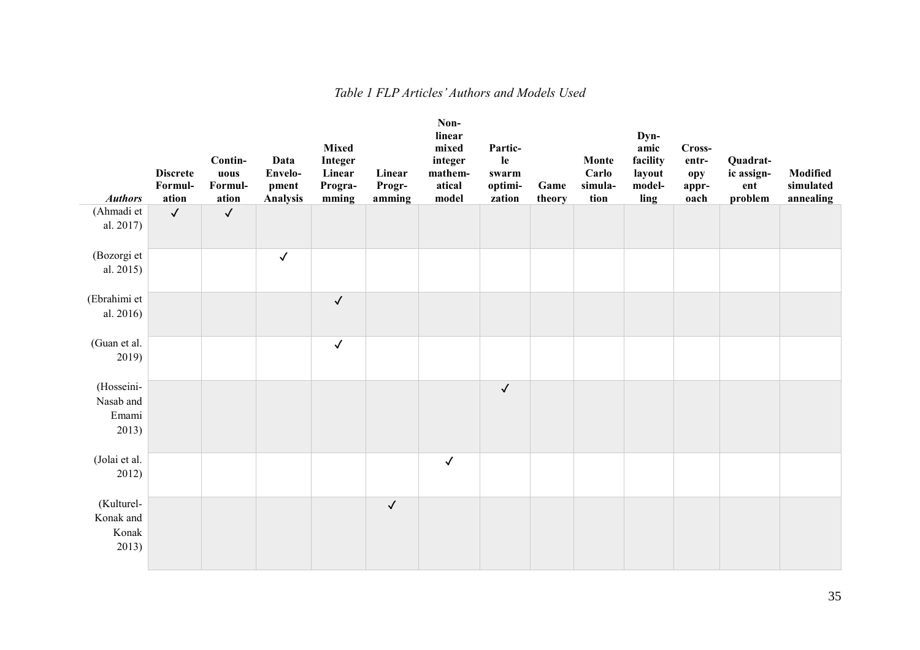*Table 1 FLP Articles' Authors and Models Used*

| *Authors* | Discrete Formulation | Continuous Formulation | Data Envelopment Analysis | Mixed Integer Linear Programming | Linear Programming | Non-linear mixed integer mathematical model | Particle swarm optimization | Game theory | Monte Carlo simulation | Dynamic facility layout modelling | Cross-entropy approach | Quadratic assignment problem | Modified simulated annealing |
|---|---|---|---|---|---|---|---|---|---|---|---|---|---|
| (Ahmadi et al. 2017) | ✓ | ✓ | | | | | | | | | | | |
| (Bozorgi et al. 2015) | | | ✓ | | | | | | | | | | |
| (Ebrahimi et al. 2016) | | | | ✓ | | | | | | | | | |
| (Guan et al. 2019) | | | | ✓ | | | | | | | | | |
| (Hosseini-Nasab and Emami 2013) | | | | | | | ✓ | | | | | | |
| (Jolai et al. 2012) | | | | | | ✓ | | | | | | | |
| (Kulturel-Konak and Konak 2013) | | | | | ✓ | | | | | | | | |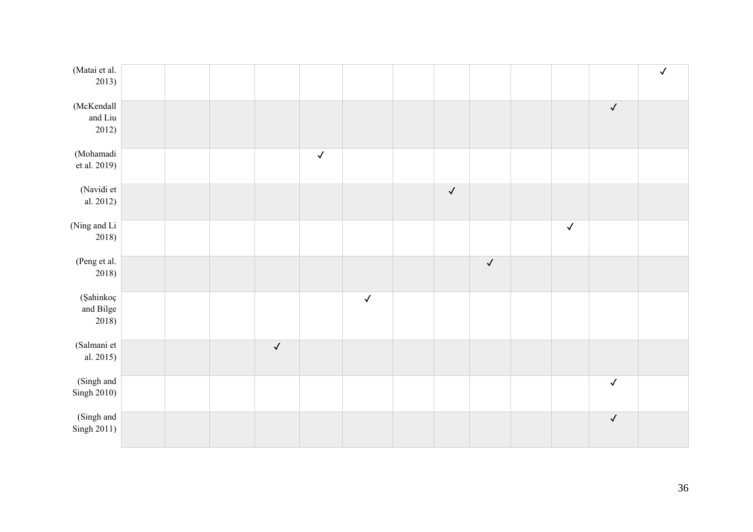| | | | | | | | | | | | | | |
|---|---|---|---|---|---|---|---|---|---|---|---|---|---|
| (Matai et al. 2013) | | | | | | | | | | | | | ✓ |
| (McKendall and Liu 2012) | | | | | | | | | | | | ✓ | |
| (Mohamadi et al. 2019) | | | | | ✓ | | | | | | | | |
| (Navidi et al. 2012) | | | | | | | | ✓ | | | | | |
| (Ning and Li 2018) | | | | | | | | | | | ✓ | | |
| (Peng et al. 2018) | | | | | | | | | ✓ | | | | |
| (Şahinkoç and Bilge 2018) | | | | | | ✓ | | | | | | | |
| (Salmani et al. 2015) | | | | ✓ | | | | | | | | | |
| (Singh and Singh 2010) | | | | | | | | | | | | ✓ | |
| (Singh and Singh 2011) | | | | | | | | | | | | ✓ | |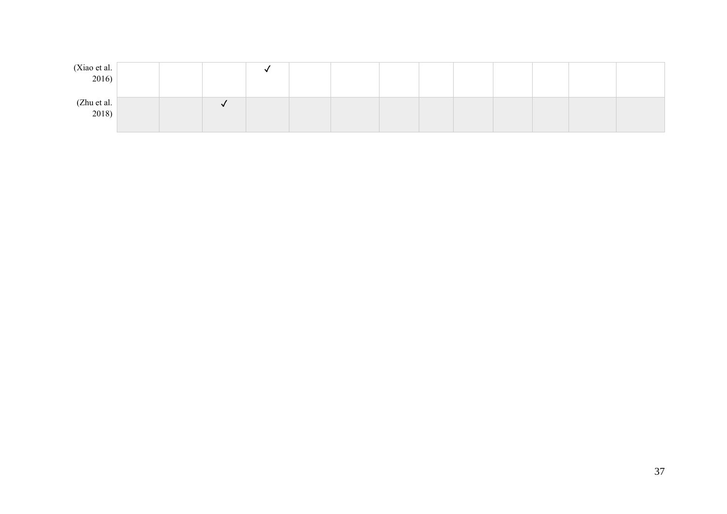| | | | | | | | | | | | | | |
|---|---|---|---|---|---|---|---|---|---|---|---|---|---|
| (Xiao et al. 2016) | | | | ✓ | | | | | | | | | |
| (Zhu et al. 2018) | | | ✓ | | | | | | | | | | |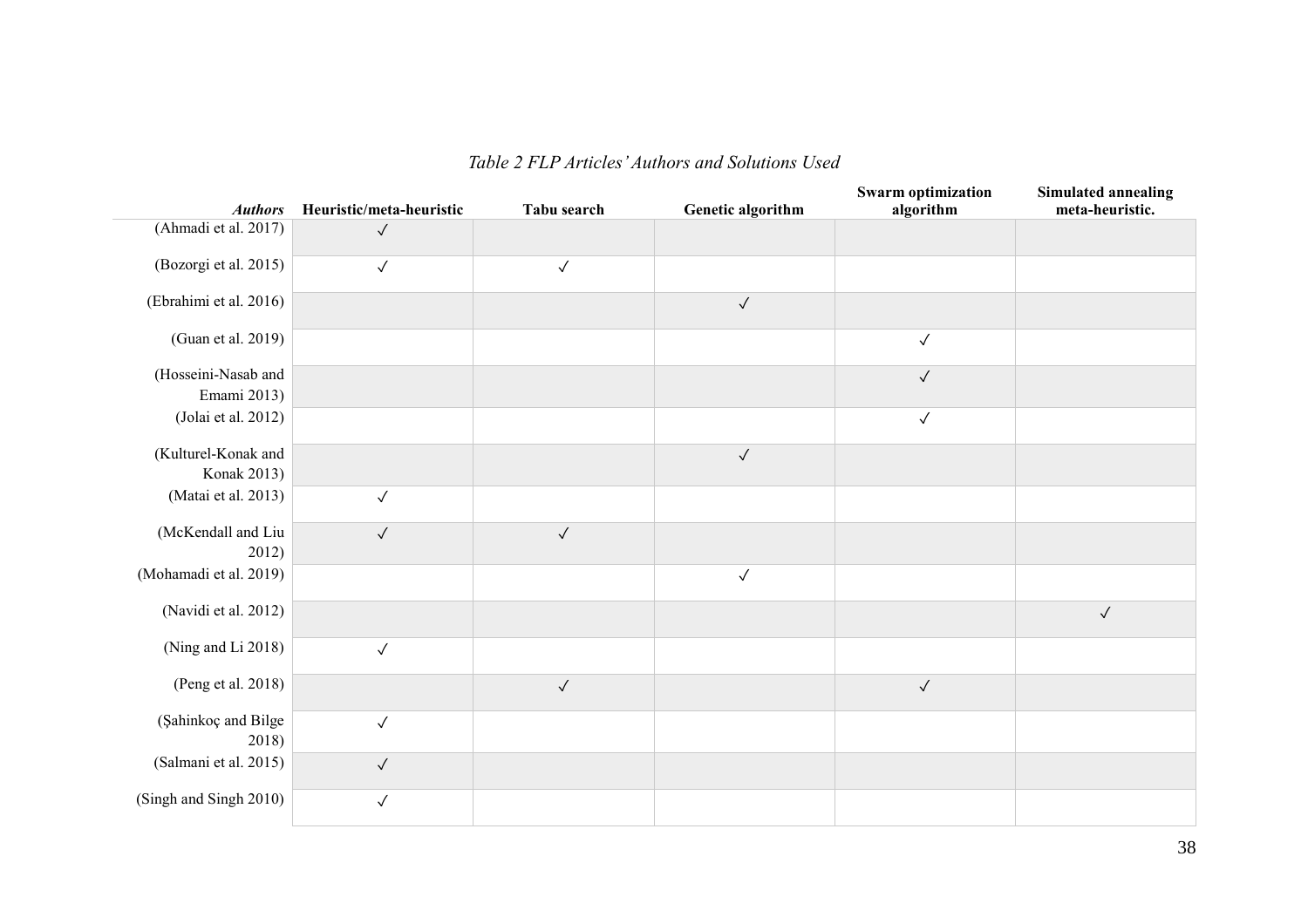*Table 2 FLP Articles' Authors and Solutions Used*

| ***Authors*** | **Heuristic/meta-heuristic** | **Tabu search** | **Genetic algorithm** | **Swarm optimization algorithm** | **Simulated annealing meta-heuristic.** |
|---|---|---|---|---|---|
| (Ahmadi et al. 2017) | ✓ | | | | |
| (Bozorgi et al. 2015) | ✓ | ✓ | | | |
| (Ebrahimi et al. 2016) | | | ✓ | | |
| (Guan et al. 2019) | | | | ✓ | |
| (Hosseini-Nasab and Emami 2013) | | | | ✓ | |
| (Jolai et al. 2012) | | | | ✓ | |
| (Kulturel-Konak and Konak 2013) | | | ✓ | | |
| (Matai et al. 2013) | ✓ | | | | |
| (McKendall and Liu 2012) | ✓ | ✓ | | | |
| (Mohamadi et al. 2019) | | | ✓ | | |
| (Navidi et al. 2012) | | | | | ✓ |
| (Ning and Li 2018) | ✓ | | | | |
| (Peng et al. 2018) | | ✓ | | ✓ | |
| (Şahinkoç and Bilge 2018) | ✓ | | | | |
| (Salmani et al. 2015) | ✓ | | | | |
| (Singh and Singh 2010) | ✓ | | | | |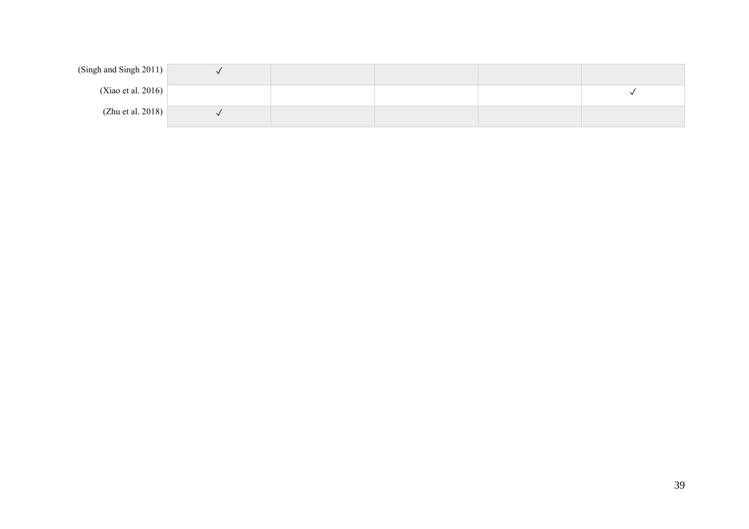| | | | | | |
|---|---|---|---|---|---|
| (Singh and Singh 2011) | ✓ | | | | |
| (Xiao et al. 2016) | | | | | ✓ |
| (Zhu et al. 2018) | ✓ | | | | |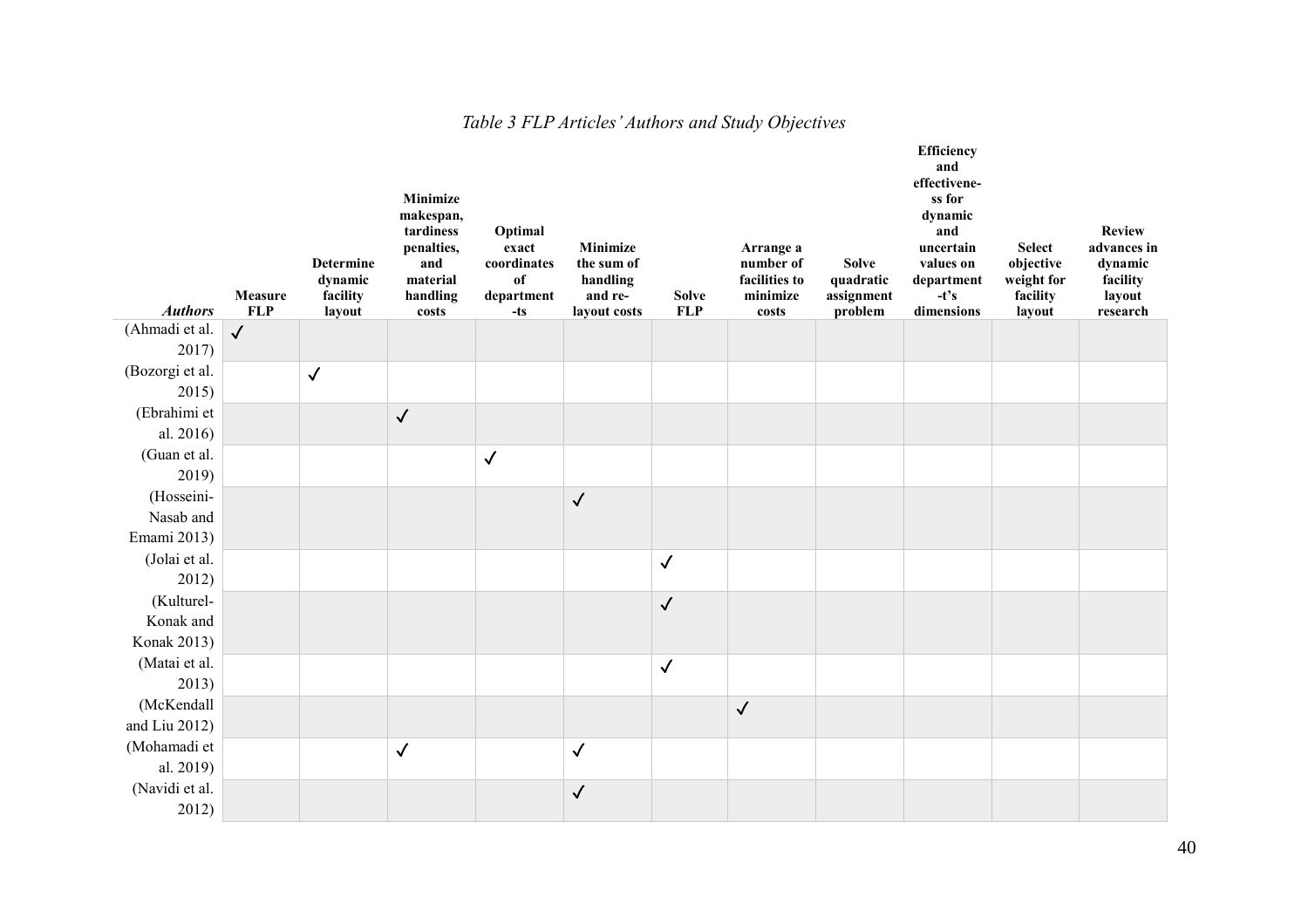*Table 3 FLP Articles' Authors and Study Objectives*

| *Authors* | Measure FLP | Determine dynamic facility layout | Minimize makespan, tardiness penalties, and material handling costs | Optimal exact coordinates of departments | Minimize the sum of handling and re-layout costs | Solve FLP | Arrange a number of facilities to minimize costs | Solve quadratic assignment problem | Efficiency and effectiveness for dynamic and uncertain values on department's dimensions | Select objective weight for facility layout | Review advances in dynamic facility layout research |
|---|---|---|---|---|---|---|---|---|---|---|---|
| (Ahmadi et al. 2017) | ✓ | | | | | | | | | | |
| (Bozorgi et al. 2015) | | ✓ | | | | | | | | | |
| (Ebrahimi et al. 2016) | | | ✓ | | | | | | | | |
| (Guan et al. 2019) | | | | ✓ | | | | | | | |
| (Hosseini-Nasab and Emami 2013) | | | | | ✓ | | | | | | |
| (Jolai et al. 2012) | | | | | | ✓ | | | | | |
| (Kulturel-Konak and Konak 2013) | | | | | | ✓ | | | | | |
| (Matai et al. 2013) | | | | | | ✓ | | | | | |
| (McKendall and Liu 2012) | | | | | | | ✓ | | | | |
| (Mohamadi et al. 2019) | | | ✓ | | ✓ | | | | | | |
| (Navidi et al. 2012) | | | | | ✓ | | | | | | |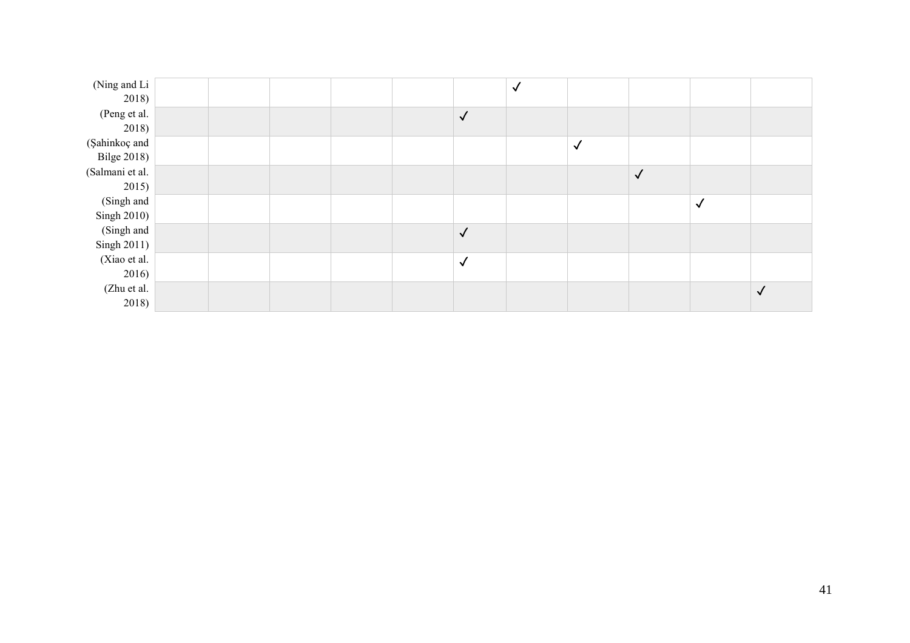| | | | | | | | | | | | |
|---|---|---|---|---|---|---|---|---|---|---|---|
| (Ning and Li 2018) | | | | | | | ✓ | | | | |
| (Peng et al. 2018) | | | | | | ✓ | | | | | |
| (Şahinkoç and Bilge 2018) | | | | | | | | ✓ | | | |
| (Salmani et al. 2015) | | | | | | | | | ✓ | | |
| (Singh and Singh 2010) | | | | | | | | | | ✓ | |
| (Singh and Singh 2011) | | | | | | ✓ | | | | | |
| (Xiao et al. 2016) | | | | | | ✓ | | | | | |
| (Zhu et al. 2018) | | | | | | | | | | | ✓ |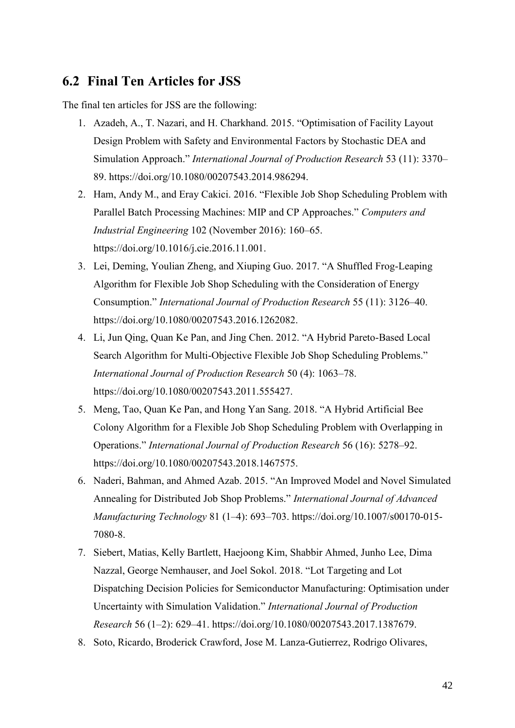## 6.2 Final Ten Articles for JSS

The final ten articles for JSS are the following:

1. Azadeh, A., T. Nazari, and H. Charkhand. 2015. "Optimisation of Facility Layout Design Problem with Safety and Environmental Factors by Stochastic DEA and Simulation Approach." *International Journal of Production Research* 53 (11): 3370–89. https://doi.org/10.1080/00207543.2014.986294.
2. Ham, Andy M., and Eray Cakici. 2016. "Flexible Job Shop Scheduling Problem with Parallel Batch Processing Machines: MIP and CP Approaches." *Computers and Industrial Engineering* 102 (November 2016): 160–65. https://doi.org/10.1016/j.cie.2016.11.001.
3. Lei, Deming, Youlian Zheng, and Xiuping Guo. 2017. "A Shuffled Frog-Leaping Algorithm for Flexible Job Shop Scheduling with the Consideration of Energy Consumption." *International Journal of Production Research* 55 (11): 3126–40. https://doi.org/10.1080/00207543.2016.1262082.
4. Li, Jun Qing, Quan Ke Pan, and Jing Chen. 2012. "A Hybrid Pareto-Based Local Search Algorithm for Multi-Objective Flexible Job Shop Scheduling Problems." *International Journal of Production Research* 50 (4): 1063–78. https://doi.org/10.1080/00207543.2011.555427.
5. Meng, Tao, Quan Ke Pan, and Hong Yan Sang. 2018. "A Hybrid Artificial Bee Colony Algorithm for a Flexible Job Shop Scheduling Problem with Overlapping in Operations." *International Journal of Production Research* 56 (16): 5278–92. https://doi.org/10.1080/00207543.2018.1467575.
6. Naderi, Bahman, and Ahmed Azab. 2015. "An Improved Model and Novel Simulated Annealing for Distributed Job Shop Problems." *International Journal of Advanced Manufacturing Technology* 81 (1–4): 693–703. https://doi.org/10.1007/s00170-015-7080-8.
7. Siebert, Matias, Kelly Bartlett, Haejoong Kim, Shabbir Ahmed, Junho Lee, Dima Nazzal, George Nemhauser, and Joel Sokol. 2018. "Lot Targeting and Lot Dispatching Decision Policies for Semiconductor Manufacturing: Optimisation under Uncertainty with Simulation Validation." *International Journal of Production Research* 56 (1–2): 629–41. https://doi.org/10.1080/00207543.2017.1387679.
8. Soto, Ricardo, Broderick Crawford, Jose M. Lanza-Gutierrez, Rodrigo Olivares,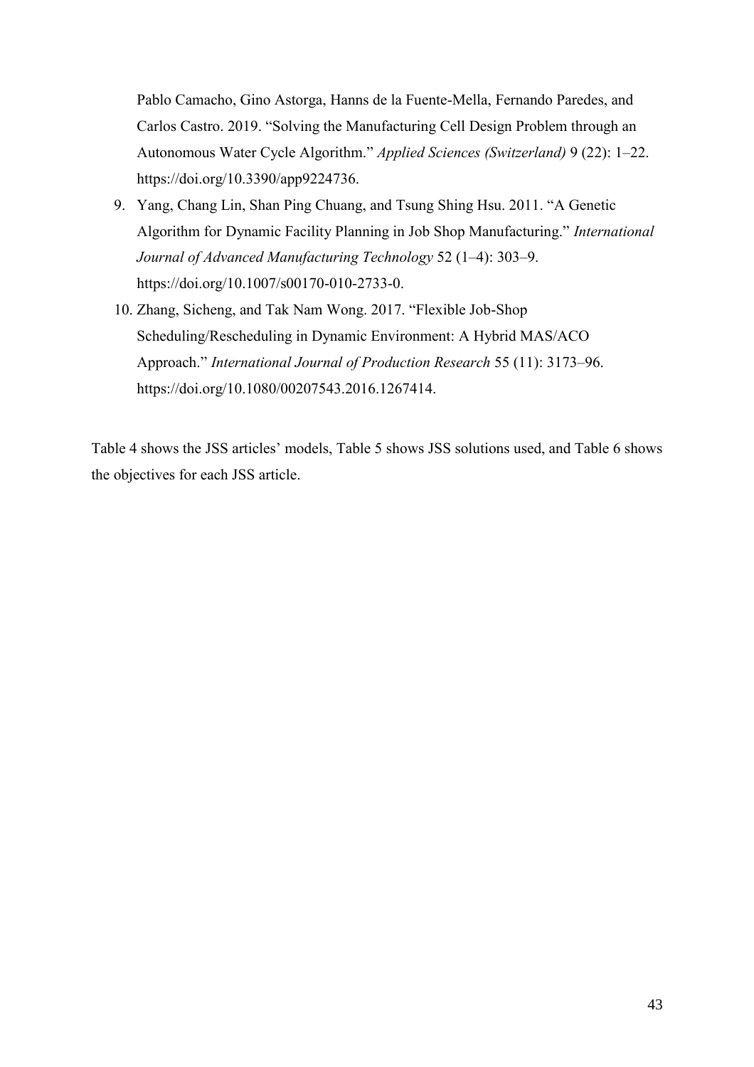Pablo Camacho, Gino Astorga, Hanns de la Fuente-Mella, Fernando Paredes, and Carlos Castro. 2019. "Solving the Manufacturing Cell Design Problem through an Autonomous Water Cycle Algorithm." *Applied Sciences (Switzerland)* 9 (22): 1–22. https://doi.org/10.3390/app9224736.

9. Yang, Chang Lin, Shan Ping Chuang, and Tsung Shing Hsu. 2011. "A Genetic Algorithm for Dynamic Facility Planning in Job Shop Manufacturing." *International Journal of Advanced Manufacturing Technology* 52 (1–4): 303–9. https://doi.org/10.1007/s00170-010-2733-0.
10. Zhang, Sicheng, and Tak Nam Wong. 2017. "Flexible Job-Shop Scheduling/Rescheduling in Dynamic Environment: A Hybrid MAS/ACO Approach." *International Journal of Production Research* 55 (11): 3173–96. https://doi.org/10.1080/00207543.2016.1267414.

Table 4 shows the JSS articles' models, Table 5 shows JSS solutions used, and Table 6 shows the objectives for each JSS article.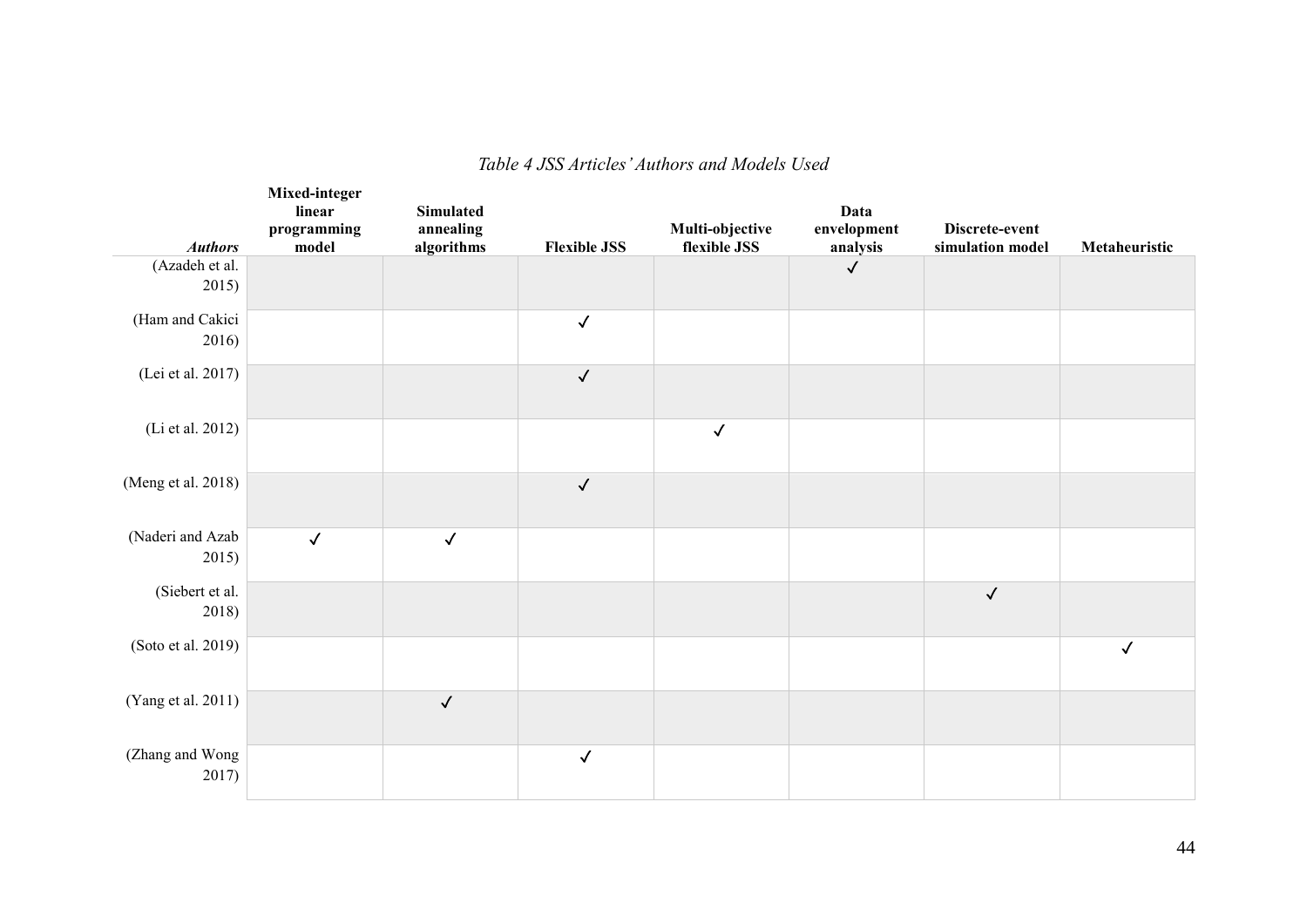*Table 4 JSS Articles' Authors and Models Used*

| ***Authors*** | **Mixed-integer linear programming model** | **Simulated annealing algorithms** | **Flexible JSS** | **Multi-objective flexible JSS** | **Data envelopment analysis** | **Discrete-event simulation model** | **Metaheuristic** |
|---|---|---|---|---|---|---|---|
| (Azadeh et al. 2015) | | | | | ✓ | | |
| (Ham and Cakici 2016) | | | ✓ | | | | |
| (Lei et al. 2017) | | | ✓ | | | | |
| (Li et al. 2012) | | | | ✓ | | | |
| (Meng et al. 2018) | | | ✓ | | | | |
| (Naderi and Azab 2015) | ✓ | ✓ | | | | | |
| (Siebert et al. 2018) | | | | | | ✓ | |
| (Soto et al. 2019) | | | | | | | ✓ |
| (Yang et al. 2011) | | ✓ | | | | | |
| (Zhang and Wong 2017) | | | ✓ | | | | |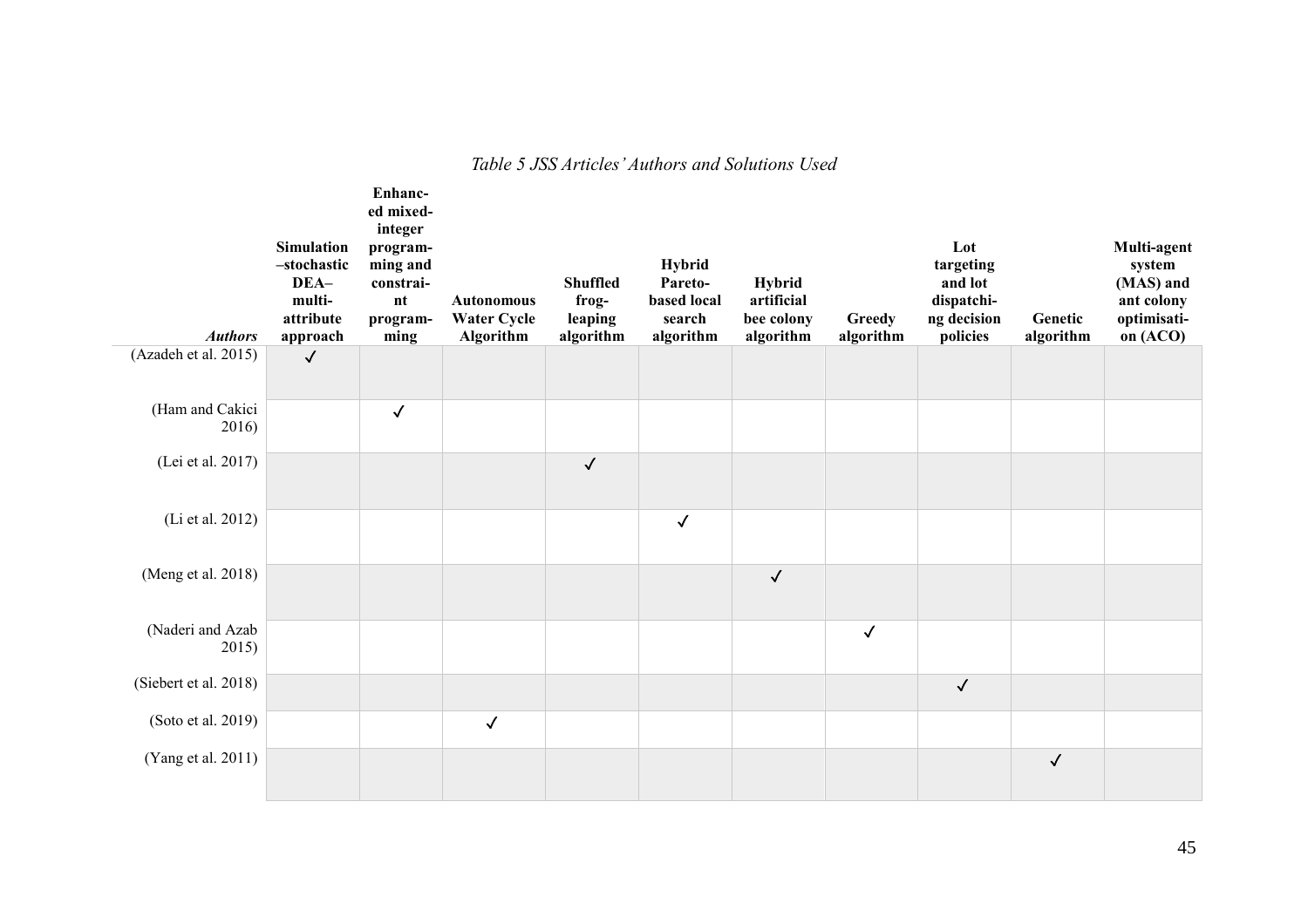*Table 5 JSS Articles' Authors and Solutions Used*

| ***Authors*** | **Simulation –stochastic DEA–multi-attribute approach** | **Enhanced mixed-integer programming and constraint programming** | **Autonomous Water Cycle Algorithm** | **Shuffled frog-leaping algorithm** | **Hybrid Pareto-based local search algorithm** | **Hybrid artificial bee colony algorithm** | **Greedy algorithm** | **Lot targeting and lot dispatching decision policies** | **Genetic algorithm** | **Multi-agent system (MAS) and ant colony optimisation (ACO)** |
|---|---|---|---|---|---|---|---|---|---|---|
| (Azadeh et al. 2015) | ✓ | | | | | | | | | |
| (Ham and Cakici 2016) | | ✓ | | | | | | | | |
| (Lei et al. 2017) | | | | ✓ | | | | | | |
| (Li et al. 2012) | | | | | ✓ | | | | | |
| (Meng et al. 2018) | | | | | | ✓ | | | | |
| (Naderi and Azab 2015) | | | | | | | ✓ | | | |
| (Siebert et al. 2018) | | | | | | | | ✓ | | |
| (Soto et al. 2019) | | | ✓ | | | | | | | |
| (Yang et al. 2011) | | | | | | | | | ✓ | |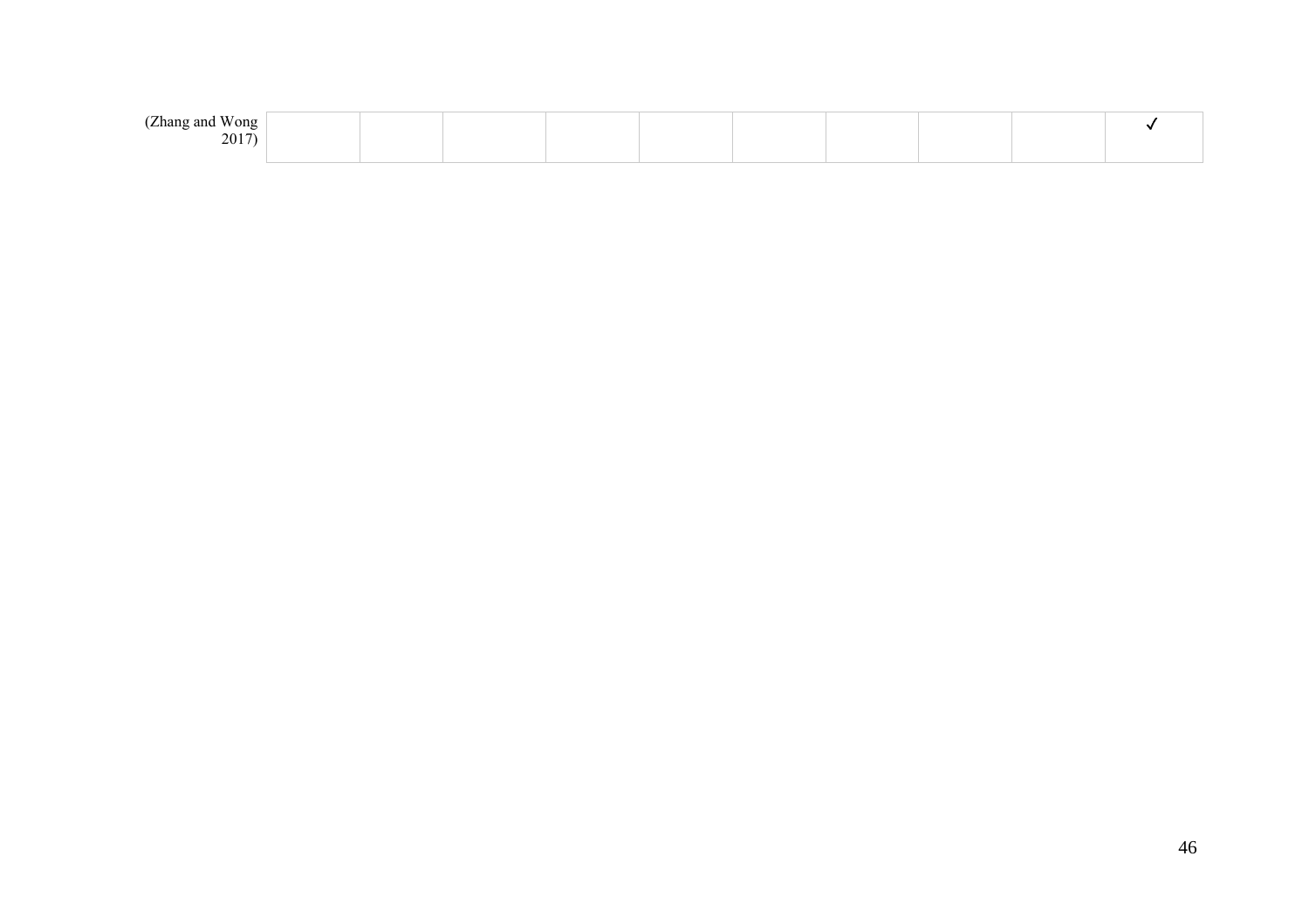| | | | | | | | | | | |
|---|---|---|---|---|---|---|---|---|---|---|
| (Zhang and Wong 2017) | | | | | | | | | | ✓ |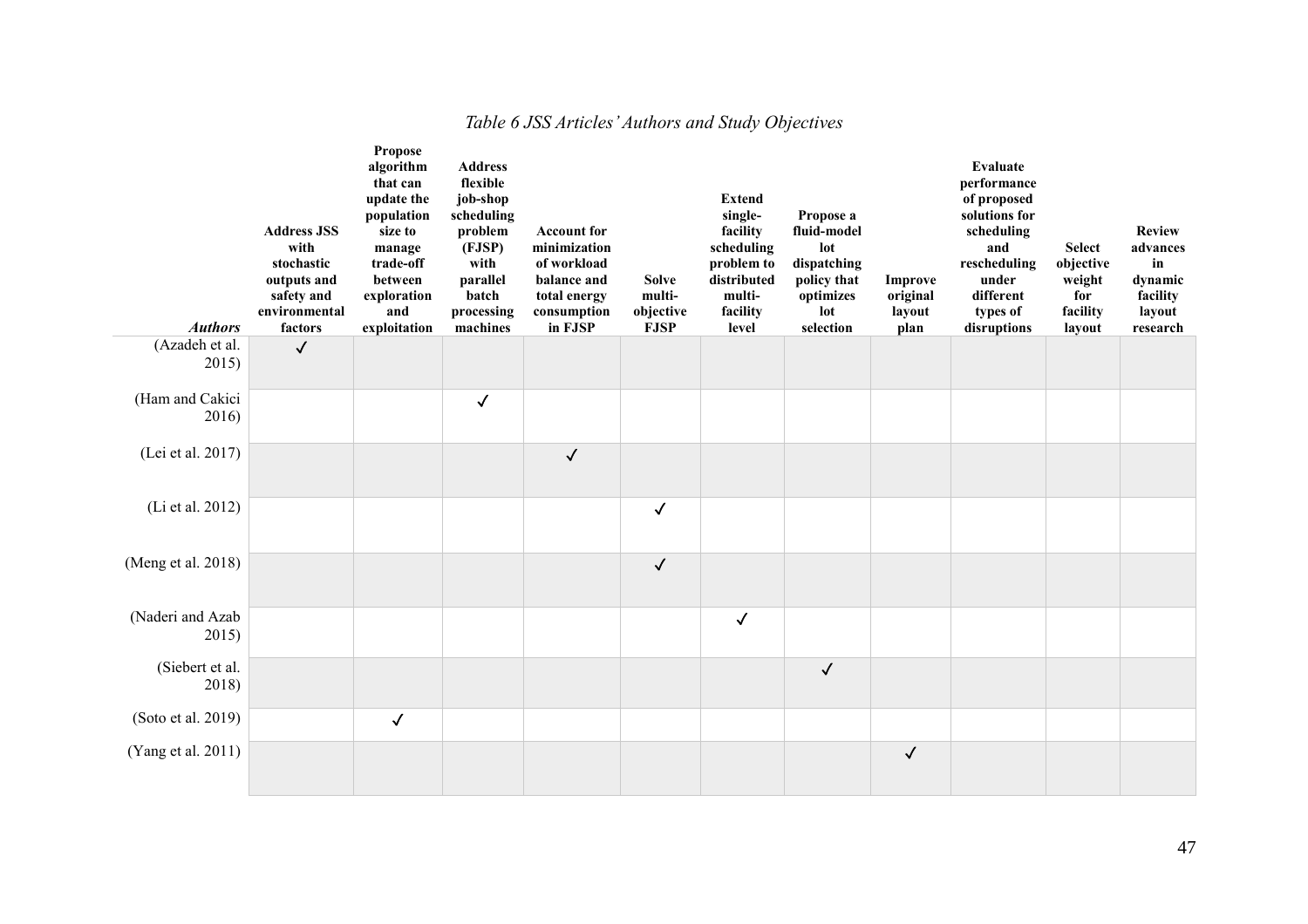*Table 6 JSS Articles' Authors and Study Objectives*

| *Authors* | Address JSS with stochastic outputs and safety and environmental factors | Propose algorithm that can update the population size to manage trade-off between exploration and exploitation | Address flexible job-shop scheduling problem (FJSP) with parallel batch processing machines | Account for minimization of workload balance and total energy consumption in FJSP | Solve multi-objective FJSP | Extend single-facility scheduling problem to distributed multi-facility level | Propose a fluid-model lot dispatching policy that optimizes lot selection | Improve original layout plan | Evaluate performance of proposed solutions for scheduling and rescheduling under different types of disruptions | Select objective weight for facility layout | Review advances in dynamic facility layout research |
|---|---|---|---|---|---|---|---|---|---|---|---|
| (Azadeh et al. 2015) | ✓ | | | | | | | | | | |
| (Ham and Cakici 2016) | | | ✓ | | | | | | | | |
| (Lei et al. 2017) | | | | ✓ | | | | | | | |
| (Li et al. 2012) | | | | | ✓ | | | | | | |
| (Meng et al. 2018) | | | | | ✓ | | | | | | |
| (Naderi and Azab 2015) | | | | | | ✓ | | | | | |
| (Siebert et al. 2018) | | | | | | | ✓ | | | | |
| (Soto et al. 2019) | | ✓ | | | | | | | | | |
| (Yang et al. 2011) | | | | | | | | ✓ | | | |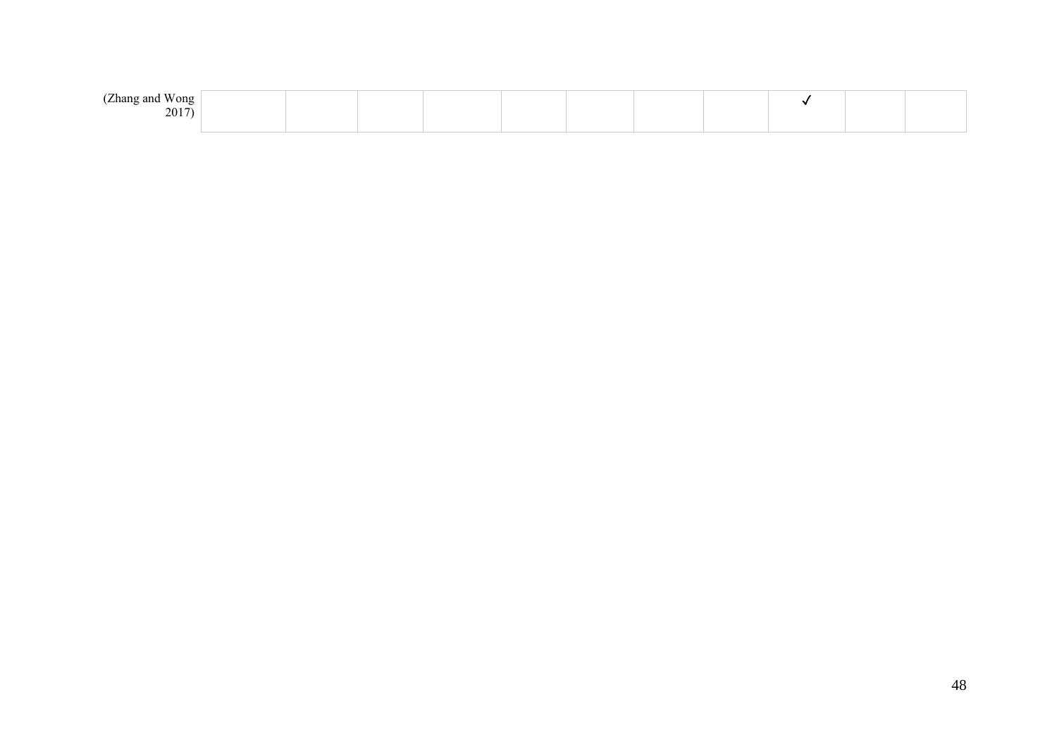| | | | | | | | | | | | |
|---|---|---|---|---|---|---|---|---|---|---|---|
| (Zhang and Wong 2017) | | | | | | | | | ✓ | | |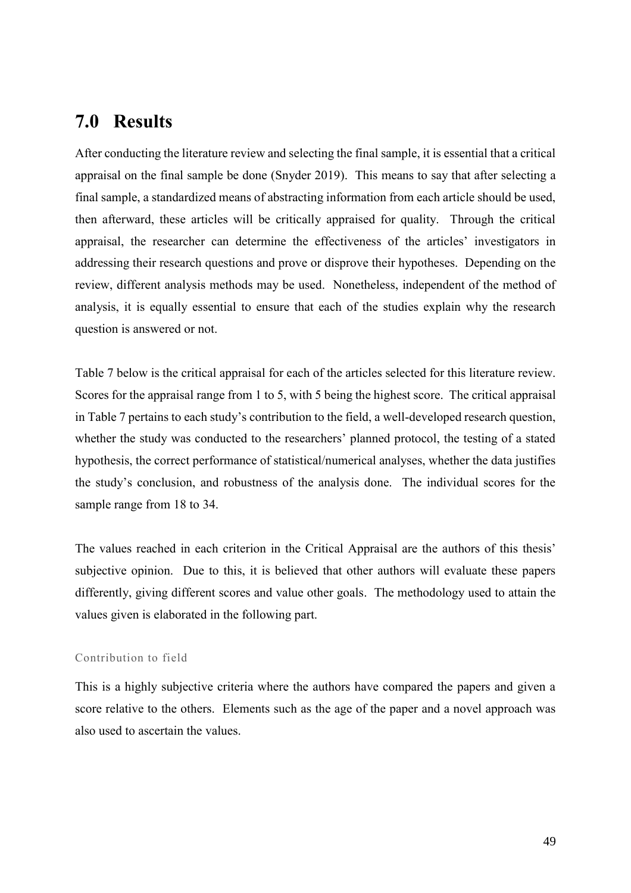# 7.0 Results

After conducting the literature review and selecting the final sample, it is essential that a critical appraisal on the final sample be done (Snyder 2019). This means to say that after selecting a final sample, a standardized means of abstracting information from each article should be used, then afterward, these articles will be critically appraised for quality. Through the critical appraisal, the researcher can determine the effectiveness of the articles' investigators in addressing their research questions and prove or disprove their hypotheses. Depending on the review, different analysis methods may be used. Nonetheless, independent of the method of analysis, it is equally essential to ensure that each of the studies explain why the research question is answered or not.

Table 7 below is the critical appraisal for each of the articles selected for this literature review. Scores for the appraisal range from 1 to 5, with 5 being the highest score. The critical appraisal in Table 7 pertains to each study's contribution to the field, a well-developed research question, whether the study was conducted to the researchers' planned protocol, the testing of a stated hypothesis, the correct performance of statistical/numerical analyses, whether the data justifies the study's conclusion, and robustness of the analysis done. The individual scores for the sample range from 18 to 34.

The values reached in each criterion in the Critical Appraisal are the authors of this thesis' subjective opinion. Due to this, it is believed that other authors will evaluate these papers differently, giving different scores and value other goals. The methodology used to attain the values given is elaborated in the following part.

#### Contribution to field

This is a highly subjective criteria where the authors have compared the papers and given a score relative to the others. Elements such as the age of the paper and a novel approach was also used to ascertain the values.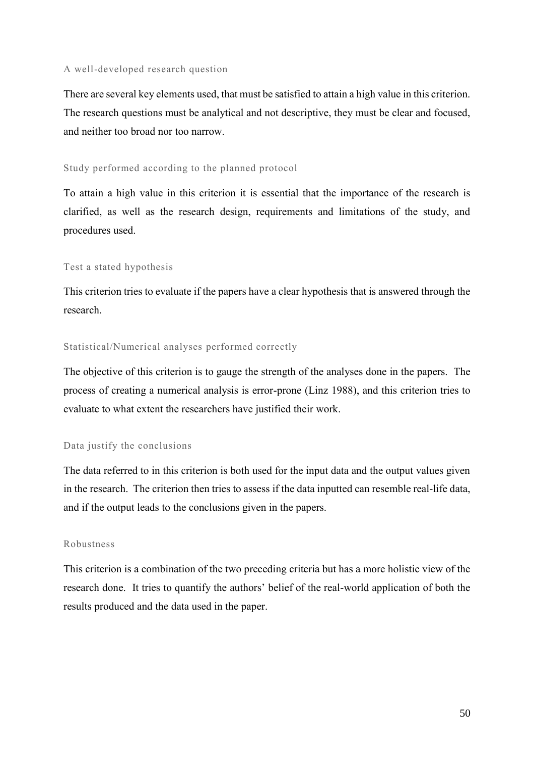#### A well-developed research question

There are several key elements used, that must be satisfied to attain a high value in this criterion. The research questions must be analytical and not descriptive, they must be clear and focused, and neither too broad nor too narrow.

#### Study performed according to the planned protocol

To attain a high value in this criterion it is essential that the importance of the research is clarified, as well as the research design, requirements and limitations of the study, and procedures used.

#### Test a stated hypothesis

This criterion tries to evaluate if the papers have a clear hypothesis that is answered through the research.

#### Statistical/Numerical analyses performed correctly

The objective of this criterion is to gauge the strength of the analyses done in the papers. The process of creating a numerical analysis is error-prone (Linz 1988), and this criterion tries to evaluate to what extent the researchers have justified their work.

#### Data justify the conclusions

The data referred to in this criterion is both used for the input data and the output values given in the research. The criterion then tries to assess if the data inputted can resemble real-life data, and if the output leads to the conclusions given in the papers.

#### Robustness

This criterion is a combination of the two preceding criteria but has a more holistic view of the research done. It tries to quantify the authors' belief of the real-world application of both the results produced and the data used in the paper.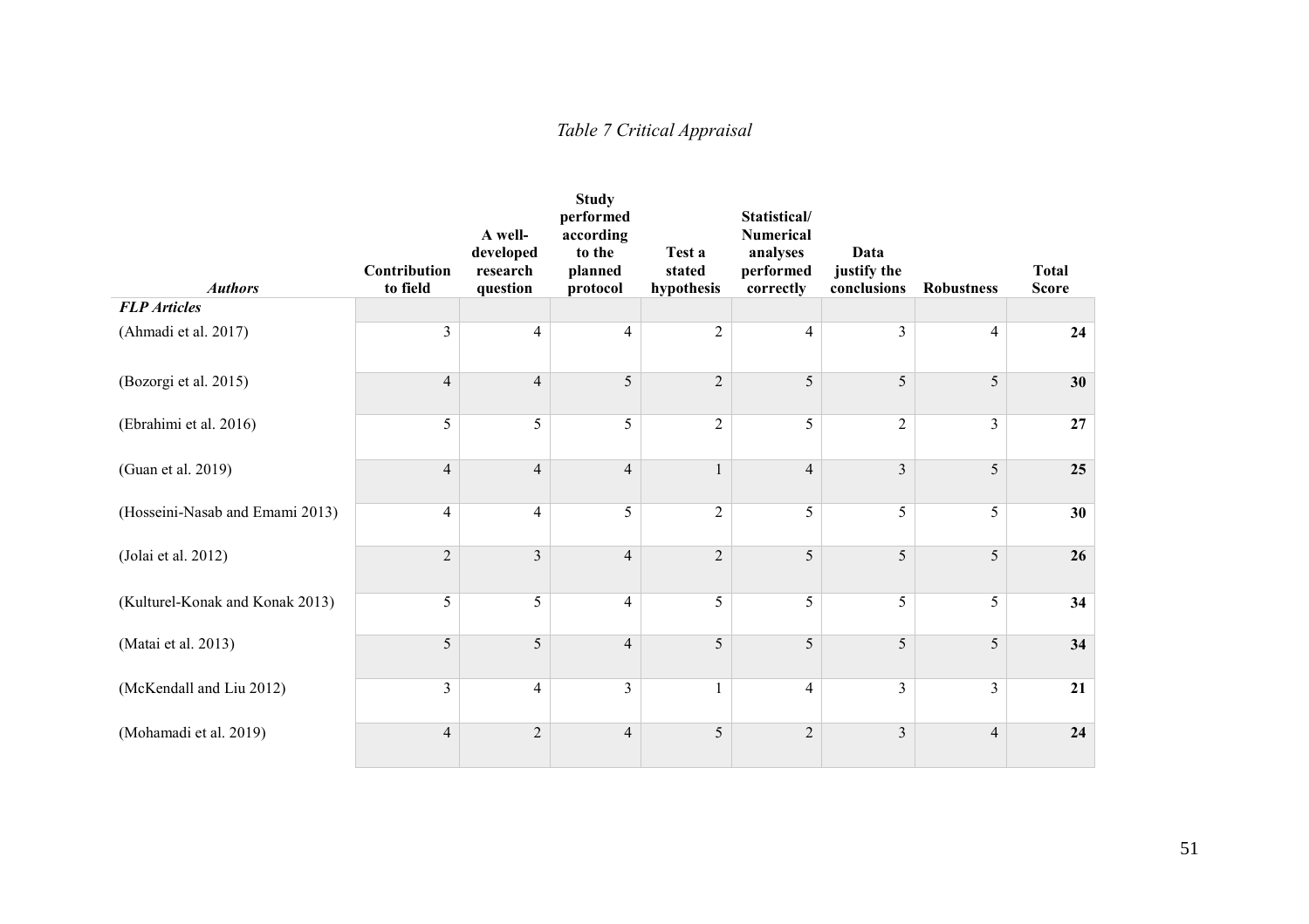*Table 7 Critical Appraisal*

| *Authors* | Contribution to field | A well-developed research question | Study performed according to the planned protocol | Test a stated hypothesis | Statistical/ Numerical analyses performed correctly | Data justify the conclusions | Robustness | Total Score |
|---|---|---|---|---|---|---|---|---|
| ***FLP Articles*** | | | | | | | | |
| (Ahmadi et al. 2017) | 3 | 4 | 4 | 2 | 4 | 3 | 4 | **24** |
| (Bozorgi et al. 2015) | 4 | 4 | 5 | 2 | 5 | 5 | 5 | **30** |
| (Ebrahimi et al. 2016) | 5 | 5 | 5 | 2 | 5 | 2 | 3 | **27** |
| (Guan et al. 2019) | 4 | 4 | 4 | 1 | 4 | 3 | 5 | **25** |
| (Hosseini-Nasab and Emami 2013) | 4 | 4 | 5 | 2 | 5 | 5 | 5 | **30** |
| (Jolai et al. 2012) | 2 | 3 | 4 | 2 | 5 | 5 | 5 | **26** |
| (Kulturel-Konak and Konak 2013) | 5 | 5 | 4 | 5 | 5 | 5 | 5 | **34** |
| (Matai et al. 2013) | 5 | 5 | 4 | 5 | 5 | 5 | 5 | **34** |
| (McKendall and Liu 2012) | 3 | 4 | 3 | 1 | 4 | 3 | 3 | **21** |
| (Mohamadi et al. 2019) | 4 | 2 | 4 | 5 | 2 | 3 | 4 | **24** |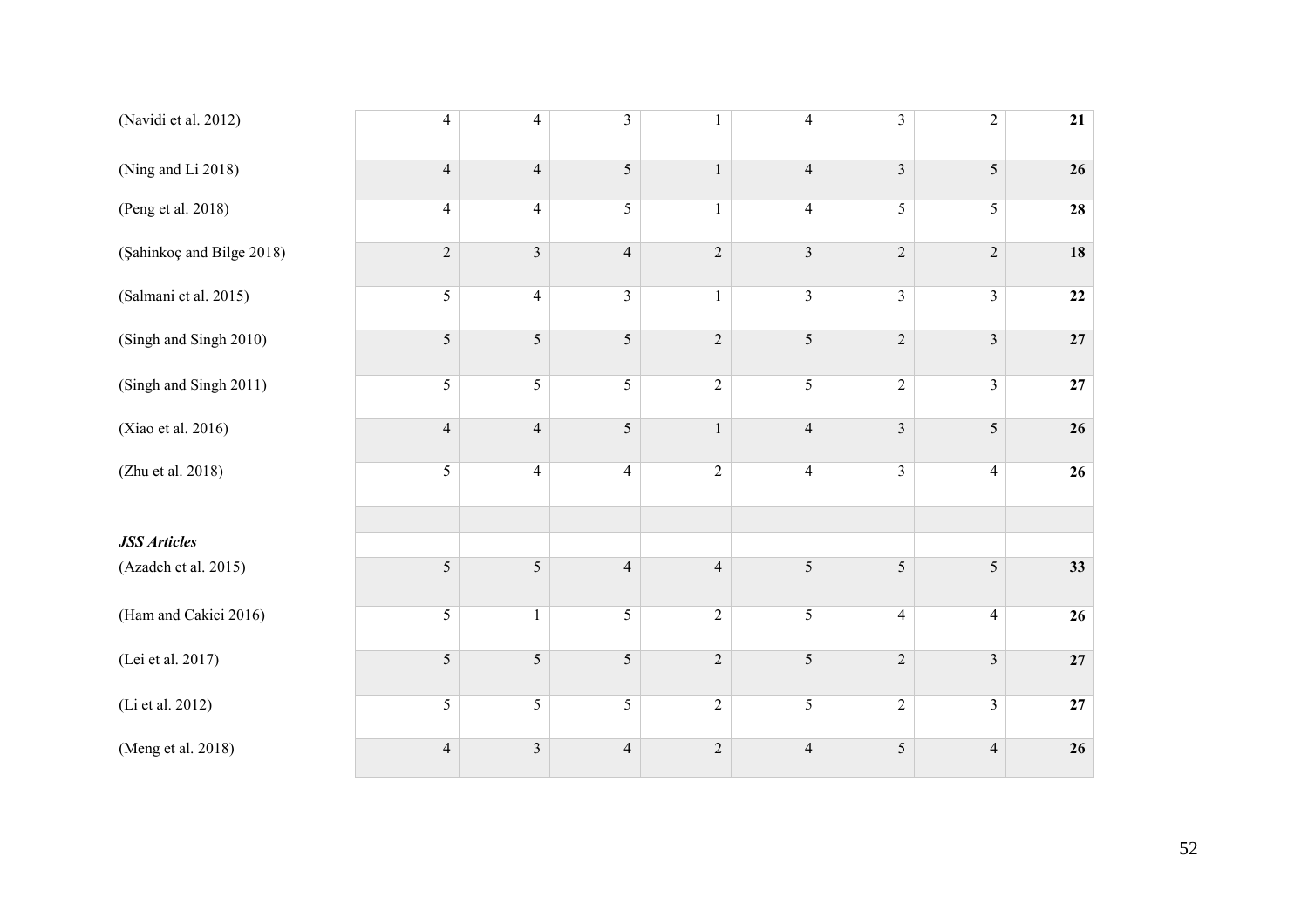| | | | | | | | | |
|---|---|---|---|---|---|---|---|---|
| (Navidi et al. 2012) | 4 | 4 | 3 | 1 | 4 | 3 | 2 | **21** |
| (Ning and Li 2018) | 4 | 4 | 5 | 1 | 4 | 3 | 5 | **26** |
| (Peng et al. 2018) | 4 | 4 | 5 | 1 | 4 | 5 | 5 | **28** |
| (Şahinkoç and Bilge 2018) | 2 | 3 | 4 | 2 | 3 | 2 | 2 | **18** |
| (Salmani et al. 2015) | 5 | 4 | 3 | 1 | 3 | 3 | 3 | **22** |
| (Singh and Singh 2010) | 5 | 5 | 5 | 2 | 5 | 2 | 3 | **27** |
| (Singh and Singh 2011) | 5 | 5 | 5 | 2 | 5 | 2 | 3 | **27** |
| (Xiao et al. 2016) | 4 | 4 | 5 | 1 | 4 | 3 | 5 | **26** |
| (Zhu et al. 2018) | 5 | 4 | 4 | 2 | 4 | 3 | 4 | **26** |
| | | | | | | | | |
| ***JSS Articles*** | | | | | | | | |
| (Azadeh et al. 2015) | 5 | 5 | 4 | 4 | 5 | 5 | 5 | **33** |
| (Ham and Cakici 2016) | 5 | 1 | 5 | 2 | 5 | 4 | 4 | **26** |
| (Lei et al. 2017) | 5 | 5 | 5 | 2 | 5 | 2 | 3 | **27** |
| (Li et al. 2012) | 5 | 5 | 5 | 2 | 5 | 2 | 3 | **27** |
| (Meng et al. 2018) | 4 | 3 | 4 | 2 | 4 | 5 | 4 | **26** |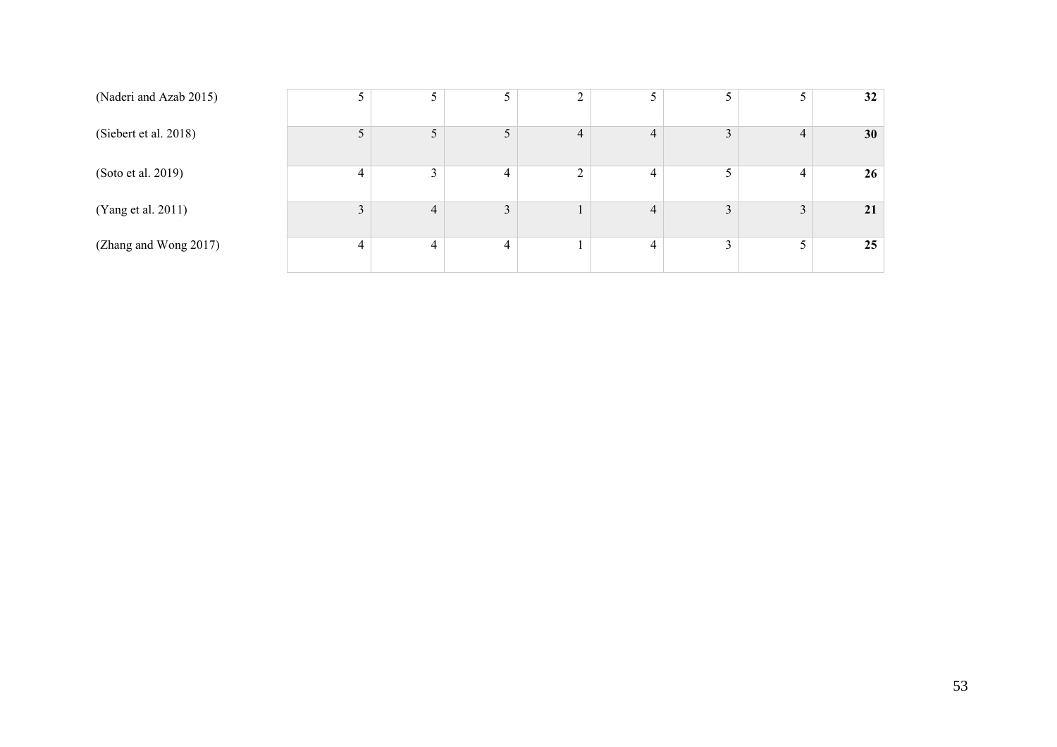| | | | | | | | | |
|---|---|---|---|---|---|---|---|---|
| (Naderi and Azab 2015) | 5 | 5 | 5 | 2 | 5 | 5 | 5 | **32** |
| (Siebert et al. 2018) | 5 | 5 | 5 | 4 | 4 | 3 | 4 | **30** |
| (Soto et al. 2019) | 4 | 3 | 4 | 2 | 4 | 5 | 4 | **26** |
| (Yang et al. 2011) | 3 | 4 | 3 | 1 | 4 | 3 | 3 | **21** |
| (Zhang and Wong 2017) | 4 | 4 | 4 | 1 | 4 | 3 | 5 | **25** |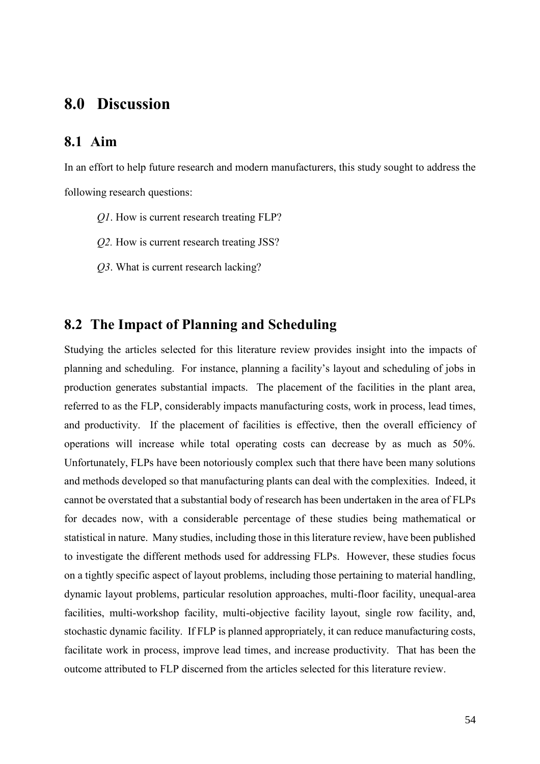# 8.0 Discussion

## 8.1 Aim

In an effort to help future research and modern manufacturers, this study sought to address the following research questions:

*Q1*. How is current research treating FLP?

*Q2.* How is current research treating JSS?

*Q3*. What is current research lacking?

## 8.2 The Impact of Planning and Scheduling

Studying the articles selected for this literature review provides insight into the impacts of planning and scheduling. For instance, planning a facility's layout and scheduling of jobs in production generates substantial impacts. The placement of the facilities in the plant area, referred to as the FLP, considerably impacts manufacturing costs, work in process, lead times, and productivity. If the placement of facilities is effective, then the overall efficiency of operations will increase while total operating costs can decrease by as much as 50%. Unfortunately, FLPs have been notoriously complex such that there have been many solutions and methods developed so that manufacturing plants can deal with the complexities. Indeed, it cannot be overstated that a substantial body of research has been undertaken in the area of FLPs for decades now, with a considerable percentage of these studies being mathematical or statistical in nature. Many studies, including those in this literature review, have been published to investigate the different methods used for addressing FLPs. However, these studies focus on a tightly specific aspect of layout problems, including those pertaining to material handling, dynamic layout problems, particular resolution approaches, multi-floor facility, unequal-area facilities, multi-workshop facility, multi-objective facility layout, single row facility, and, stochastic dynamic facility. If FLP is planned appropriately, it can reduce manufacturing costs, facilitate work in process, improve lead times, and increase productivity. That has been the outcome attributed to FLP discerned from the articles selected for this literature review.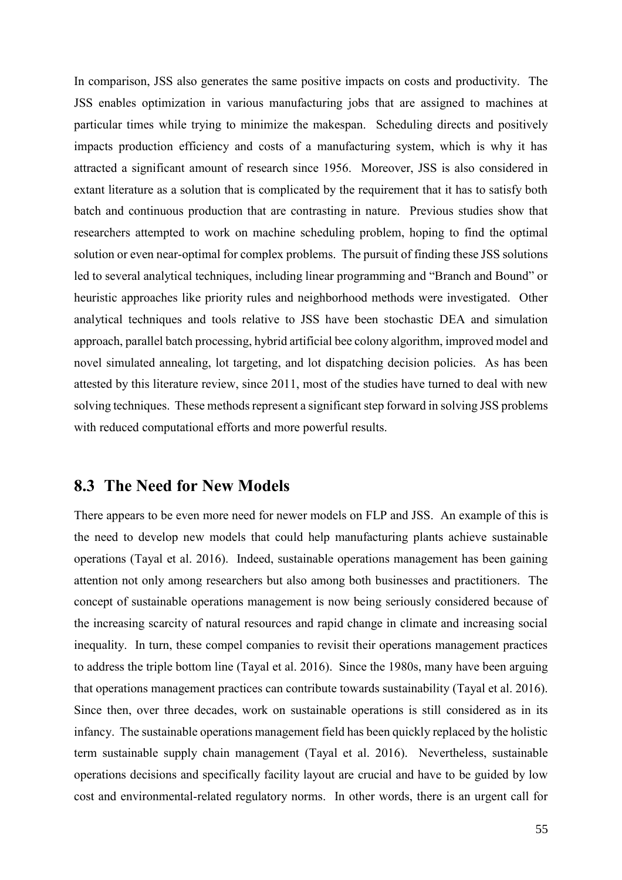In comparison, JSS also generates the same positive impacts on costs and productivity. The JSS enables optimization in various manufacturing jobs that are assigned to machines at particular times while trying to minimize the makespan. Scheduling directs and positively impacts production efficiency and costs of a manufacturing system, which is why it has attracted a significant amount of research since 1956. Moreover, JSS is also considered in extant literature as a solution that is complicated by the requirement that it has to satisfy both batch and continuous production that are contrasting in nature. Previous studies show that researchers attempted to work on machine scheduling problem, hoping to find the optimal solution or even near-optimal for complex problems. The pursuit of finding these JSS solutions led to several analytical techniques, including linear programming and "Branch and Bound" or heuristic approaches like priority rules and neighborhood methods were investigated. Other analytical techniques and tools relative to JSS have been stochastic DEA and simulation approach, parallel batch processing, hybrid artificial bee colony algorithm, improved model and novel simulated annealing, lot targeting, and lot dispatching decision policies. As has been attested by this literature review, since 2011, most of the studies have turned to deal with new solving techniques. These methods represent a significant step forward in solving JSS problems with reduced computational efforts and more powerful results.

## 8.3 The Need for New Models

There appears to be even more need for newer models on FLP and JSS. An example of this is the need to develop new models that could help manufacturing plants achieve sustainable operations (Tayal et al. 2016). Indeed, sustainable operations management has been gaining attention not only among researchers but also among both businesses and practitioners. The concept of sustainable operations management is now being seriously considered because of the increasing scarcity of natural resources and rapid change in climate and increasing social inequality. In turn, these compel companies to revisit their operations management practices to address the triple bottom line (Tayal et al. 2016). Since the 1980s, many have been arguing that operations management practices can contribute towards sustainability (Tayal et al. 2016). Since then, over three decades, work on sustainable operations is still considered as in its infancy. The sustainable operations management field has been quickly replaced by the holistic term sustainable supply chain management (Tayal et al. 2016). Nevertheless, sustainable operations decisions and specifically facility layout are crucial and have to be guided by low cost and environmental-related regulatory norms. In other words, there is an urgent call for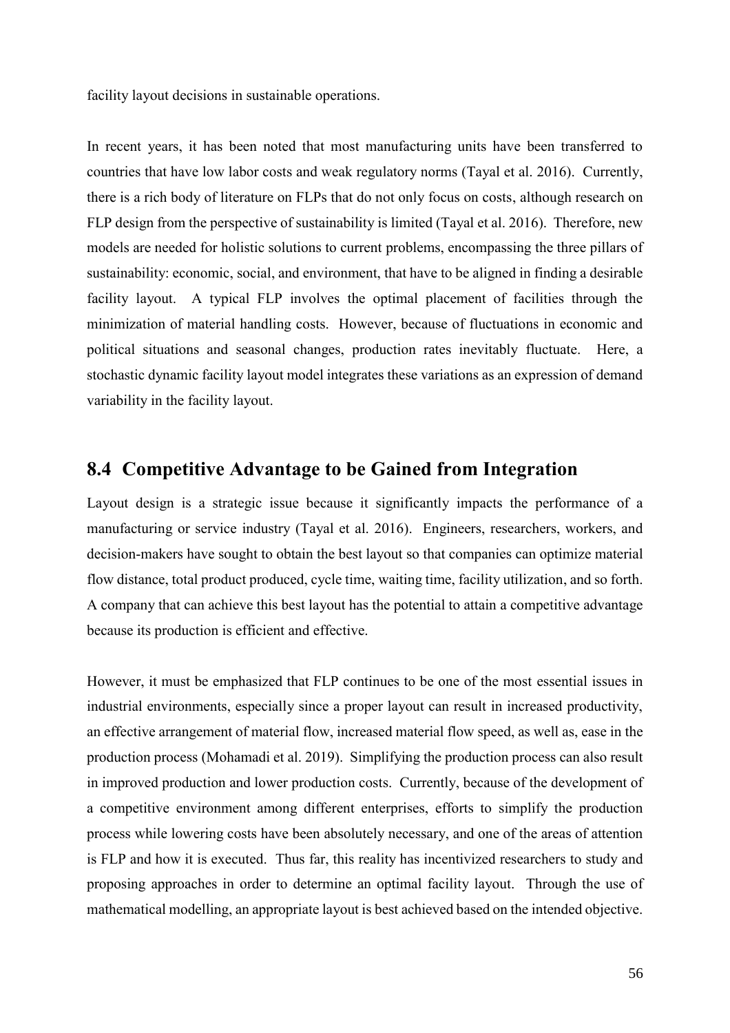facility layout decisions in sustainable operations.

In recent years, it has been noted that most manufacturing units have been transferred to countries that have low labor costs and weak regulatory norms (Tayal et al. 2016). Currently, there is a rich body of literature on FLPs that do not only focus on costs, although research on FLP design from the perspective of sustainability is limited (Tayal et al. 2016). Therefore, new models are needed for holistic solutions to current problems, encompassing the three pillars of sustainability: economic, social, and environment, that have to be aligned in finding a desirable facility layout. A typical FLP involves the optimal placement of facilities through the minimization of material handling costs. However, because of fluctuations in economic and political situations and seasonal changes, production rates inevitably fluctuate. Here, a stochastic dynamic facility layout model integrates these variations as an expression of demand variability in the facility layout.

## 8.4 Competitive Advantage to be Gained from Integration

Layout design is a strategic issue because it significantly impacts the performance of a manufacturing or service industry (Tayal et al. 2016). Engineers, researchers, workers, and decision-makers have sought to obtain the best layout so that companies can optimize material flow distance, total product produced, cycle time, waiting time, facility utilization, and so forth. A company that can achieve this best layout has the potential to attain a competitive advantage because its production is efficient and effective.

However, it must be emphasized that FLP continues to be one of the most essential issues in industrial environments, especially since a proper layout can result in increased productivity, an effective arrangement of material flow, increased material flow speed, as well as, ease in the production process (Mohamadi et al. 2019). Simplifying the production process can also result in improved production and lower production costs. Currently, because of the development of a competitive environment among different enterprises, efforts to simplify the production process while lowering costs have been absolutely necessary, and one of the areas of attention is FLP and how it is executed. Thus far, this reality has incentivized researchers to study and proposing approaches in order to determine an optimal facility layout. Through the use of mathematical modelling, an appropriate layout is best achieved based on the intended objective.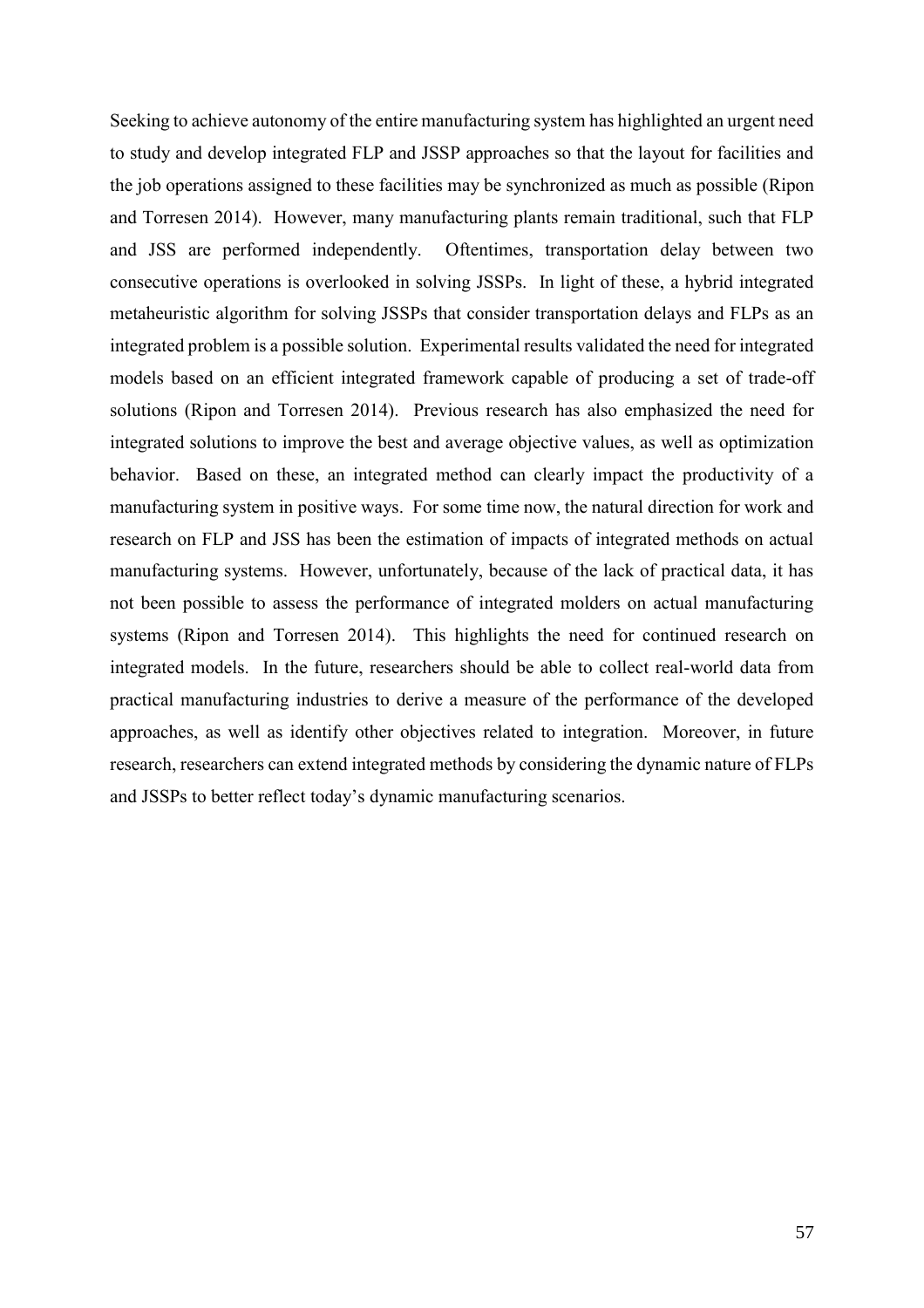Seeking to achieve autonomy of the entire manufacturing system has highlighted an urgent need to study and develop integrated FLP and JSSP approaches so that the layout for facilities and the job operations assigned to these facilities may be synchronized as much as possible (Ripon and Torresen 2014). However, many manufacturing plants remain traditional, such that FLP and JSS are performed independently. Oftentimes, transportation delay between two consecutive operations is overlooked in solving JSSPs. In light of these, a hybrid integrated metaheuristic algorithm for solving JSSPs that consider transportation delays and FLPs as an integrated problem is a possible solution. Experimental results validated the need for integrated models based on an efficient integrated framework capable of producing a set of trade-off solutions (Ripon and Torresen 2014). Previous research has also emphasized the need for integrated solutions to improve the best and average objective values, as well as optimization behavior. Based on these, an integrated method can clearly impact the productivity of a manufacturing system in positive ways. For some time now, the natural direction for work and research on FLP and JSS has been the estimation of impacts of integrated methods on actual manufacturing systems. However, unfortunately, because of the lack of practical data, it has not been possible to assess the performance of integrated molders on actual manufacturing systems (Ripon and Torresen 2014). This highlights the need for continued research on integrated models. In the future, researchers should be able to collect real-world data from practical manufacturing industries to derive a measure of the performance of the developed approaches, as well as identify other objectives related to integration. Moreover, in future research, researchers can extend integrated methods by considering the dynamic nature of FLPs and JSSPs to better reflect today's dynamic manufacturing scenarios.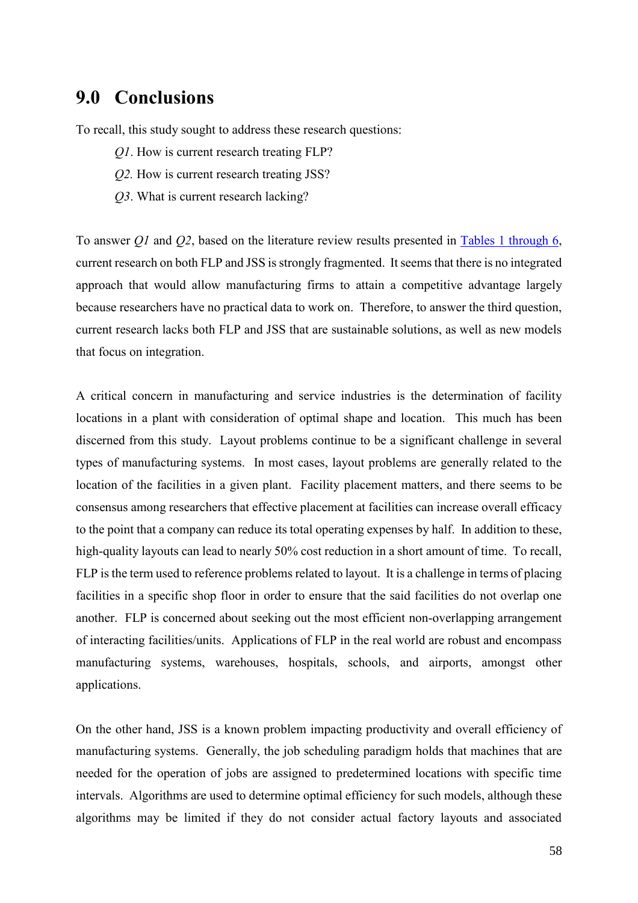# 9.0 Conclusions

To recall, this study sought to address these research questions:

*Q1*. How is current research treating FLP?

*Q2.* How is current research treating JSS?

*Q3*. What is current research lacking?

To answer *Q1* and *Q2*, based on the literature review results presented in Tables 1 through 6, current research on both FLP and JSS is strongly fragmented. It seems that there is no integrated approach that would allow manufacturing firms to attain a competitive advantage largely because researchers have no practical data to work on. Therefore, to answer the third question, current research lacks both FLP and JSS that are sustainable solutions, as well as new models that focus on integration.

A critical concern in manufacturing and service industries is the determination of facility locations in a plant with consideration of optimal shape and location. This much has been discerned from this study. Layout problems continue to be a significant challenge in several types of manufacturing systems. In most cases, layout problems are generally related to the location of the facilities in a given plant. Facility placement matters, and there seems to be consensus among researchers that effective placement at facilities can increase overall efficacy to the point that a company can reduce its total operating expenses by half. In addition to these, high-quality layouts can lead to nearly 50% cost reduction in a short amount of time. To recall, FLP is the term used to reference problems related to layout. It is a challenge in terms of placing facilities in a specific shop floor in order to ensure that the said facilities do not overlap one another. FLP is concerned about seeking out the most efficient non-overlapping arrangement of interacting facilities/units. Applications of FLP in the real world are robust and encompass manufacturing systems, warehouses, hospitals, schools, and airports, amongst other applications.

On the other hand, JSS is a known problem impacting productivity and overall efficiency of manufacturing systems. Generally, the job scheduling paradigm holds that machines that are needed for the operation of jobs are assigned to predetermined locations with specific time intervals. Algorithms are used to determine optimal efficiency for such models, although these algorithms may be limited if they do not consider actual factory layouts and associated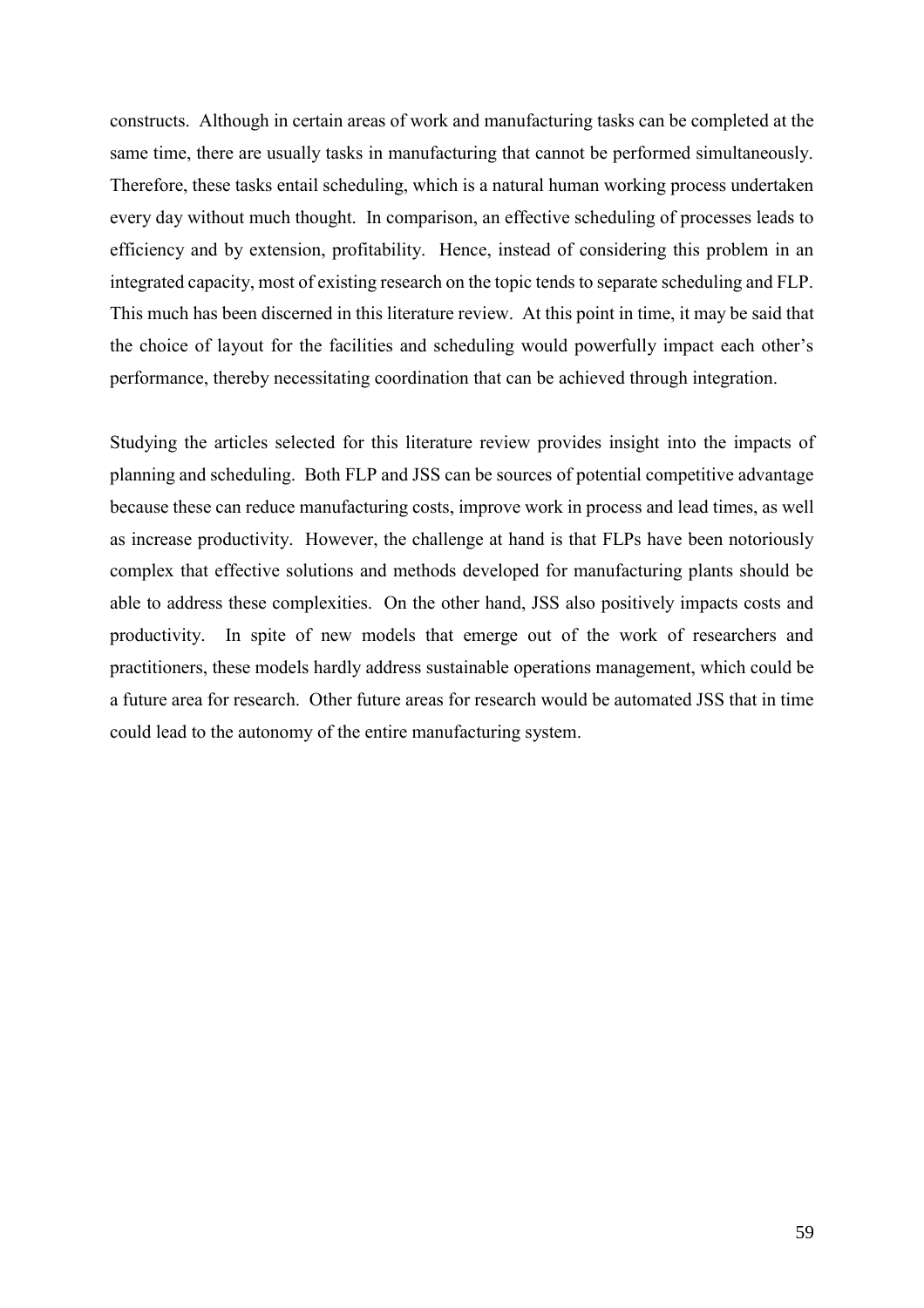constructs. Although in certain areas of work and manufacturing tasks can be completed at the same time, there are usually tasks in manufacturing that cannot be performed simultaneously. Therefore, these tasks entail scheduling, which is a natural human working process undertaken every day without much thought. In comparison, an effective scheduling of processes leads to efficiency and by extension, profitability. Hence, instead of considering this problem in an integrated capacity, most of existing research on the topic tends to separate scheduling and FLP. This much has been discerned in this literature review. At this point in time, it may be said that the choice of layout for the facilities and scheduling would powerfully impact each other's performance, thereby necessitating coordination that can be achieved through integration.

Studying the articles selected for this literature review provides insight into the impacts of planning and scheduling. Both FLP and JSS can be sources of potential competitive advantage because these can reduce manufacturing costs, improve work in process and lead times, as well as increase productivity. However, the challenge at hand is that FLPs have been notoriously complex that effective solutions and methods developed for manufacturing plants should be able to address these complexities. On the other hand, JSS also positively impacts costs and productivity. In spite of new models that emerge out of the work of researchers and practitioners, these models hardly address sustainable operations management, which could be a future area for research. Other future areas for research would be automated JSS that in time could lead to the autonomy of the entire manufacturing system.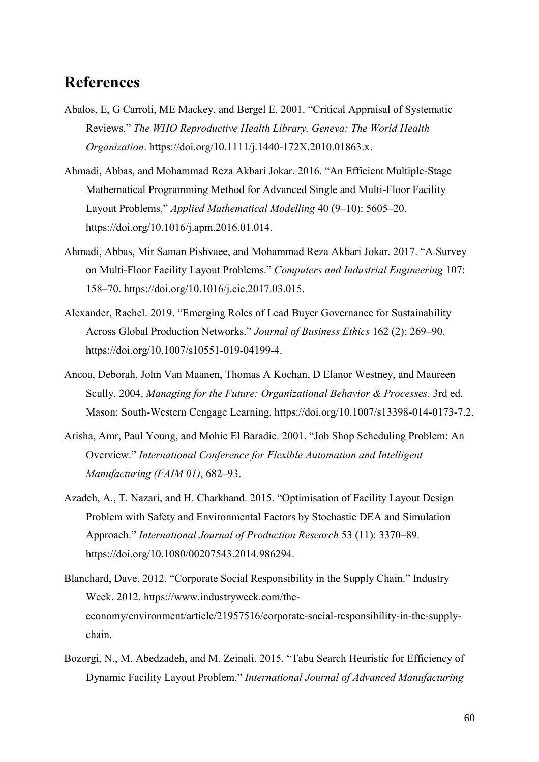# References

Abalos, E, G Carroli, ME Mackey, and Bergel E. 2001. "Critical Appraisal of Systematic Reviews." *The WHO Reproductive Health Library, Geneva: The World Health Organization*. https://doi.org/10.1111/j.1440-172X.2010.01863.x.

Ahmadi, Abbas, and Mohammad Reza Akbari Jokar. 2016. "An Efficient Multiple-Stage Mathematical Programming Method for Advanced Single and Multi-Floor Facility Layout Problems." *Applied Mathematical Modelling* 40 (9–10): 5605–20. https://doi.org/10.1016/j.apm.2016.01.014.

Ahmadi, Abbas, Mir Saman Pishvaee, and Mohammad Reza Akbari Jokar. 2017. "A Survey on Multi-Floor Facility Layout Problems." *Computers and Industrial Engineering* 107: 158–70. https://doi.org/10.1016/j.cie.2017.03.015.

Alexander, Rachel. 2019. "Emerging Roles of Lead Buyer Governance for Sustainability Across Global Production Networks." *Journal of Business Ethics* 162 (2): 269–90. https://doi.org/10.1007/s10551-019-04199-4.

Ancoa, Deborah, John Van Maanen, Thomas A Kochan, D Elanor Westney, and Maureen Scully. 2004. *Managing for the Future: Organizational Behavior & Processes*. 3rd ed. Mason: South-Western Cengage Learning. https://doi.org/10.1007/s13398-014-0173-7.2.

Arisha, Amr, Paul Young, and Mohie El Baradie. 2001. "Job Shop Scheduling Problem: An Overview." *International Conference for Flexible Automation and Intelligent Manufacturing (FAIM 01)*, 682–93.

Azadeh, A., T. Nazari, and H. Charkhand. 2015. "Optimisation of Facility Layout Design Problem with Safety and Environmental Factors by Stochastic DEA and Simulation Approach." *International Journal of Production Research* 53 (11): 3370–89. https://doi.org/10.1080/00207543.2014.986294.

Blanchard, Dave. 2012. "Corporate Social Responsibility in the Supply Chain." Industry Week. 2012. https://www.industryweek.com/the-economy/environment/article/21957516/corporate-social-responsibility-in-the-supply-chain.

Bozorgi, N., M. Abedzadeh, and M. Zeinali. 2015. "Tabu Search Heuristic for Efficiency of Dynamic Facility Layout Problem." *International Journal of Advanced Manufacturing*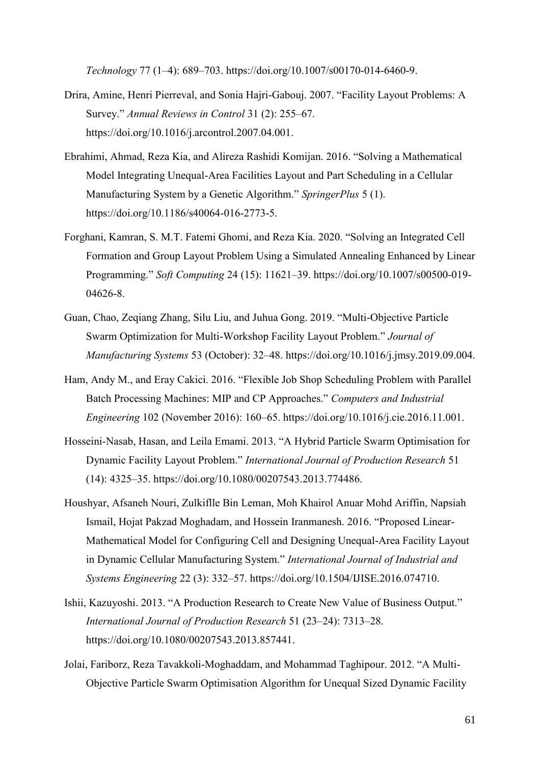*Technology* 77 (1–4): 689–703. https://doi.org/10.1007/s00170-014-6460-9.

Drira, Amine, Henri Pierreval, and Sonia Hajri-Gabouj. 2007. "Facility Layout Problems: A Survey." *Annual Reviews in Control* 31 (2): 255–67. https://doi.org/10.1016/j.arcontrol.2007.04.001.

Ebrahimi, Ahmad, Reza Kia, and Alireza Rashidi Komijan. 2016. "Solving a Mathematical Model Integrating Unequal-Area Facilities Layout and Part Scheduling in a Cellular Manufacturing System by a Genetic Algorithm." *SpringerPlus* 5 (1). https://doi.org/10.1186/s40064-016-2773-5.

Forghani, Kamran, S. M.T. Fatemi Ghomi, and Reza Kia. 2020. "Solving an Integrated Cell Formation and Group Layout Problem Using a Simulated Annealing Enhanced by Linear Programming." *Soft Computing* 24 (15): 11621–39. https://doi.org/10.1007/s00500-019-04626-8.

Guan, Chao, Zeqiang Zhang, Silu Liu, and Juhua Gong. 2019. "Multi-Objective Particle Swarm Optimization for Multi-Workshop Facility Layout Problem." *Journal of Manufacturing Systems* 53 (October): 32–48. https://doi.org/10.1016/j.jmsy.2019.09.004.

Ham, Andy M., and Eray Cakici. 2016. "Flexible Job Shop Scheduling Problem with Parallel Batch Processing Machines: MIP and CP Approaches." *Computers and Industrial Engineering* 102 (November 2016): 160–65. https://doi.org/10.1016/j.cie.2016.11.001.

Hosseini-Nasab, Hasan, and Leila Emami. 2013. "A Hybrid Particle Swarm Optimisation for Dynamic Facility Layout Problem." *International Journal of Production Research* 51 (14): 4325–35. https://doi.org/10.1080/00207543.2013.774486.

Houshyar, Afsaneh Nouri, Zulkiflle Bin Leman, Moh Khairol Anuar Mohd Ariffin, Napsiah Ismail, Hojat Pakzad Moghadam, and Hossein Iranmanesh. 2016. "Proposed Linear-Mathematical Model for Configuring Cell and Designing Unequal-Area Facility Layout in Dynamic Cellular Manufacturing System." *International Journal of Industrial and Systems Engineering* 22 (3): 332–57. https://doi.org/10.1504/IJISE.2016.074710.

Ishii, Kazuyoshi. 2013. "A Production Research to Create New Value of Business Output." *International Journal of Production Research* 51 (23–24): 7313–28. https://doi.org/10.1080/00207543.2013.857441.

Jolai, Fariborz, Reza Tavakkoli-Moghaddam, and Mohammad Taghipour. 2012. "A Multi-Objective Particle Swarm Optimisation Algorithm for Unequal Sized Dynamic Facility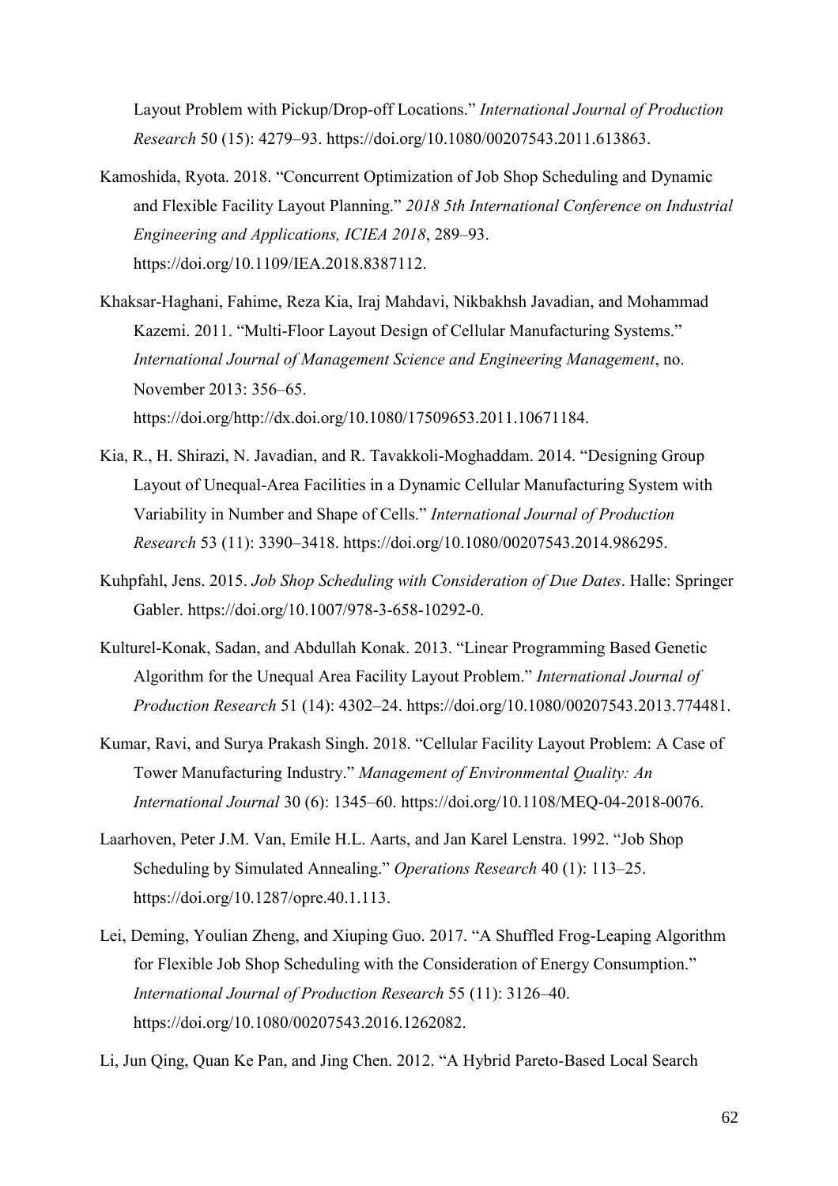Layout Problem with Pickup/Drop-off Locations." *International Journal of Production Research* 50 (15): 4279–93. https://doi.org/10.1080/00207543.2011.613863.

Kamoshida, Ryota. 2018. "Concurrent Optimization of Job Shop Scheduling and Dynamic and Flexible Facility Layout Planning." *2018 5th International Conference on Industrial Engineering and Applications, ICIEA 2018*, 289–93. https://doi.org/10.1109/IEA.2018.8387112.

Khaksar-Haghani, Fahime, Reza Kia, Iraj Mahdavi, Nikbakhsh Javadian, and Mohammad Kazemi. 2011. "Multi-Floor Layout Design of Cellular Manufacturing Systems." *International Journal of Management Science and Engineering Management*, no. November 2013: 356–65. https://doi.org/http://dx.doi.org/10.1080/17509653.2011.10671184.

Kia, R., H. Shirazi, N. Javadian, and R. Tavakkoli-Moghaddam. 2014. "Designing Group Layout of Unequal-Area Facilities in a Dynamic Cellular Manufacturing System with Variability in Number and Shape of Cells." *International Journal of Production Research* 53 (11): 3390–3418. https://doi.org/10.1080/00207543.2014.986295.

Kuhpfahl, Jens. 2015. *Job Shop Scheduling with Consideration of Due Dates*. Halle: Springer Gabler. https://doi.org/10.1007/978-3-658-10292-0.

Kulturel-Konak, Sadan, and Abdullah Konak. 2013. "Linear Programming Based Genetic Algorithm for the Unequal Area Facility Layout Problem." *International Journal of Production Research* 51 (14): 4302–24. https://doi.org/10.1080/00207543.2013.774481.

Kumar, Ravi, and Surya Prakash Singh. 2018. "Cellular Facility Layout Problem: A Case of Tower Manufacturing Industry." *Management of Environmental Quality: An International Journal* 30 (6): 1345–60. https://doi.org/10.1108/MEQ-04-2018-0076.

Laarhoven, Peter J.M. Van, Emile H.L. Aarts, and Jan Karel Lenstra. 1992. "Job Shop Scheduling by Simulated Annealing." *Operations Research* 40 (1): 113–25. https://doi.org/10.1287/opre.40.1.113.

Lei, Deming, Youlian Zheng, and Xiuping Guo. 2017. "A Shuffled Frog-Leaping Algorithm for Flexible Job Shop Scheduling with the Consideration of Energy Consumption." *International Journal of Production Research* 55 (11): 3126–40. https://doi.org/10.1080/00207543.2016.1262082.

Li, Jun Qing, Quan Ke Pan, and Jing Chen. 2012. "A Hybrid Pareto-Based Local Search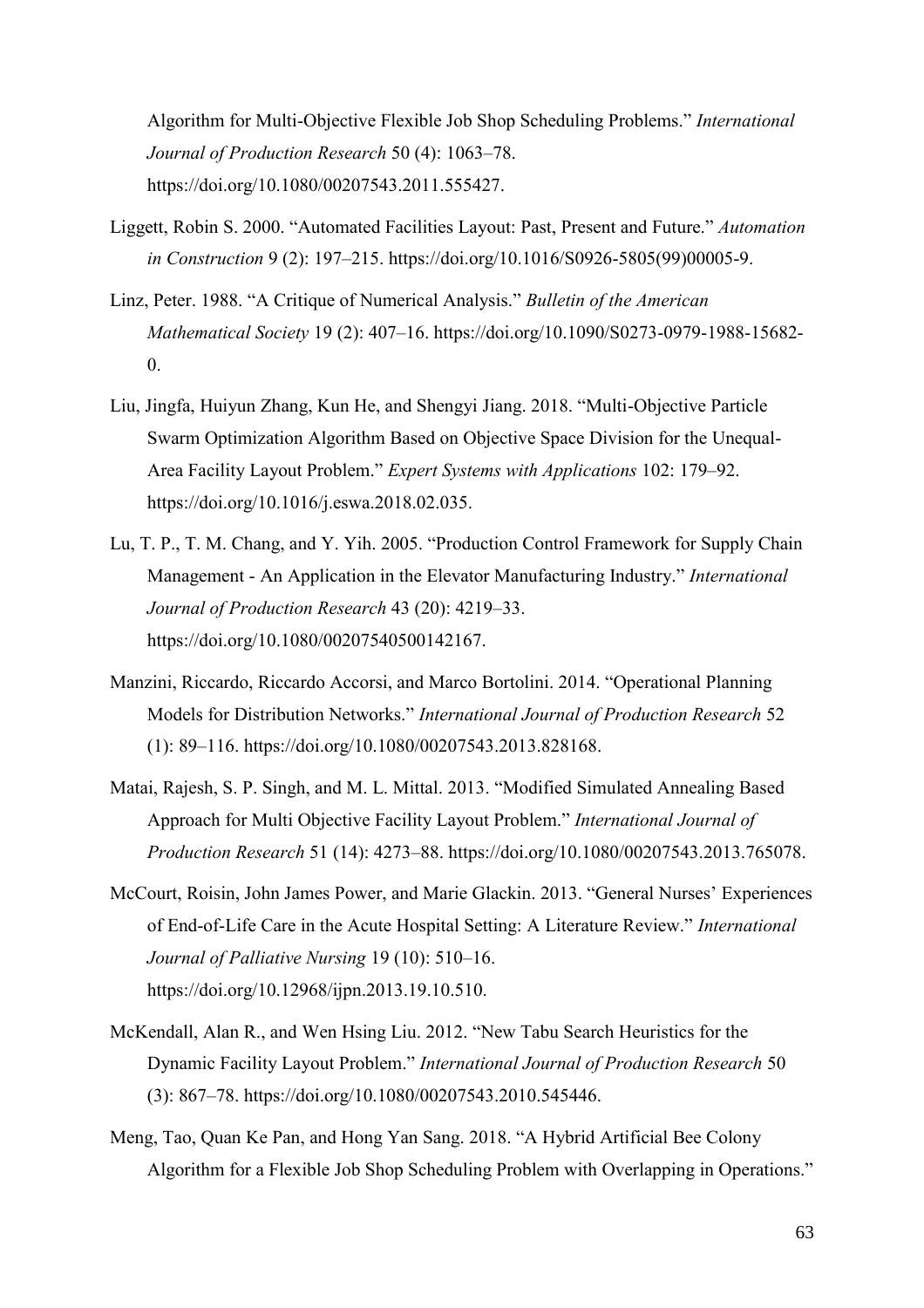Algorithm for Multi-Objective Flexible Job Shop Scheduling Problems." *International Journal of Production Research* 50 (4): 1063–78. https://doi.org/10.1080/00207543.2011.555427.

Liggett, Robin S. 2000. "Automated Facilities Layout: Past, Present and Future." *Automation in Construction* 9 (2): 197–215. https://doi.org/10.1016/S0926-5805(99)00005-9.

Linz, Peter. 1988. "A Critique of Numerical Analysis." *Bulletin of the American Mathematical Society* 19 (2): 407–16. https://doi.org/10.1090/S0273-0979-1988-15682-0.

Liu, Jingfa, Huiyun Zhang, Kun He, and Shengyi Jiang. 2018. "Multi-Objective Particle Swarm Optimization Algorithm Based on Objective Space Division for the Unequal-Area Facility Layout Problem." *Expert Systems with Applications* 102: 179–92. https://doi.org/10.1016/j.eswa.2018.02.035.

Lu, T. P., T. M. Chang, and Y. Yih. 2005. "Production Control Framework for Supply Chain Management - An Application in the Elevator Manufacturing Industry." *International Journal of Production Research* 43 (20): 4219–33. https://doi.org/10.1080/00207540500142167.

Manzini, Riccardo, Riccardo Accorsi, and Marco Bortolini. 2014. "Operational Planning Models for Distribution Networks." *International Journal of Production Research* 52 (1): 89–116. https://doi.org/10.1080/00207543.2013.828168.

Matai, Rajesh, S. P. Singh, and M. L. Mittal. 2013. "Modified Simulated Annealing Based Approach for Multi Objective Facility Layout Problem." *International Journal of Production Research* 51 (14): 4273–88. https://doi.org/10.1080/00207543.2013.765078.

McCourt, Roisin, John James Power, and Marie Glackin. 2013. "General Nurses' Experiences of End-of-Life Care in the Acute Hospital Setting: A Literature Review." *International Journal of Palliative Nursing* 19 (10): 510–16. https://doi.org/10.12968/ijpn.2013.19.10.510.

McKendall, Alan R., and Wen Hsing Liu. 2012. "New Tabu Search Heuristics for the Dynamic Facility Layout Problem." *International Journal of Production Research* 50 (3): 867–78. https://doi.org/10.1080/00207543.2010.545446.

Meng, Tao, Quan Ke Pan, and Hong Yan Sang. 2018. "A Hybrid Artificial Bee Colony Algorithm for a Flexible Job Shop Scheduling Problem with Overlapping in Operations."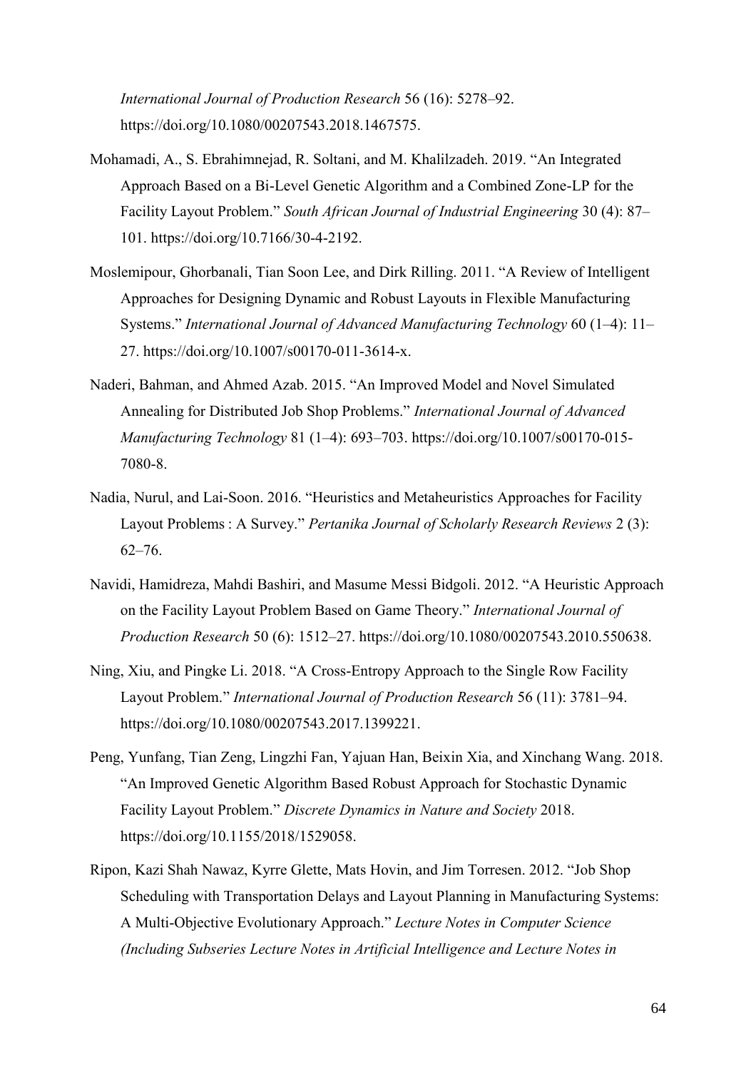*International Journal of Production Research* 56 (16): 5278–92. https://doi.org/10.1080/00207543.2018.1467575.

Mohamadi, A., S. Ebrahimnejad, R. Soltani, and M. Khalilzadeh. 2019. "An Integrated Approach Based on a Bi-Level Genetic Algorithm and a Combined Zone-LP for the Facility Layout Problem." *South African Journal of Industrial Engineering* 30 (4): 87–101. https://doi.org/10.7166/30-4-2192.

Moslemipour, Ghorbanali, Tian Soon Lee, and Dirk Rilling. 2011. "A Review of Intelligent Approaches for Designing Dynamic and Robust Layouts in Flexible Manufacturing Systems." *International Journal of Advanced Manufacturing Technology* 60 (1–4): 11–27. https://doi.org/10.1007/s00170-011-3614-x.

Naderi, Bahman, and Ahmed Azab. 2015. "An Improved Model and Novel Simulated Annealing for Distributed Job Shop Problems." *International Journal of Advanced Manufacturing Technology* 81 (1–4): 693–703. https://doi.org/10.1007/s00170-015-7080-8.

Nadia, Nurul, and Lai-Soon. 2016. "Heuristics and Metaheuristics Approaches for Facility Layout Problems : A Survey." *Pertanika Journal of Scholarly Research Reviews* 2 (3): 62–76.

Navidi, Hamidreza, Mahdi Bashiri, and Masume Messi Bidgoli. 2012. "A Heuristic Approach on the Facility Layout Problem Based on Game Theory." *International Journal of Production Research* 50 (6): 1512–27. https://doi.org/10.1080/00207543.2010.550638.

Ning, Xiu, and Pingke Li. 2018. "A Cross-Entropy Approach to the Single Row Facility Layout Problem." *International Journal of Production Research* 56 (11): 3781–94. https://doi.org/10.1080/00207543.2017.1399221.

Peng, Yunfang, Tian Zeng, Lingzhi Fan, Yajuan Han, Beixin Xia, and Xinchang Wang. 2018. "An Improved Genetic Algorithm Based Robust Approach for Stochastic Dynamic Facility Layout Problem." *Discrete Dynamics in Nature and Society* 2018. https://doi.org/10.1155/2018/1529058.

Ripon, Kazi Shah Nawaz, Kyrre Glette, Mats Hovin, and Jim Torresen. 2012. "Job Shop Scheduling with Transportation Delays and Layout Planning in Manufacturing Systems: A Multi-Objective Evolutionary Approach." *Lecture Notes in Computer Science (Including Subseries Lecture Notes in Artificial Intelligence and Lecture Notes in*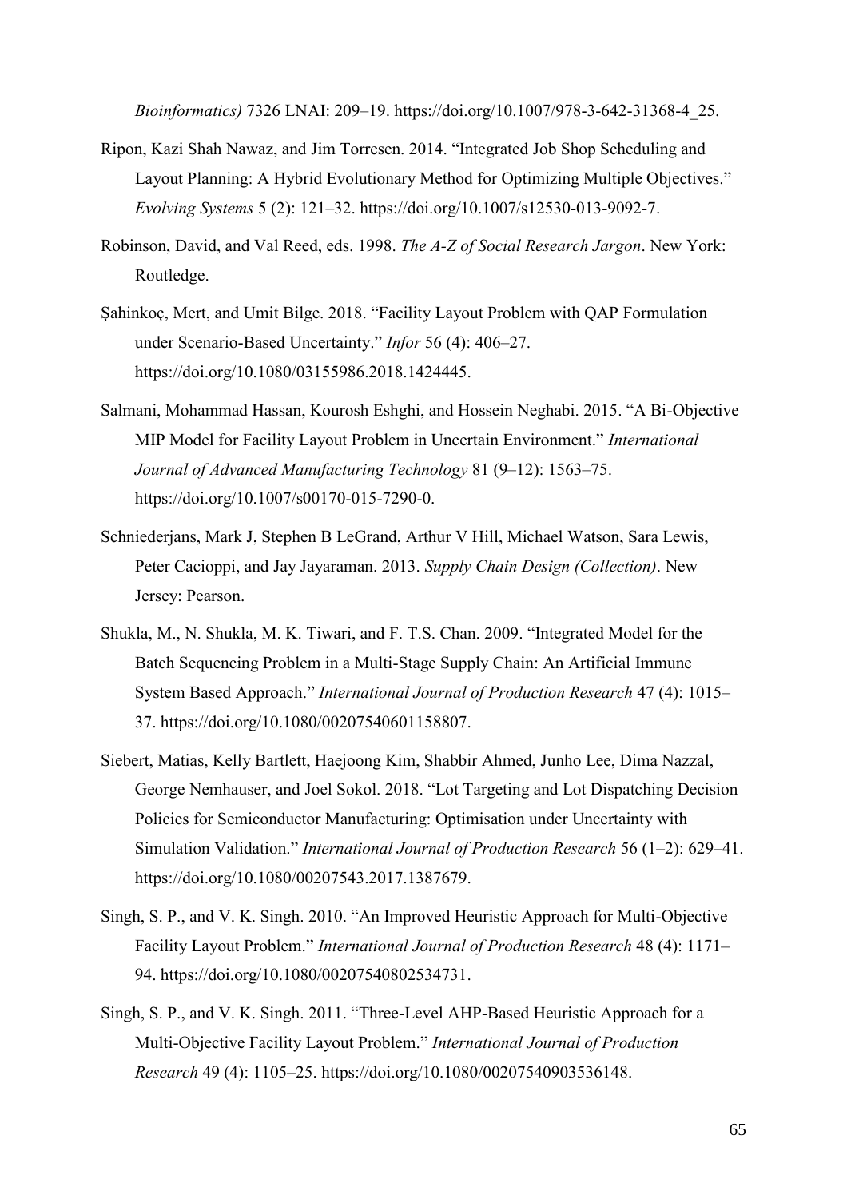*Bioinformatics)* 7326 LNAI: 209–19. https://doi.org/10.1007/978-3-642-31368-4_25.

Ripon, Kazi Shah Nawaz, and Jim Torresen. 2014. "Integrated Job Shop Scheduling and Layout Planning: A Hybrid Evolutionary Method for Optimizing Multiple Objectives." *Evolving Systems* 5 (2): 121–32. https://doi.org/10.1007/s12530-013-9092-7.

Robinson, David, and Val Reed, eds. 1998. *The A-Z of Social Research Jargon*. New York: Routledge.

Şahinkoç, Mert, and Umit Bilge. 2018. "Facility Layout Problem with QAP Formulation under Scenario-Based Uncertainty." *Infor* 56 (4): 406–27. https://doi.org/10.1080/03155986.2018.1424445.

Salmani, Mohammad Hassan, Kourosh Eshghi, and Hossein Neghabi. 2015. "A Bi-Objective MIP Model for Facility Layout Problem in Uncertain Environment." *International Journal of Advanced Manufacturing Technology* 81 (9–12): 1563–75. https://doi.org/10.1007/s00170-015-7290-0.

Schniederjans, Mark J, Stephen B LeGrand, Arthur V Hill, Michael Watson, Sara Lewis, Peter Cacioppi, and Jay Jayaraman. 2013. *Supply Chain Design (Collection)*. New Jersey: Pearson.

Shukla, M., N. Shukla, M. K. Tiwari, and F. T.S. Chan. 2009. "Integrated Model for the Batch Sequencing Problem in a Multi-Stage Supply Chain: An Artificial Immune System Based Approach." *International Journal of Production Research* 47 (4): 1015–37. https://doi.org/10.1080/00207540601158807.

Siebert, Matias, Kelly Bartlett, Haejoong Kim, Shabbir Ahmed, Junho Lee, Dima Nazzal, George Nemhauser, and Joel Sokol. 2018. "Lot Targeting and Lot Dispatching Decision Policies for Semiconductor Manufacturing: Optimisation under Uncertainty with Simulation Validation." *International Journal of Production Research* 56 (1–2): 629–41. https://doi.org/10.1080/00207543.2017.1387679.

Singh, S. P., and V. K. Singh. 2010. "An Improved Heuristic Approach for Multi-Objective Facility Layout Problem." *International Journal of Production Research* 48 (4): 1171–94. https://doi.org/10.1080/00207540802534731.

Singh, S. P., and V. K. Singh. 2011. "Three-Level AHP-Based Heuristic Approach for a Multi-Objective Facility Layout Problem." *International Journal of Production Research* 49 (4): 1105–25. https://doi.org/10.1080/00207540903536148.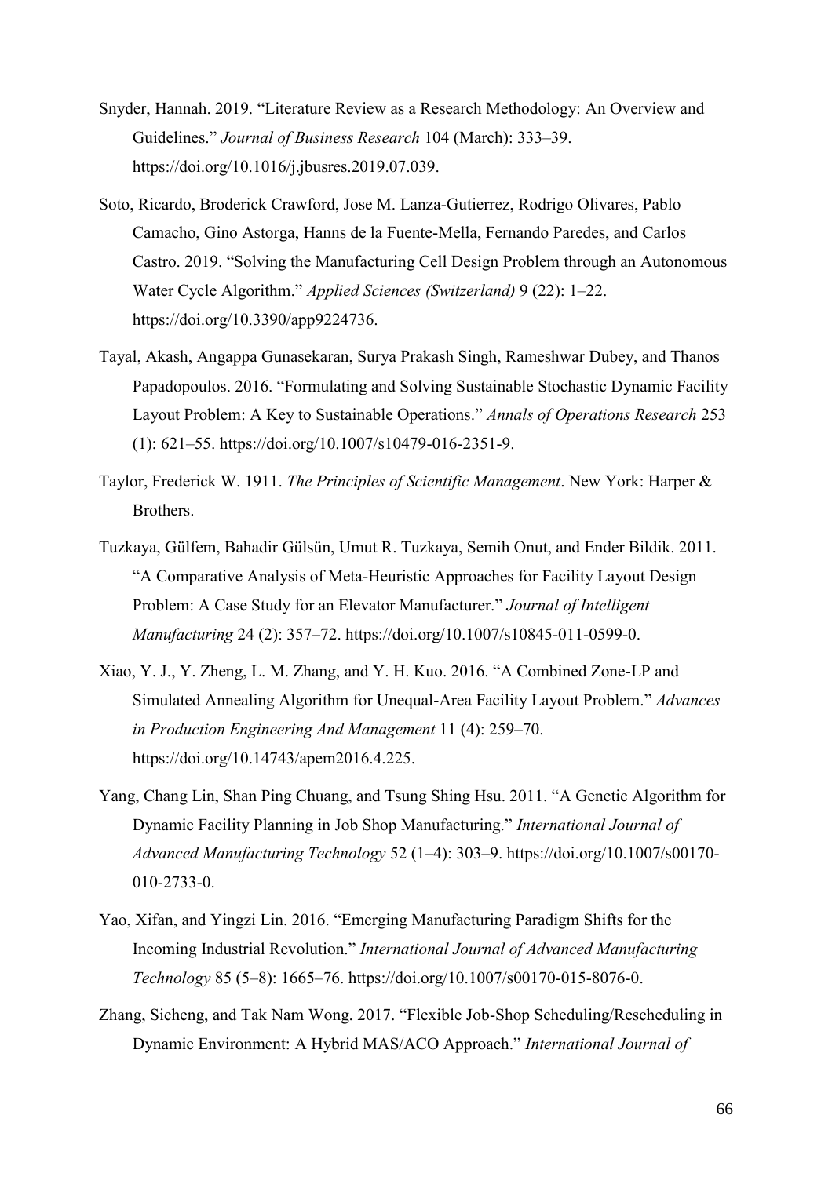Snyder, Hannah. 2019. "Literature Review as a Research Methodology: An Overview and Guidelines." *Journal of Business Research* 104 (March): 333–39. https://doi.org/10.1016/j.jbusres.2019.07.039.

Soto, Ricardo, Broderick Crawford, Jose M. Lanza-Gutierrez, Rodrigo Olivares, Pablo Camacho, Gino Astorga, Hanns de la Fuente-Mella, Fernando Paredes, and Carlos Castro. 2019. "Solving the Manufacturing Cell Design Problem through an Autonomous Water Cycle Algorithm." *Applied Sciences (Switzerland)* 9 (22): 1–22. https://doi.org/10.3390/app9224736.

Tayal, Akash, Angappa Gunasekaran, Surya Prakash Singh, Rameshwar Dubey, and Thanos Papadopoulos. 2016. "Formulating and Solving Sustainable Stochastic Dynamic Facility Layout Problem: A Key to Sustainable Operations." *Annals of Operations Research* 253 (1): 621–55. https://doi.org/10.1007/s10479-016-2351-9.

Taylor, Frederick W. 1911. *The Principles of Scientific Management*. New York: Harper & Brothers.

Tuzkaya, Gülfem, Bahadir Gülsün, Umut R. Tuzkaya, Semih Onut, and Ender Bildik. 2011. "A Comparative Analysis of Meta-Heuristic Approaches for Facility Layout Design Problem: A Case Study for an Elevator Manufacturer." *Journal of Intelligent Manufacturing* 24 (2): 357–72. https://doi.org/10.1007/s10845-011-0599-0.

Xiao, Y. J., Y. Zheng, L. M. Zhang, and Y. H. Kuo. 2016. "A Combined Zone-LP and Simulated Annealing Algorithm for Unequal-Area Facility Layout Problem." *Advances in Production Engineering And Management* 11 (4): 259–70. https://doi.org/10.14743/apem2016.4.225.

Yang, Chang Lin, Shan Ping Chuang, and Tsung Shing Hsu. 2011. "A Genetic Algorithm for Dynamic Facility Planning in Job Shop Manufacturing." *International Journal of Advanced Manufacturing Technology* 52 (1–4): 303–9. https://doi.org/10.1007/s00170-010-2733-0.

Yao, Xifan, and Yingzi Lin. 2016. "Emerging Manufacturing Paradigm Shifts for the Incoming Industrial Revolution." *International Journal of Advanced Manufacturing Technology* 85 (5–8): 1665–76. https://doi.org/10.1007/s00170-015-8076-0.

Zhang, Sicheng, and Tak Nam Wong. 2017. "Flexible Job-Shop Scheduling/Rescheduling in Dynamic Environment: A Hybrid MAS/ACO Approach." *International Journal of*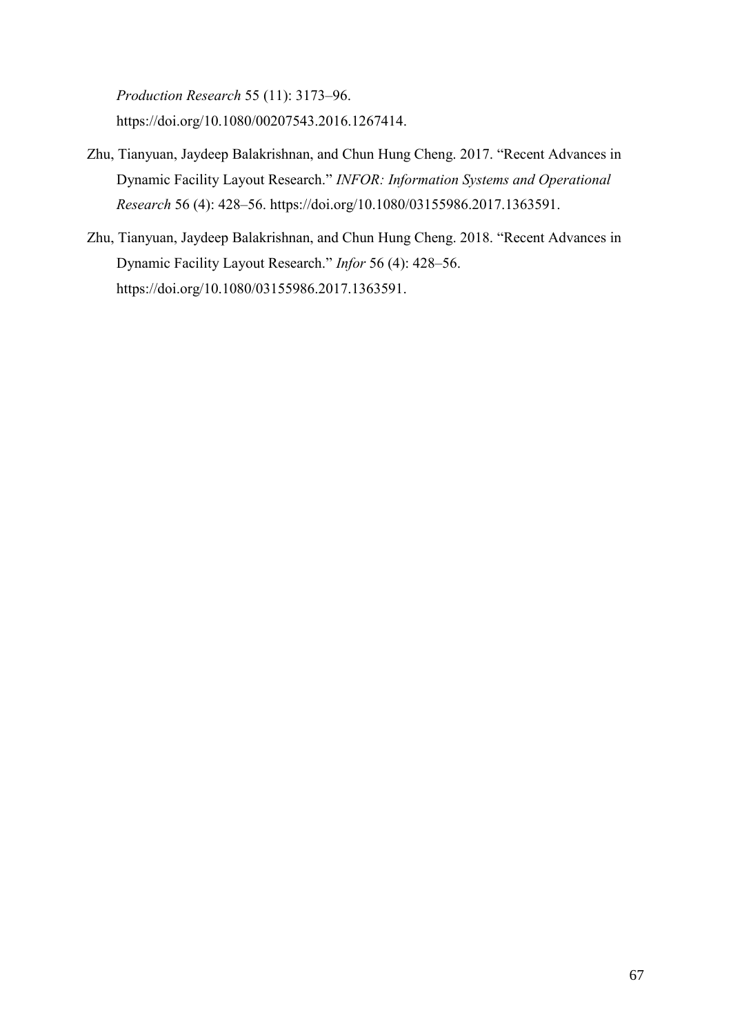*Production Research* 55 (11): 3173–96. https://doi.org/10.1080/00207543.2016.1267414.

Zhu, Tianyuan, Jaydeep Balakrishnan, and Chun Hung Cheng. 2017. "Recent Advances in Dynamic Facility Layout Research." *INFOR: Information Systems and Operational Research* 56 (4): 428–56. https://doi.org/10.1080/03155986.2017.1363591.

Zhu, Tianyuan, Jaydeep Balakrishnan, and Chun Hung Cheng. 2018. "Recent Advances in Dynamic Facility Layout Research." *Infor* 56 (4): 428–56. https://doi.org/10.1080/03155986.2017.1363591.